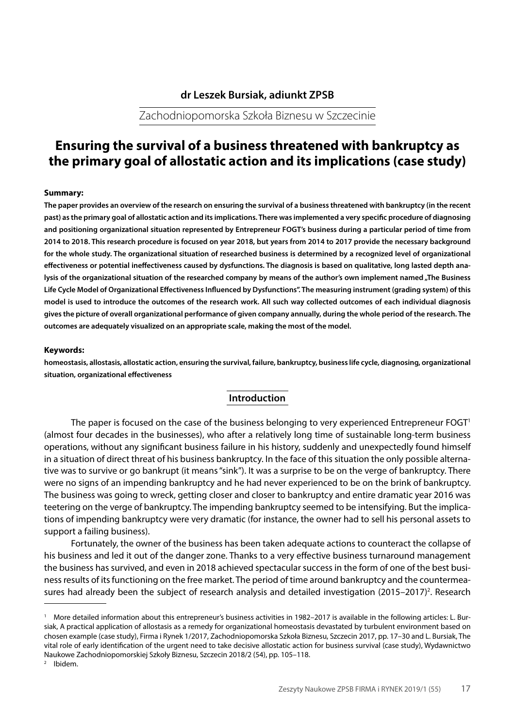**dr Leszek Bursiak, adiunkt ZPSB**

Zachodniopomorska Szkoła Biznesu w Szczecinie

# Ensuring the survival of a business threatened with bankruptcy as the primary goal of allostatic action and its implications (case study)

**Summary:**

**The paper provides an overview of the research on ensuring the survival of a business threatened with bankruptcy (in the recent past) as the primary goal of allostatic action and its implications. There was implemented a very specific procedure of diagnosing and positioning organizational situation represented by Entrepreneur FOGT's business during a particular period of time from 2014 to 2018. This research procedure is focused on year 2018, but years from 2014 to 2017 provide the necessary background for the whole study. The organizational situation of researched business is determined by a recognized level of organizational effectiveness or potential ineffectiveness caused by dysfunctions. The diagnosis is based on qualitative, long lasted depth analysis of the organizational situation of the researched company by means of the author's own implement named „The Business Life Cycle Model of Organizational Effectiveness Influenced by Dysfunctions". The measuring instrument (grading system) of this model is used to introduce the outcomes of the research work. All such way collected outcomes of each individual diagnosis gives the picture of overall organizational performance of given company annually, during the whole period of the research. The outcomes are adequately visualized on an appropriate scale, making the most of the model.**

**Keywords:**

**homeostasis, allostasis, allostatic action, ensuring the survival, failure, bankruptcy, business life cycle, diagnosing, organizational situation, organizational effectiveness**

## Introduction

The paper is focused on the case of the business belonging to very experienced Entrepreneur FOGT[1] (almost four decades in the businesses), who after a relatively long time of sustainable long-term business operations, without any significant business failure in his history, suddenly and unexpectedly found himself in a situation of direct threat of his business bankruptcy. In the face of this situation the only possible alternative was to survive or go bankrupt (it means "sink"). It was a surprise to be on the verge of bankruptcy. There were no signs of an impending bankruptcy and he had never experienced to be on the brink of bankruptcy. The business was going to wreck, getting closer and closer to bankruptcy and entire dramatic year 2016 was teetering on the verge of bankruptcy. The impending bankruptcy seemed to be intensifying. But the implications of impending bankruptcy were very dramatic (for instance, the owner had to sell his personal assets to support a failing business).

Fortunately, the owner of the business has been taken adequate actions to counteract the collapse of his business and led it out of the danger zone. Thanks to a very effective business turnaround management the business has survived, and even in 2018 achieved spectacular success in the form of one of the best business results of its functioning on the free market. The period of time around bankruptcy and the countermeasures had already been the subject of research analysis and detailed investigation (2015–2017)[2]. Research

---

[1] More detailed information about this entrepreneur's business activities in 1982–2017 is available in the following articles: L. Bursiak, A practical application of allostasis as a remedy for organizational homeostasis devastated by turbulent environment based on chosen example (case study), Firma i Rynek 1/2017, Zachodniopomorska Szkoła Biznesu, Szczecin 2017, pp. 17–30 and L. Bursiak, The vital role of early identification of the urgent need to take decisive allostatic action for business survival (case study), Wydawnictwo Naukowe Zachodniopomorskiej Szkoły Biznesu, Szczecin 2018/2 (54), pp. 105–118.

[2] Ibidem.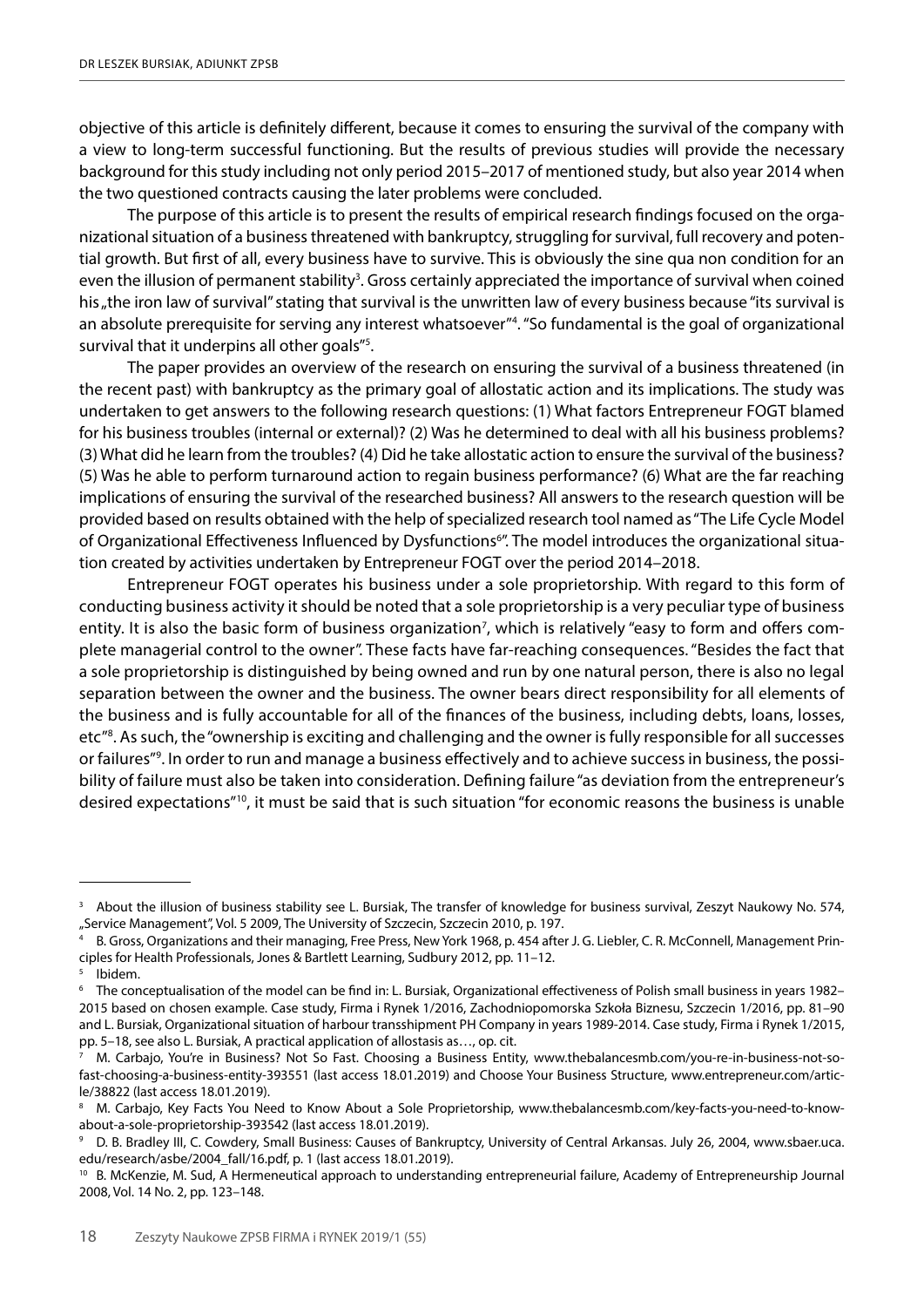objective of this article is definitely different, because it comes to ensuring the survival of the company with a view to long-term successful functioning. But the results of previous studies will provide the necessary background for this study including not only period 2015–2017 of mentioned study, but also year 2014 when the two questioned contracts causing the later problems were concluded.

The purpose of this article is to present the results of empirical research findings focused on the organizational situation of a business threatened with bankruptcy, struggling for survival, full recovery and potential growth. But first of all, every business have to survive. This is obviously the sine qua non condition for an even the illusion of permanent stability[3]. Gross certainly appreciated the importance of survival when coined his „the iron law of survival" stating that survival is the unwritten law of every business because "its survival is an absolute prerequisite for serving any interest whatsoever"[4]. "So fundamental is the goal of organizational survival that it underpins all other goals"[5].

The paper provides an overview of the research on ensuring the survival of a business threatened (in the recent past) with bankruptcy as the primary goal of allostatic action and its implications. The study was undertaken to get answers to the following research questions: (1) What factors Entrepreneur FOGT blamed for his business troubles (internal or external)? (2) Was he determined to deal with all his business problems? (3) What did he learn from the troubles? (4) Did he take allostatic action to ensure the survival of the business? (5) Was he able to perform turnaround action to regain business performance? (6) What are the far reaching implications of ensuring the survival of the researched business? All answers to the research question will be provided based on results obtained with the help of specialized research tool named as "The Life Cycle Model of Organizational Effectiveness Influenced by Dysfunctions[6]". The model introduces the organizational situation created by activities undertaken by Entrepreneur FOGT over the period 2014–2018.

Entrepreneur FOGT operates his business under a sole proprietorship. With regard to this form of conducting business activity it should be noted that a sole proprietorship is a very peculiar type of business entity. It is also the basic form of business organization[7], which is relatively "easy to form and offers complete managerial control to the owner". These facts have far-reaching consequences. "Besides the fact that a sole proprietorship is distinguished by being owned and run by one natural person, there is also no legal separation between the owner and the business. The owner bears direct responsibility for all elements of the business and is fully accountable for all of the finances of the business, including debts, loans, losses, etc"[8]. As such, the "ownership is exciting and challenging and the owner is fully responsible for all successes or failures"[9]. In order to run and manage a business effectively and to achieve success in business, the possibility of failure must also be taken into consideration. Defining failure "as deviation from the entrepreneur's desired expectations"[10], it must be said that is such situation "for economic reasons the business is unable

---

[3] About the illusion of business stability see L. Bursiak, The transfer of knowledge for business survival, Zeszyt Naukowy No. 574, „Service Management", Vol. 5 2009, The University of Szczecin, Szczecin 2010, p. 197.

[4] B. Gross, Organizations and their managing, Free Press, New York 1968, p. 454 after J. G. Liebler, C. R. McConnell, Management Principles for Health Professionals, Jones & Bartlett Learning, Sudbury 2012, pp. 11–12.

[5] Ibidem.

[6] The conceptualisation of the model can be find in: L. Bursiak, Organizational effectiveness of Polish small business in years 1982–2015 based on chosen example. Case study, Firma i Rynek 1/2016, Zachodniopomorska Szkoła Biznesu, Szczecin 1/2016, pp. 81–90 and L. Bursiak, Organizational situation of harbour transshipment PH Company in years 1989-2014. Case study, Firma i Rynek 1/2015, pp. 5–18, see also L. Bursiak, A practical application of allostasis as…, op. cit.

[7] M. Carbajo, You're in Business? Not So Fast. Choosing a Business Entity, www.thebalancesmb.com/you-re-in-business-not-so-fast-choosing-a-business-entity-393551 (last access 18.01.2019) and Choose Your Business Structure, www.entrepreneur.com/article/38822 (last access 18.01.2019).

[8] M. Carbajo, Key Facts You Need to Know About a Sole Proprietorship, www.thebalancesmb.com/key-facts-you-need-to-know-about-a-sole-proprietorship-393542 (last access 18.01.2019).

[9] D. B. Bradley III, C. Cowdery, Small Business: Causes of Bankruptcy, University of Central Arkansas. July 26, 2004, www.sbaer.uca.edu/research/asbe/2004_fall/16.pdf, p. 1 (last access 18.01.2019).

[10] B. McKenzie, M. Sud, A Hermeneutical approach to understanding entrepreneurial failure, Academy of Entrepreneurship Journal 2008, Vol. 14 No. 2, pp. 123–148.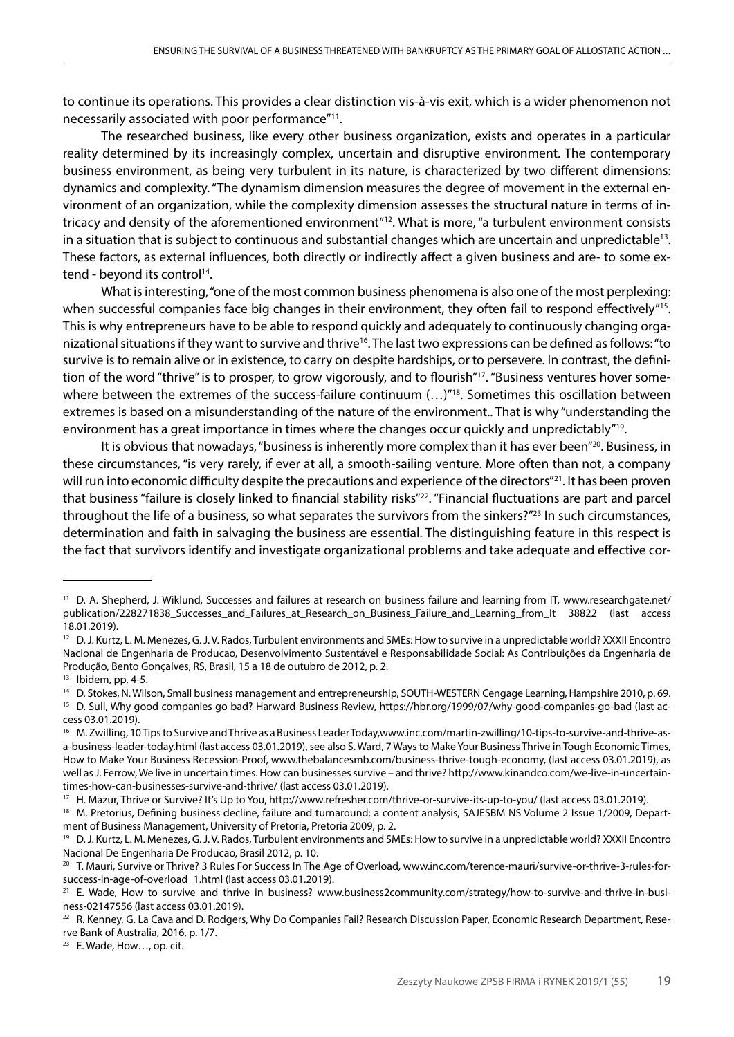to continue its operations. This provides a clear distinction vis-à-vis exit, which is a wider phenomenon not necessarily associated with poor performance"[11].

The researched business, like every other business organization, exists and operates in a particular reality determined by its increasingly complex, uncertain and disruptive environment. The contemporary business environment, as being very turbulent in its nature, is characterized by two different dimensions: dynamics and complexity. "The dynamism dimension measures the degree of movement in the external environment of an organization, while the complexity dimension assesses the structural nature in terms of intricacy and density of the aforementioned environment"[12]. What is more, "a turbulent environment consists in a situation that is subject to continuous and substantial changes which are uncertain and unpredictable[13]. These factors, as external influences, both directly or indirectly affect a given business and are- to some extend - beyond its control[14].

What is interesting, "one of the most common business phenomena is also one of the most perplexing: when successful companies face big changes in their environment, they often fail to respond effectively"[15]. This is why entrepreneurs have to be able to respond quickly and adequately to continuously changing organizational situations if they want to survive and thrive[16]. The last two expressions can be defined as follows: "to survive is to remain alive or in existence, to carry on despite hardships, or to persevere. In contrast, the definition of the word "thrive" is to prosper, to grow vigorously, and to flourish"[17]. "Business ventures hover somewhere between the extremes of the success-failure continuum (…)"[18]. Sometimes this oscillation between extremes is based on a misunderstanding of the nature of the environment.. That is why "understanding the environment has a great importance in times where the changes occur quickly and unpredictably"[19].

It is obvious that nowadays, "business is inherently more complex than it has ever been"[20]. Business, in these circumstances, "is very rarely, if ever at all, a smooth-sailing venture. More often than not, a company will run into economic difficulty despite the precautions and experience of the directors"[21]. It has been proven that business "failure is closely linked to financial stability risks"[22]. "Financial fluctuations are part and parcel throughout the life of a business, so what separates the survivors from the sinkers?"[23] In such circumstances, determination and faith in salvaging the business are essential. The distinguishing feature in this respect is the fact that survivors identify and investigate organizational problems and take adequate and effective cor-

---

[11] D. A. Shepherd, J. Wiklund, Successes and failures at research on business failure and learning from IT, www.researchgate.net/publication/228271838_Successes_and_Failures_at_Research_on_Business_Failure_and_Learning_from_It 38822 (last access 18.01.2019).

[12] D. J. Kurtz, L. M. Menezes, G. J. V. Rados, Turbulent environments and SMEs: How to survive in a unpredictable world? XXXII Encontro Nacional de Engenharia de Producao, Desenvolvimento Sustentável e Responsabilidade Social: As Contribuições da Engenharia de Produção, Bento Gonçalves, RS, Brasil, 15 a 18 de outubro de 2012, p. 2.

[13] Ibidem, pp. 4-5.

[14] D. Stokes, N. Wilson, Small business management and entrepreneurship, SOUTH-WESTERN Cengage Learning, Hampshire 2010, p. 69.

[15] D. Sull, Why good companies go bad? Harward Business Review, https://hbr.org/1999/07/why-good-companies-go-bad (last access 03.01.2019).

[16] M. Zwilling, 10 Tips to Survive and Thrive as a Business Leader Today,www.inc.com/martin-zwilling/10-tips-to-survive-and-thrive-as-a-business-leader-today.html (last access 03.01.2019), see also S. Ward, 7 Ways to Make Your Business Thrive in Tough Economic Times, How to Make Your Business Recession-Proof, www.thebalancesmb.com/business-thrive-tough-economy, (last access 03.01.2019), as well as J. Ferrow, We live in uncertain times. How can businesses survive – and thrive? http://www.kinandco.com/we-live-in-uncertain-times-how-can-businesses-survive-and-thrive/ (last access 03.01.2019).

[17] H. Mazur, Thrive or Survive? It's Up to You, http://www.refresher.com/thrive-or-survive-its-up-to-you/ (last access 03.01.2019).

[18] M. Pretorius, Defining business decline, failure and turnaround: a content analysis, SAJESBM NS Volume 2 Issue 1/2009, Department of Business Management, University of Pretoria, Pretoria 2009, p. 2.

[19] D. J. Kurtz, L. M. Menezes, G. J. V. Rados, Turbulent environments and SMEs: How to survive in a unpredictable world? XXXII Encontro Nacional De Engenharia De Producao, Brasil 2012, p. 10.

[20] T. Mauri, Survive or Thrive? 3 Rules For Success In The Age of Overload, www.inc.com/terence-mauri/survive-or-thrive-3-rules-for-success-in-age-of-overload_1.html (last access 03.01.2019).

[21] E. Wade, How to survive and thrive in business? www.business2community.com/strategy/how-to-survive-and-thrive-in-business-02147556 (last access 03.01.2019).

[22] R. Kenney, G. La Cava and D. Rodgers, Why Do Companies Fail? Research Discussion Paper, Economic Research Department, Reserve Bank of Australia, 2016, p. 1/7.

[23] E. Wade, How…, op. cit.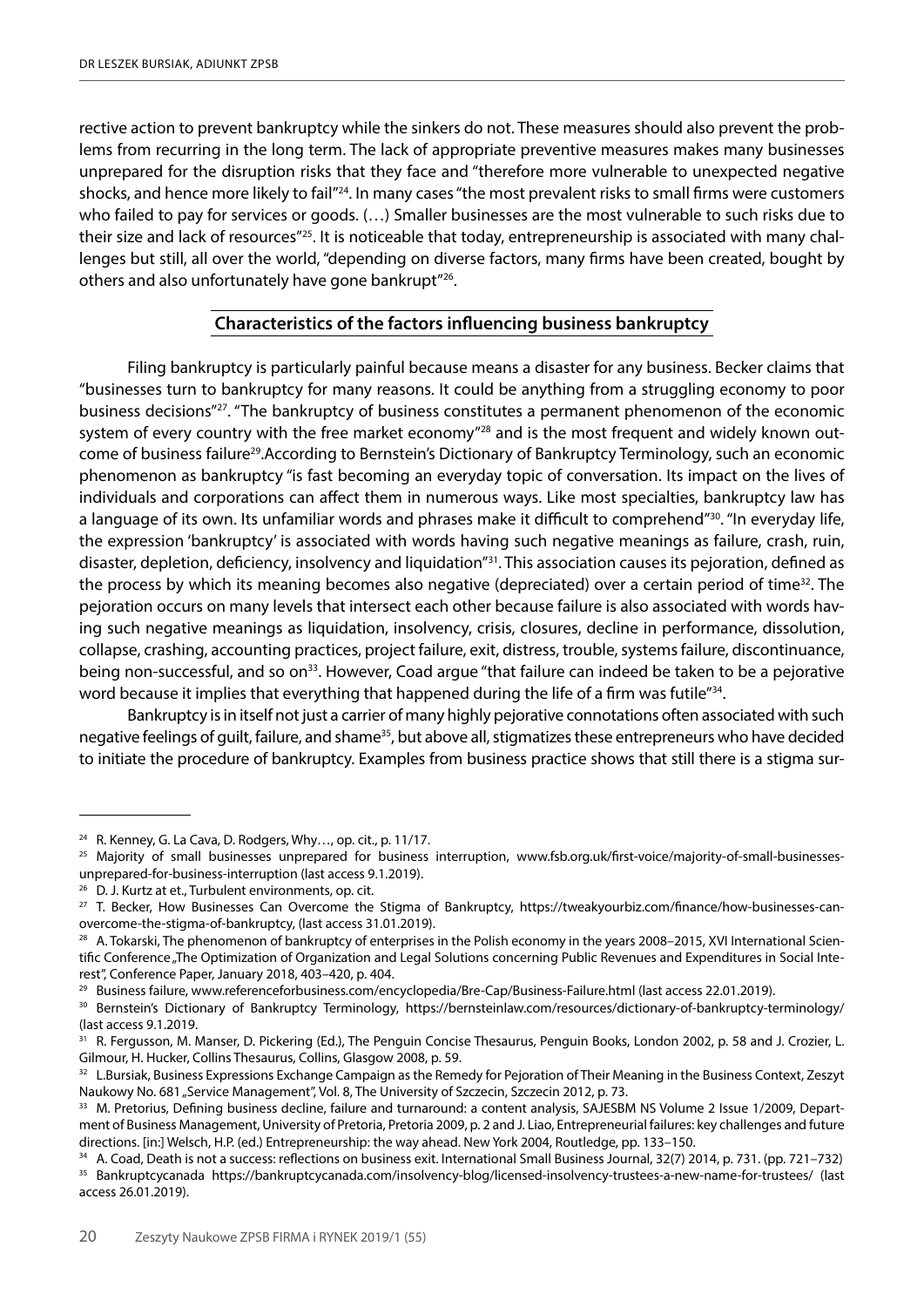rective action to prevent bankruptcy while the sinkers do not. These measures should also prevent the problems from recurring in the long term. The lack of appropriate preventive measures makes many businesses unprepared for the disruption risks that they face and "therefore more vulnerable to unexpected negative shocks, and hence more likely to fail"[24]. In many cases "the most prevalent risks to small firms were customers who failed to pay for services or goods. (…) Smaller businesses are the most vulnerable to such risks due to their size and lack of resources"[25]. It is noticeable that today, entrepreneurship is associated with many challenges but still, all over the world, "depending on diverse factors, many firms have been created, bought by others and also unfortunately have gone bankrupt"[26].

## Characteristics of the factors influencing business bankruptcy

Filing bankruptcy is particularly painful because means a disaster for any business. Becker claims that "businesses turn to bankruptcy for many reasons. It could be anything from a struggling economy to poor business decisions"[27]. "The bankruptcy of business constitutes a permanent phenomenon of the economic system of every country with the free market economy"[28] and is the most frequent and widely known outcome of business failure[29].According to Bernstein's Dictionary of Bankruptcy Terminology, such an economic phenomenon as bankruptcy "is fast becoming an everyday topic of conversation. Its impact on the lives of individuals and corporations can affect them in numerous ways. Like most specialties, bankruptcy law has a language of its own. Its unfamiliar words and phrases make it difficult to comprehend"[30]. "In everyday life, the expression 'bankruptcy' is associated with words having such negative meanings as failure, crash, ruin, disaster, depletion, deficiency, insolvency and liquidation"[31]. This association causes its pejoration, defined as the process by which its meaning becomes also negative (depreciated) over a certain period of time[32]. The pejoration occurs on many levels that intersect each other because failure is also associated with words having such negative meanings as liquidation, insolvency, crisis, closures, decline in performance, dissolution, collapse, crashing, accounting practices, project failure, exit, distress, trouble, systems failure, discontinuance, being non-successful, and so on[33]. However, Coad argue "that failure can indeed be taken to be a pejorative word because it implies that everything that happened during the life of a firm was futile"[34].

Bankruptcy is in itself not just a carrier of many highly pejorative connotations often associated with such negative feelings of guilt, failure, and shame[35], but above all, stigmatizes these entrepreneurs who have decided to initiate the procedure of bankruptcy. Examples from business practice shows that still there is a stigma sur-

---

[24] R. Kenney, G. La Cava, D. Rodgers, Why…, op. cit., p. 11/17.

[25] Majority of small businesses unprepared for business interruption, www.fsb.org.uk/first-voice/majority-of-small-businesses-unprepared-for-business-interruption (last access 9.1.2019).

[26] D. J. Kurtz at et., Turbulent environments, op. cit.

[27] T. Becker, How Businesses Can Overcome the Stigma of Bankruptcy, https://tweakyourbiz.com/finance/how-businesses-can-overcome-the-stigma-of-bankruptcy, (last access 31.01.2019).

[28] A. Tokarski, The phenomenon of bankruptcy of enterprises in the Polish economy in the years 2008–2015, XVI International Scientific Conference „The Optimization of Organization and Legal Solutions concerning Public Revenues and Expenditures in Social Interest", Conference Paper, January 2018, 403–420, p. 404.

[29] Business failure, www.referenceforbusiness.com/encyclopedia/Bre-Cap/Business-Failure.html (last access 22.01.2019).

[30] Bernstein's Dictionary of Bankruptcy Terminology, https://bernsteinlaw.com/resources/dictionary-of-bankruptcy-terminology/ (last access 9.1.2019.

[31] R. Fergusson, M. Manser, D. Pickering (Ed.), The Penguin Concise Thesaurus, Penguin Books, London 2002, p. 58 and J. Crozier, L. Gilmour, H. Hucker, Collins Thesaurus, Collins, Glasgow 2008, p. 59.

[32] L.Bursiak, Business Expressions Exchange Campaign as the Remedy for Pejoration of Their Meaning in the Business Context, Zeszyt Naukowy No. 681 „Service Management", Vol. 8, The University of Szczecin, Szczecin 2012, p. 73.

[33] M. Pretorius, Defining business decline, failure and turnaround: a content analysis, SAJESBM NS Volume 2 Issue 1/2009, Department of Business Management, University of Pretoria, Pretoria 2009, p. 2 and J. Liao, Entrepreneurial failures: key challenges and future directions. [in:] Welsch, H.P. (ed.) Entrepreneurship: the way ahead. New York 2004, Routledge, pp. 133–150.

[34] A. Coad, Death is not a success: reflections on business exit. International Small Business Journal, 32(7) 2014, p. 731. (pp. 721–732)

[35] Bankruptcycanada https://bankruptcycanada.com/insolvency-blog/licensed-insolvency-trustees-a-new-name-for-trustees/ (last access 26.01.2019).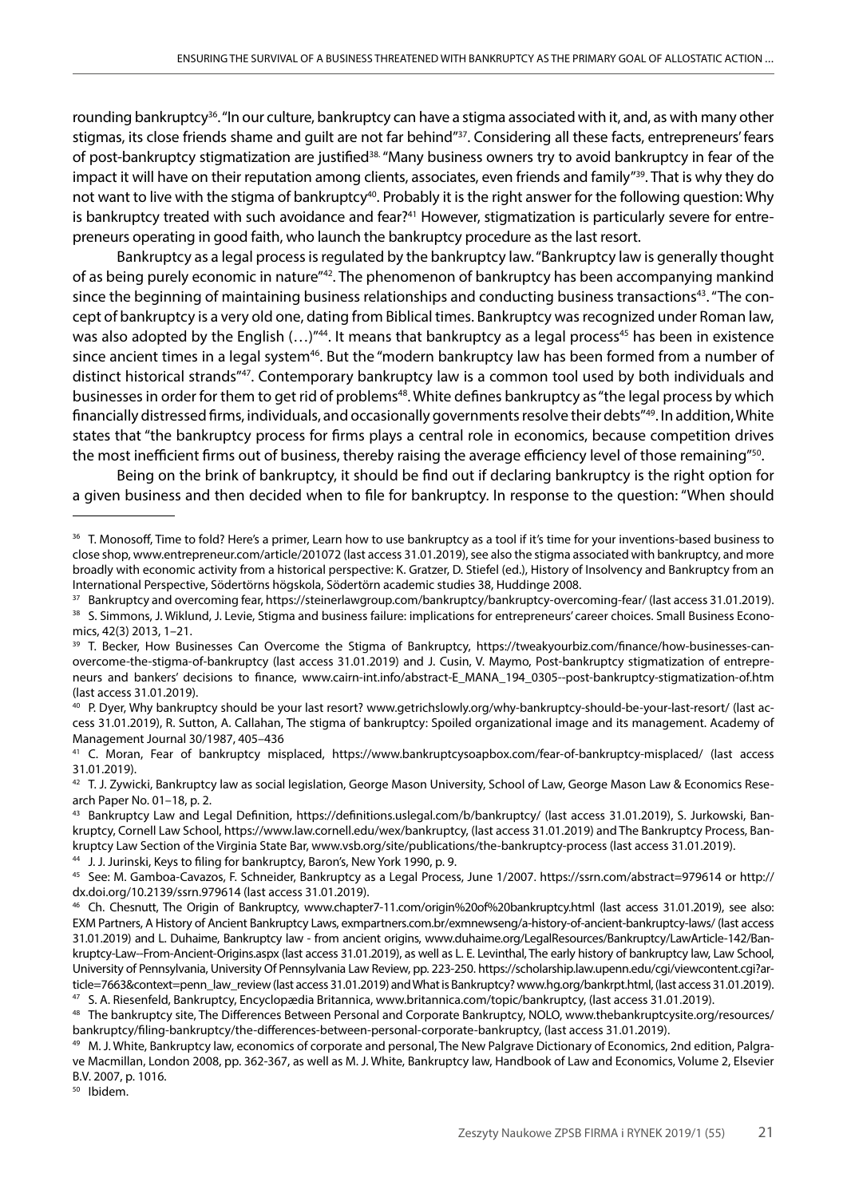rounding bankruptcy[36]. "In our culture, bankruptcy can have a stigma associated with it, and, as with many other stigmas, its close friends shame and guilt are not far behind"[37]. Considering all these facts, entrepreneurs' fears of post-bankruptcy stigmatization are justified[38]. "Many business owners try to avoid bankruptcy in fear of the impact it will have on their reputation among clients, associates, even friends and family"[39]. That is why they do not want to live with the stigma of bankruptcy[40]. Probably it is the right answer for the following question: Why is bankruptcy treated with such avoidance and fear?[41] However, stigmatization is particularly severe for entrepreneurs operating in good faith, who launch the bankruptcy procedure as the last resort.

Bankruptcy as a legal process is regulated by the bankruptcy law. "Bankruptcy law is generally thought of as being purely economic in nature"[42]. The phenomenon of bankruptcy has been accompanying mankind since the beginning of maintaining business relationships and conducting business transactions[43]. "The concept of bankruptcy is a very old one, dating from Biblical times. Bankruptcy was recognized under Roman law, was also adopted by the English (…)"[44]. It means that bankruptcy as a legal process[45] has been in existence since ancient times in a legal system[46]. But the "modern bankruptcy law has been formed from a number of distinct historical strands"[47]. Contemporary bankruptcy law is a common tool used by both individuals and businesses in order for them to get rid of problems[48]. White defines bankruptcy as "the legal process by which financially distressed firms, individuals, and occasionally governments resolve their debts"[49]. In addition, White states that "the bankruptcy process for firms plays a central role in economics, because competition drives the most inefficient firms out of business, thereby raising the average efficiency level of those remaining"[50].

Being on the brink of bankruptcy, it should be find out if declaring bankruptcy is the right option for a given business and then decided when to file for bankruptcy. In response to the question: "When should

---

[36] T. Monosoff, Time to fold? Here's a primer, Learn how to use bankruptcy as a tool if it's time for your inventions-based business to close shop, www.entrepreneur.com/article/201072 (last access 31.01.2019), see also the stigma associated with bankruptcy, and more broadly with economic activity from a historical perspective: K. Gratzer, D. Stiefel (ed.), History of Insolvency and Bankruptcy from an International Perspective, Södertörns högskola, Södertörn academic studies 38, Huddinge 2008.

[37] Bankruptcy and overcoming fear, https://steinerlawgroup.com/bankruptcy/bankruptcy-overcoming-fear/ (last access 31.01.2019).

[38] S. Simmons, J. Wiklund, J. Levie, Stigma and business failure: implications for entrepreneurs' career choices. Small Business Economics, 42(3) 2013, 1–21.

[39] T. Becker, How Businesses Can Overcome the Stigma of Bankruptcy, https://tweakyourbiz.com/finance/how-businesses-can-overcome-the-stigma-of-bankruptcy (last access 31.01.2019) and J. Cusin, V. Maymo, Post-bankruptcy stigmatization of entrepreneurs and bankers' decisions to finance, www.cairn-int.info/abstract-E_MANA_194_0305--post-bankruptcy-stigmatization-of.htm (last access 31.01.2019).

[40] P. Dyer, Why bankruptcy should be your last resort? www.getrichslowly.org/why-bankruptcy-should-be-your-last-resort/ (last access 31.01.2019), R. Sutton, A. Callahan, The stigma of bankruptcy: Spoiled organizational image and its management. Academy of Management Journal 30/1987, 405–436

[41] C. Moran, Fear of bankruptcy misplaced, https://www.bankruptcysoapbox.com/fear-of-bankruptcy-misplaced/ (last access 31.01.2019).

[42] T. J. Zywicki, Bankruptcy law as social legislation, George Mason University, School of Law, George Mason Law & Economics Research Paper No. 01–18, p. 2.

[43] Bankruptcy Law and Legal Definition, https://definitions.uslegal.com/b/bankruptcy/ (last access 31.01.2019), S. Jurkowski, Bankruptcy, Cornell Law School, https://www.law.cornell.edu/wex/bankruptcy, (last access 31.01.2019) and The Bankruptcy Process, Bankruptcy Law Section of the Virginia State Bar, www.vsb.org/site/publications/the-bankruptcy-process (last access 31.01.2019).

[44] J. J. Jurinski, Keys to filing for bankruptcy, Baron's, New York 1990, p. 9.

[45] See: M. Gamboa-Cavazos, F. Schneider, Bankruptcy as a Legal Process, June 1/2007. https://ssrn.com/abstract=979614 or http://dx.doi.org/10.2139/ssrn.979614 (last access 31.01.2019).

[46] Ch. Chesnutt, The Origin of Bankruptcy, www.chapter7-11.com/origin%20of%20bankruptcy.html (last access 31.01.2019), see also: EXM Partners, A History of Ancient Bankruptcy Laws, exmpartners.com.br/exmnewseng/a-history-of-ancient-bankruptcy-laws/ (last access 31.01.2019) and L. Duhaime, Bankruptcy law - from ancient origins, www.duhaime.org/LegalResources/Bankruptcy/LawArticle-142/Bankruptcy-Law--From-Ancient-Origins.aspx (last access 31.01.2019), as well as L. E. Levinthal, The early history of bankruptcy law, Law School, University of Pennsylvania, University Of Pennsylvania Law Review, pp. 223-250. https://scholarship.law.upenn.edu/cgi/viewcontent.cgi?article=7663&context=penn_law_review (last access 31.01.2019) and What is Bankruptcy? www.hg.org/bankrpt.html, (last access 31.01.2019).

[47] S. A. Riesenfeld, Bankruptcy, Encyclopædia Britannica, www.britannica.com/topic/bankruptcy, (last access 31.01.2019).

[48] The bankruptcy site, The Differences Between Personal and Corporate Bankruptcy, NOLO, www.thebankruptcysite.org/resources/bankruptcy/filing-bankruptcy/the-differences-between-personal-corporate-bankruptcy, (last access 31.01.2019).

[49] M. J. White, Bankruptcy law, economics of corporate and personal, The New Palgrave Dictionary of Economics, 2nd edition, Palgrave Macmillan, London 2008, pp. 362-367, as well as M. J. White, Bankruptcy law, Handbook of Law and Economics, Volume 2, Elsevier B.V. 2007, p. 1016.

[50] Ibidem.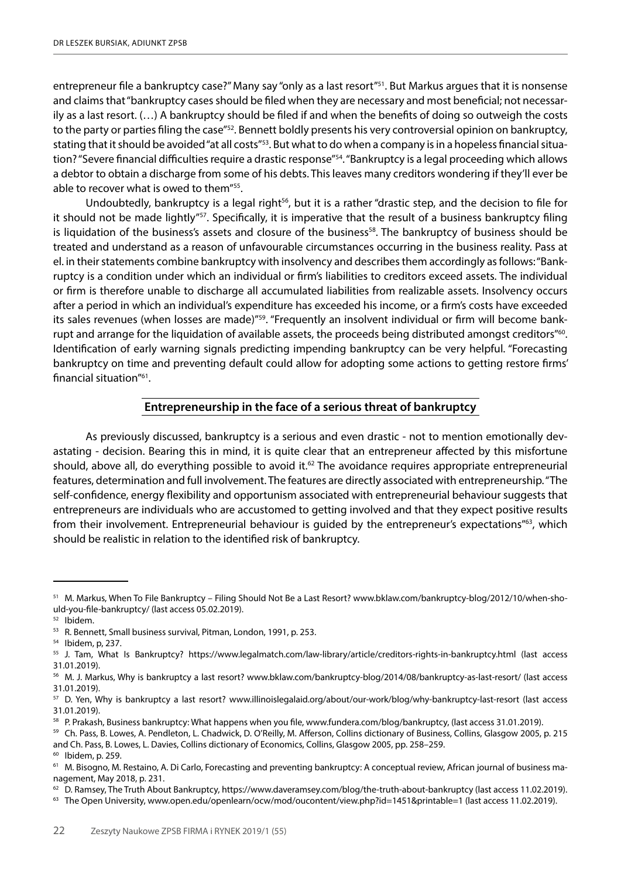entrepreneur file a bankruptcy case?" Many say "only as a last resort"[51]. But Markus argues that it is nonsense and claims that "bankruptcy cases should be filed when they are necessary and most beneficial; not necessarily as a last resort. (…) A bankruptcy should be filed if and when the benefits of doing so outweigh the costs to the party or parties filing the case"[52]. Bennett boldly presents his very controversial opinion on bankruptcy, stating that it should be avoided "at all costs"[53]. But what to do when a company is in a hopeless financial situation? "Severe financial difficulties require a drastic response"[54]. "Bankruptcy is a legal proceeding which allows a debtor to obtain a discharge from some of his debts. This leaves many creditors wondering if they'll ever be able to recover what is owed to them"[55].

Undoubtedly, bankruptcy is a legal right[56], but it is a rather "drastic step, and the decision to file for it should not be made lightly"[57]. Specifically, it is imperative that the result of a business bankruptcy filing is liquidation of the business's assets and closure of the business[58]. The bankruptcy of business should be treated and understand as a reason of unfavourable circumstances occurring in the business reality. Pass at el. in their statements combine bankruptcy with insolvency and describes them accordingly as follows: "Bankruptcy is a condition under which an individual or firm's liabilities to creditors exceed assets. The individual or firm is therefore unable to discharge all accumulated liabilities from realizable assets. Insolvency occurs after a period in which an individual's expenditure has exceeded his income, or a firm's costs have exceeded its sales revenues (when losses are made)"[59]. "Frequently an insolvent individual or firm will become bankrupt and arrange for the liquidation of available assets, the proceeds being distributed amongst creditors"[60]. Identification of early warning signals predicting impending bankruptcy can be very helpful. "Forecasting bankruptcy on time and preventing default could allow for adopting some actions to getting restore firms' financial situation"[61].

## Entrepreneurship in the face of a serious threat of bankruptcy

As previously discussed, bankruptcy is a serious and even drastic - not to mention emotionally devastating - decision. Bearing this in mind, it is quite clear that an entrepreneur affected by this misfortune should, above all, do everything possible to avoid it.[62] The avoidance requires appropriate entrepreneurial features, determination and full involvement. The features are directly associated with entrepreneurship. "The self-confidence, energy flexibility and opportunism associated with entrepreneurial behaviour suggests that entrepreneurs are individuals who are accustomed to getting involved and that they expect positive results from their involvement. Entrepreneurial behaviour is guided by the entrepreneur's expectations"[63], which should be realistic in relation to the identified risk of bankruptcy.

---

[51] M. Markus, When To File Bankruptcy – Filing Should Not Be a Last Resort? www.bklaw.com/bankruptcy-blog/2012/10/when-should-you-file-bankruptcy/ (last access 05.02.2019).

[52] Ibidem.

[53] R. Bennett, Small business survival, Pitman, London, 1991, p. 253.

[54] Ibidem, p, 237.

[55] J. Tam, What Is Bankruptcy? https://www.legalmatch.com/law-library/article/creditors-rights-in-bankruptcy.html (last access 31.01.2019).

[56] M. J. Markus, Why is bankruptcy a last resort? www.bklaw.com/bankruptcy-blog/2014/08/bankruptcy-as-last-resort/ (last access 31.01.2019).

[57] D. Yen, Why is bankruptcy a last resort? www.illinoislegalaid.org/about/our-work/blog/why-bankruptcy-last-resort (last access 31.01.2019).

[58] P. Prakash, Business bankruptcy: What happens when you file, www.fundera.com/blog/bankruptcy, (last access 31.01.2019).

[59] Ch. Pass, B. Lowes, A. Pendleton, L. Chadwick, D. O'Reilly, M. Afferson, Collins dictionary of Business, Collins, Glasgow 2005, p. 215 and Ch. Pass, B. Lowes, L. Davies, Collins dictionary of Economics, Collins, Glasgow 2005, pp. 258–259.

[60] Ibidem, p. 259.

[61] M. Bisogno, M. Restaino, A. Di Carlo, Forecasting and preventing bankruptcy: A conceptual review, African journal of business management, May 2018, p. 231.

[62] D. Ramsey, The Truth About Bankruptcy, https://www.daveramsey.com/blog/the-truth-about-bankruptcy (last access 11.02.2019).

[63] The Open University, www.open.edu/openlearn/ocw/mod/oucontent/view.php?id=1451&printable=1 (last access 11.02.2019).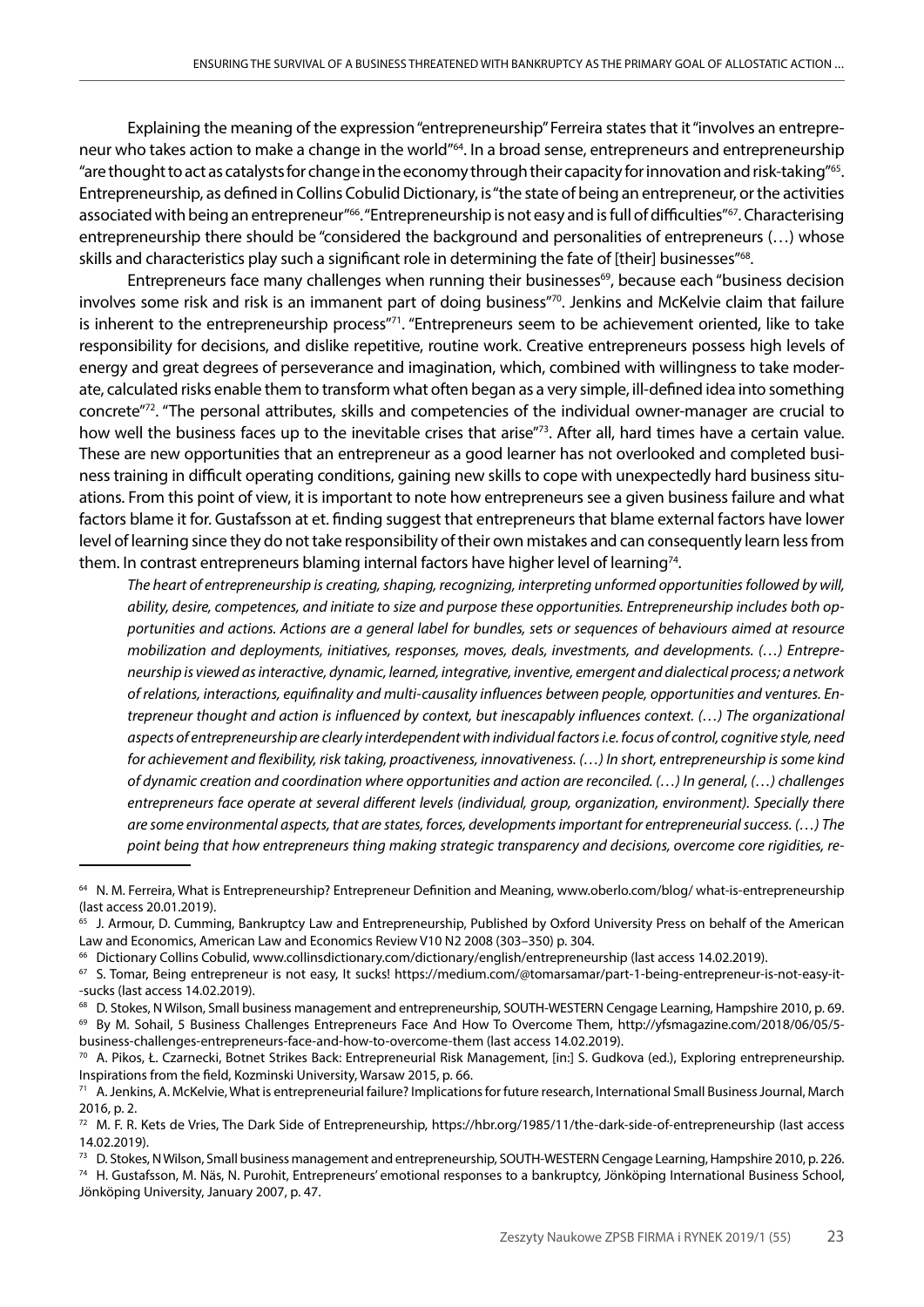Explaining the meaning of the expression "entrepreneurship" Ferreira states that it "involves an entrepreneur who takes action to make a change in the world"[64]. In a broad sense, entrepreneurs and entrepreneurship "are thought to act as catalysts for change in the economy through their capacity for innovation and risk-taking"[65]. Entrepreneurship, as defined in Collins Cobulid Dictionary, is "the state of being an entrepreneur, or the activities associated with being an entrepreneur"[66]. "Entrepreneurship is not easy and is full of difficulties"[67]. Characterising entrepreneurship there should be "considered the background and personalities of entrepreneurs (…) whose skills and characteristics play such a significant role in determining the fate of [their] businesses"[68].

Entrepreneurs face many challenges when running their businesses[69], because each "business decision involves some risk and risk is an immanent part of doing business"[70]. Jenkins and McKelvie claim that failure is inherent to the entrepreneurship process"[71]. "Entrepreneurs seem to be achievement oriented, like to take responsibility for decisions, and dislike repetitive, routine work. Creative entrepreneurs possess high levels of energy and great degrees of perseverance and imagination, which, combined with willingness to take moderate, calculated risks enable them to transform what often began as a very simple, ill-defined idea into something concrete"[72]. "The personal attributes, skills and competencies of the individual owner-manager are crucial to how well the business faces up to the inevitable crises that arise"[73]. After all, hard times have a certain value. These are new opportunities that an entrepreneur as a good learner has not overlooked and completed business training in difficult operating conditions, gaining new skills to cope with unexpectedly hard business situations. From this point of view, it is important to note how entrepreneurs see a given business failure and what factors blame it for. Gustafsson at et. finding suggest that entrepreneurs that blame external factors have lower level of learning since they do not take responsibility of their own mistakes and can consequently learn less from them. In contrast entrepreneurs blaming internal factors have higher level of learning[74].

*The heart of entrepreneurship is creating, shaping, recognizing, interpreting unformed opportunities followed by will, ability, desire, competences, and initiate to size and purpose these opportunities. Entrepreneurship includes both opportunities and actions. Actions are a general label for bundles, sets or sequences of behaviours aimed at resource mobilization and deployments, initiatives, responses, moves, deals, investments, and developments. (…) Entrepreneurship is viewed as interactive, dynamic, learned, integrative, inventive, emergent and dialectical process; a network of relations, interactions, equifinality and multi-causality influences between people, opportunities and ventures. Entrepreneur thought and action is influenced by context, but inescapably influences context. (…) The organizational aspects of entrepreneurship are clearly interdependent with individual factors i.e. focus of control, cognitive style, need for achievement and flexibility, risk taking, proactiveness, innovativeness. (…) In short, entrepreneurship is some kind of dynamic creation and coordination where opportunities and action are reconciled. (…) In general, (…) challenges entrepreneurs face operate at several different levels (individual, group, organization, environment). Specially there are some environmental aspects, that are states, forces, developments important for entrepreneurial success. (…) The point being that how entrepreneurs thing making strategic transparency and decisions, overcome core rigidities, re-*

---

[64] N. M. Ferreira, What is Entrepreneurship? Entrepreneur Definition and Meaning, www.oberlo.com/blog/ what-is-entrepreneurship (last access 20.01.2019).

[65] J. Armour, D. Cumming, Bankruptcy Law and Entrepreneurship, Published by Oxford University Press on behalf of the American Law and Economics, American Law and Economics Review V10 N2 2008 (303–350) p. 304.

[66] Dictionary Collins Cobulid, www.collinsdictionary.com/dictionary/english/entrepreneurship (last access 14.02.2019).

[67] S. Tomar, Being entrepreneur is not easy, It sucks! https://medium.com/@tomarsamar/part-1-being-entrepreneur-is-not-easy-it--sucks (last access 14.02.2019).

[68] D. Stokes, N Wilson, Small business management and entrepreneurship, SOUTH-WESTERN Cengage Learning, Hampshire 2010, p. 69.

[69] By M. Sohail, 5 Business Challenges Entrepreneurs Face And How To Overcome Them, http://yfsmagazine.com/2018/06/05/5-business-challenges-entrepreneurs-face-and-how-to-overcome-them (last access 14.02.2019).

[70] A. Pikos, Ł. Czarnecki, Botnet Strikes Back: Entrepreneurial Risk Management, [in:] S. Gudkova (ed.), Exploring entrepreneurship. Inspirations from the field, Kozminski University, Warsaw 2015, p. 66.

[71] A. Jenkins, A. McKelvie, What is entrepreneurial failure? Implications for future research, International Small Business Journal, March 2016, p. 2.

[72] M. F. R. Kets de Vries, The Dark Side of Entrepreneurship, https://hbr.org/1985/11/the-dark-side-of-entrepreneurship (last access 14.02.2019).

[73] D. Stokes, N Wilson, Small business management and entrepreneurship, SOUTH-WESTERN Cengage Learning, Hampshire 2010, p. 226.

[74] H. Gustafsson, M. Näs, N. Purohit, Entrepreneurs' emotional responses to a bankruptcy, Jönköping International Business School, Jönköping University, January 2007, p. 47.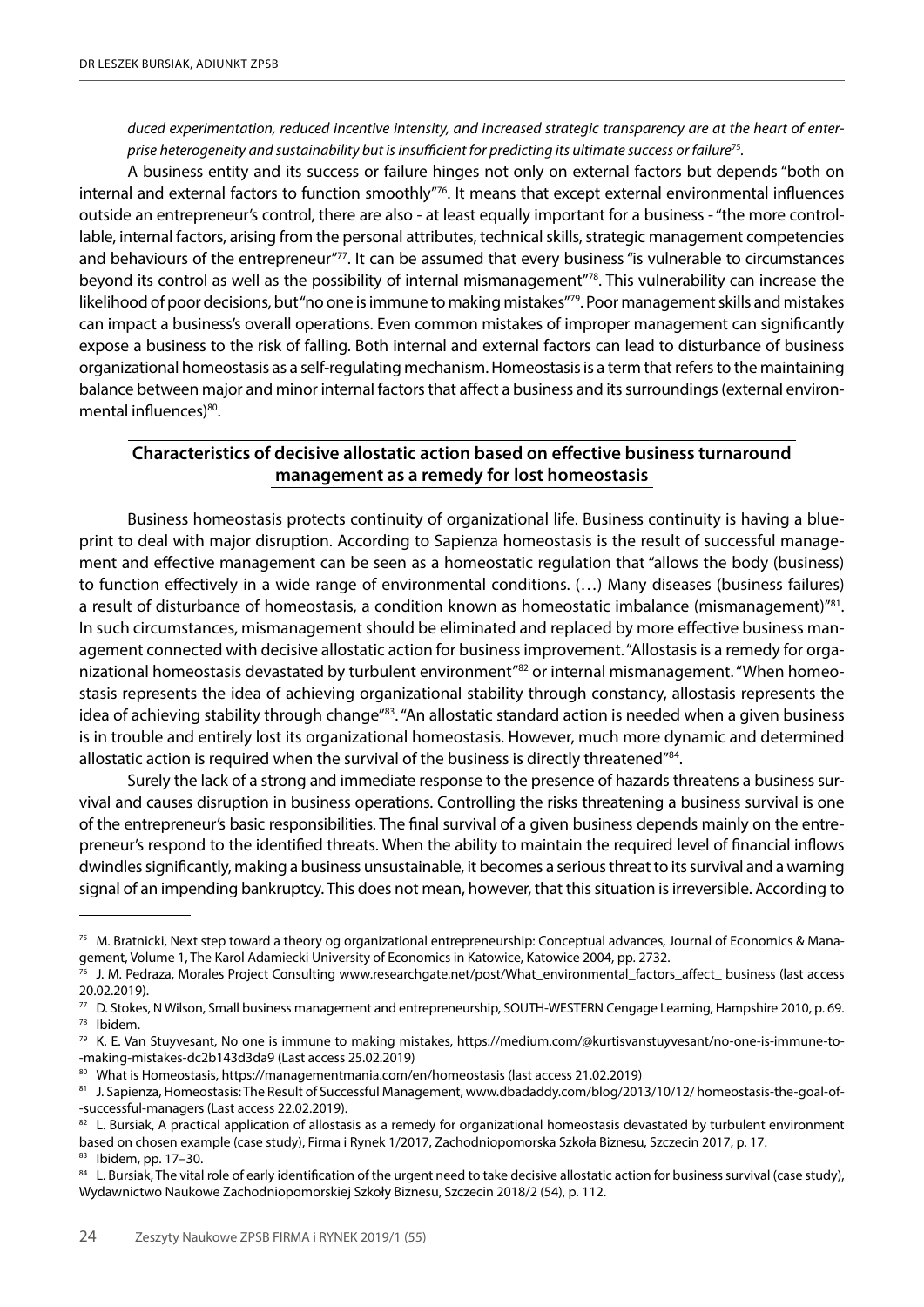*duced experimentation, reduced incentive intensity, and increased strategic transparency are at the heart of enterprise heterogeneity and sustainability but is insufficient for predicting its ultimate success or failure*[75].

A business entity and its success or failure hinges not only on external factors but depends "both on internal and external factors to function smoothly"[76]. It means that except external environmental influences outside an entrepreneur's control, there are also - at least equally important for a business - "the more controllable, internal factors, arising from the personal attributes, technical skills, strategic management competencies and behaviours of the entrepreneur"[77]. It can be assumed that every business "is vulnerable to circumstances beyond its control as well as the possibility of internal mismanagement"[78]. This vulnerability can increase the likelihood of poor decisions, but "no one is immune to making mistakes"[79]. Poor management skills and mistakes can impact a business's overall operations. Even common mistakes of improper management can significantly expose a business to the risk of falling. Both internal and external factors can lead to disturbance of business organizational homeostasis as a self-regulating mechanism. Homeostasis is a term that refers to the maintaining balance between major and minor internal factors that affect a business and its surroundings (external environmental influences)[80].

## Characteristics of decisive allostatic action based on effective business turnaround management as a remedy for lost homeostasis

Business homeostasis protects continuity of organizational life. Business continuity is having a blueprint to deal with major disruption. According to Sapienza homeostasis is the result of successful management and effective management can be seen as a homeostatic regulation that "allows the body (business) to function effectively in a wide range of environmental conditions. (…) Many diseases (business failures) a result of disturbance of homeostasis, a condition known as homeostatic imbalance (mismanagement)"[81]. In such circumstances, mismanagement should be eliminated and replaced by more effective business management connected with decisive allostatic action for business improvement. "Allostasis is a remedy for organizational homeostasis devastated by turbulent environment"[82] or internal mismanagement. "When homeostasis represents the idea of achieving organizational stability through constancy, allostasis represents the idea of achieving stability through change"[83]. "An allostatic standard action is needed when a given business is in trouble and entirely lost its organizational homeostasis. However, much more dynamic and determined allostatic action is required when the survival of the business is directly threatened"[84].

Surely the lack of a strong and immediate response to the presence of hazards threatens a business survival and causes disruption in business operations. Controlling the risks threatening a business survival is one of the entrepreneur's basic responsibilities. The final survival of a given business depends mainly on the entrepreneur's respond to the identified threats. When the ability to maintain the required level of financial inflows dwindles significantly, making a business unsustainable, it becomes a serious threat to its survival and a warning signal of an impending bankruptcy. This does not mean, however, that this situation is irreversible. According to

---

[75] M. Bratnicki, Next step toward a theory og organizational entrepreneurship: Conceptual advances, Journal of Economics & Management, Volume 1, The Karol Adamiecki University of Economics in Katowice, Katowice 2004, pp. 2732.

[76] J. M. Pedraza, Morales Project Consulting www.researchgate.net/post/What_environmental_factors_affect_ business (last access 20.02.2019).

[77] D. Stokes, N Wilson, Small business management and entrepreneurship, SOUTH-WESTERN Cengage Learning, Hampshire 2010, p. 69.

[78] Ibidem.

[79] K. E. Van Stuyvesant, No one is immune to making mistakes, https://medium.com/@kurtisvanstuyvesant/no-one-is-immune-to-making-mistakes-dc2b143d3da9 (Last access 25.02.2019)

[80] What is Homeostasis, https://managementmania.com/en/homeostasis (last access 21.02.2019)

[81] J. Sapienza, Homeostasis: The Result of Successful Management, www.dbadaddy.com/blog/2013/10/12/ homeostasis-the-goal-of-successful-managers (Last access 22.02.2019).

[82] L. Bursiak, A practical application of allostasis as a remedy for organizational homeostasis devastated by turbulent environment based on chosen example (case study), Firma i Rynek 1/2017, Zachodniopomorska Szkoła Biznesu, Szczecin 2017, p. 17.

[83] Ibidem, pp. 17–30.

[84] L. Bursiak, The vital role of early identification of the urgent need to take decisive allostatic action for business survival (case study), Wydawnictwo Naukowe Zachodniopomorskiej Szkoły Biznesu, Szczecin 2018/2 (54), p. 112.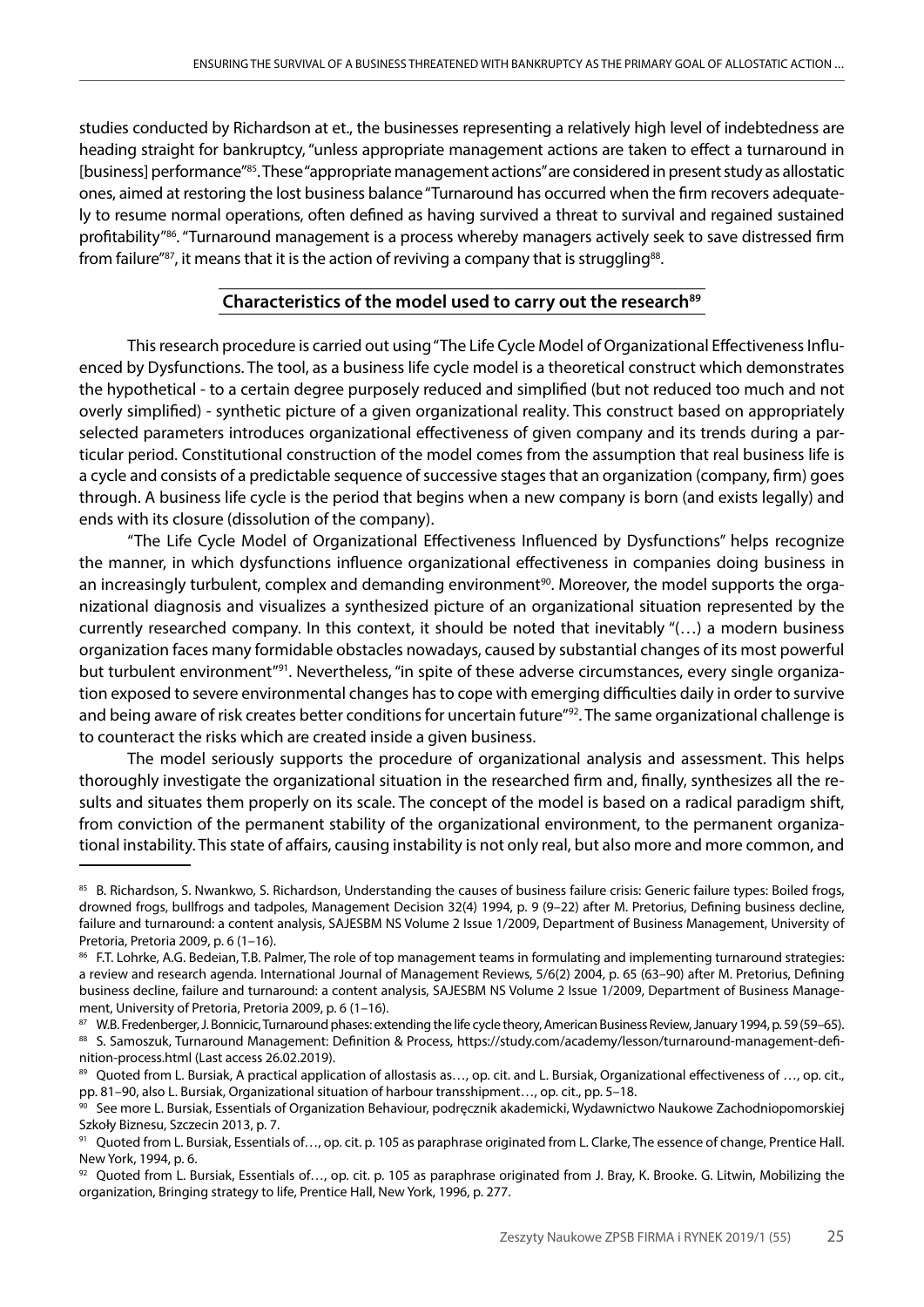studies conducted by Richardson at et., the businesses representing a relatively high level of indebtedness are heading straight for bankruptcy, "unless appropriate management actions are taken to effect a turnaround in [business] performance"[85]. These "appropriate management actions" are considered in present study as allostatic ones, aimed at restoring the lost business balance "Turnaround has occurred when the firm recovers adequately to resume normal operations, often defined as having survived a threat to survival and regained sustained profitability"[86]. "Turnaround management is a process whereby managers actively seek to save distressed firm from failure"[87], it means that it is the action of reviving a company that is struggling[88].

## Characteristics of the model used to carry out the research[89]

This research procedure is carried out using "The Life Cycle Model of Organizational Effectiveness Influenced by Dysfunctions. The tool, as a business life cycle model is a theoretical construct which demonstrates the hypothetical - to a certain degree purposely reduced and simplified (but not reduced too much and not overly simplified) - synthetic picture of a given organizational reality. This construct based on appropriately selected parameters introduces organizational effectiveness of given company and its trends during a particular period. Constitutional construction of the model comes from the assumption that real business life is a cycle and consists of a predictable sequence of successive stages that an organization (company, firm) goes through. A business life cycle is the period that begins when a new company is born (and exists legally) and ends with its closure (dissolution of the company).

"The Life Cycle Model of Organizational Effectiveness Influenced by Dysfunctions" helps recognize the manner, in which dysfunctions influence organizational effectiveness in companies doing business in an increasingly turbulent, complex and demanding environment[90]. Moreover, the model supports the organizational diagnosis and visualizes a synthesized picture of an organizational situation represented by the currently researched company. In this context, it should be noted that inevitably "(…) a modern business organization faces many formidable obstacles nowadays, caused by substantial changes of its most powerful but turbulent environment"[91]. Nevertheless, "in spite of these adverse circumstances, every single organization exposed to severe environmental changes has to cope with emerging difficulties daily in order to survive and being aware of risk creates better conditions for uncertain future"[92]. The same organizational challenge is to counteract the risks which are created inside a given business.

The model seriously supports the procedure of organizational analysis and assessment. This helps thoroughly investigate the organizational situation in the researched firm and, finally, synthesizes all the results and situates them properly on its scale. The concept of the model is based on a radical paradigm shift, from conviction of the permanent stability of the organizational environment, to the permanent organizational instability. This state of affairs, causing instability is not only real, but also more and more common, and

---

[85] B. Richardson, S. Nwankwo, S. Richardson, Understanding the causes of business failure crisis: Generic failure types: Boiled frogs, drowned frogs, bullfrogs and tadpoles, Management Decision 32(4) 1994, p. 9 (9–22) after M. Pretorius, Defining business decline, failure and turnaround: a content analysis, SAJESBM NS Volume 2 Issue 1/2009, Department of Business Management, University of Pretoria, Pretoria 2009, p. 6 (1–16).

[86] F.T. Lohrke, A.G. Bedeian, T.B. Palmer, The role of top management teams in formulating and implementing turnaround strategies: a review and research agenda. International Journal of Management Reviews, 5/6(2) 2004, p. 65 (63–90) after M. Pretorius, Defining business decline, failure and turnaround: a content analysis, SAJESBM NS Volume 2 Issue 1/2009, Department of Business Management, University of Pretoria, Pretoria 2009, p. 6 (1–16).

[87] W.B. Fredenberger, J. Bonnicic, Turnaround phases: extending the life cycle theory, American Business Review, January 1994, p. 59 (59–65).

[88] S. Samoszuk, Turnaround Management: Definition & Process, https://study.com/academy/lesson/turnaround-management-definition-process.html (Last access 26.02.2019).

[89] Quoted from L. Bursiak, A practical application of allostasis as…, op. cit. and L. Bursiak, Organizational effectiveness of …, op. cit., pp. 81–90, also L. Bursiak, Organizational situation of harbour transshipment…, op. cit., pp. 5–18.

[90] See more L. Bursiak, Essentials of Organization Behaviour, podręcznik akademicki, Wydawnictwo Naukowe Zachodniopomorskiej Szkoły Biznesu, Szczecin 2013, p. 7.

[91] Quoted from L. Bursiak, Essentials of…, op. cit. p. 105 as paraphrase originated from L. Clarke, The essence of change, Prentice Hall. New York, 1994, p. 6.

[92] Quoted from L. Bursiak, Essentials of…, op. cit. p. 105 as paraphrase originated from J. Bray, K. Brooke. G. Litwin, Mobilizing the organization, Bringing strategy to life, Prentice Hall, New York, 1996, p. 277.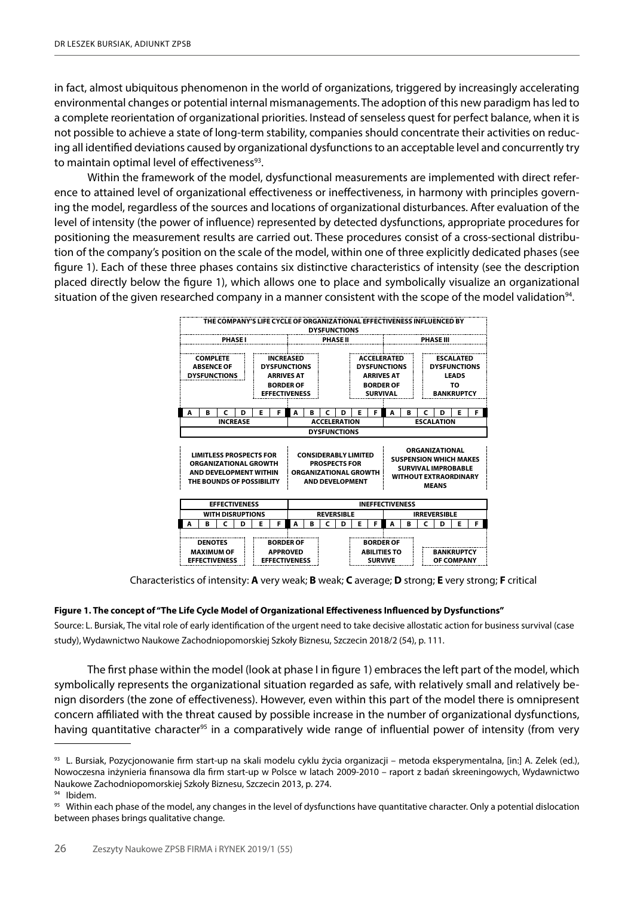in fact, almost ubiquitous phenomenon in the world of organizations, triggered by increasingly accelerating environmental changes or potential internal mismanagements. The adoption of this new paradigm has led to a complete reorientation of organizational priorities. Instead of senseless quest for perfect balance, when it is not possible to achieve a state of long-term stability, companies should concentrate their activities on reducing all identified deviations caused by organizational dysfunctions to an acceptable level and concurrently try to maintain optimal level of effectiveness[93].

Within the framework of the model, dysfunctional measurements are implemented with direct reference to attained level of organizational effectiveness or ineffectiveness, in harmony with principles governing the model, regardless of the sources and locations of organizational disturbances. After evaluation of the level of intensity (the power of influence) represented by detected dysfunctions, appropriate procedures for positioning the measurement results are carried out. These procedures consist of a cross-sectional distribution of the company's position on the scale of the model, within one of three explicitly dedicated phases (see figure 1). Each of these three phases contains six distinctive characteristics of intensity (see the description placed directly below the figure 1), which allows one to place and symbolically visualize an organizational situation of the given researched company in a manner consistent with the scope of the model validation[94].

| THE COMPANY'S LIFE CYCLE OF ORGANIZATIONAL EFFECTIVENESS INFLUENCED BY DYSFUNCTIONS | | |
|---|---|---|
| PHASE I | PHASE II | PHASE III |
| COMPLETE ABSENCE OF DYSFUNCTIONS; INCREASED DYSFUNCTIONS ARRIVES AT BORDER OF EFFECTIVENESS | ACCELERATED DYSFUNCTIONS ARRIVES AT BORDER OF SURVIVAL | ESCALATED DYSFUNCTIONS LEADS TO BANKRUPTCY |
| A B C D E F | A B C D E F | A B C D E F |
| INCREASE | ACCELERATION | ESCALATION |
| DYSFUNCTIONS | | |
| LIMITLESS PROSPECTS FOR ORGANIZATIONAL GROWTH AND DEVELOPMENT WITHIN THE BOUNDS OF POSSIBILITY | CONSIDERABLY LIMITED PROSPECTS FOR ORGANIZATIONAL GROWTH AND DEVELOPMENT | ORGANIZATIONAL SUSPENSION WHICH MAKES SURVIVAL IMPROBABLE WITHOUT EXTRAORDINARY MEANS |
| EFFECTIVENESS | INEFFECTIVENESS | |
| WITH DISRUPTIONS | REVERSIBLE | IRREVERSIBLE |
| A B C D E F | A B C D E F | A B C D E F |
| DENOTES MAXIMUM OF EFFECTIVENESS; BORDER OF APPROVED EFFECTIVENESS | BORDER OF ABILITIES TO SURVIVE | BANKRUPTCY OF COMPANY |

Characteristics of intensity: **A** very weak; **B** weak; **C** average; **D** strong; **E** very strong; **F** critical

**Figure 1. The concept of "The Life Cycle Model of Organizational Effectiveness Influenced by Dysfunctions"**

Source: L. Bursiak, The vital role of early identification of the urgent need to take decisive allostatic action for business survival (case study), Wydawnictwo Naukowe Zachodniopomorskiej Szkoły Biznesu, Szczecin 2018/2 (54), p. 111.

The first phase within the model (look at phase I in figure 1) embraces the left part of the model, which symbolically represents the organizational situation regarded as safe, with relatively small and relatively benign disorders (the zone of effectiveness). However, even within this part of the model there is omnipresent concern affiliated with the threat caused by possible increase in the number of organizational dysfunctions, having quantitative character[95] in a comparatively wide range of influential power of intensity (from very

---

[93] L. Bursiak, Pozycjonowanie firm start-up na skali modelu cyklu życia organizacji – metoda eksperymentalna, [in:] A. Zelek (ed.), Nowoczesna inżynieria finansowa dla firm start-up w Polsce w latach 2009-2010 – raport z badań skreeningowych, Wydawnictwo Naukowe Zachodniopomorskiej Szkoły Biznesu, Szczecin 2013, p. 274.

[94] Ibidem.

[95] Within each phase of the model, any changes in the level of dysfunctions have quantitative character. Only a potential dislocation between phases brings qualitative change.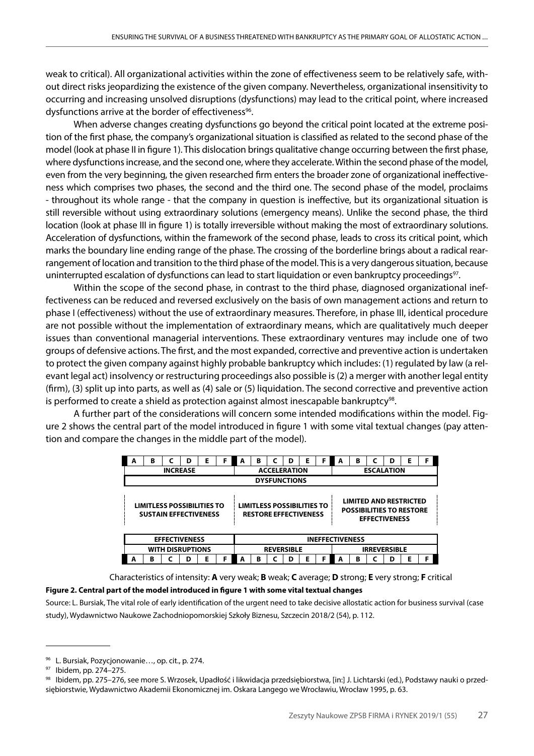weak to critical). All organizational activities within the zone of effectiveness seem to be relatively safe, without direct risks jeopardizing the existence of the given company. Nevertheless, organizational insensitivity to occurring and increasing unsolved disruptions (dysfunctions) may lead to the critical point, where increased dysfunctions arrive at the border of effectiveness[96].

When adverse changes creating dysfunctions go beyond the critical point located at the extreme position of the first phase, the company's organizational situation is classified as related to the second phase of the model (look at phase II in figure 1). This dislocation brings qualitative change occurring between the first phase, where dysfunctions increase, and the second one, where they accelerate. Within the second phase of the model, even from the very beginning, the given researched firm enters the broader zone of organizational ineffectiveness which comprises two phases, the second and the third one. The second phase of the model, proclaims - throughout its whole range - that the company in question is ineffective, but its organizational situation is still reversible without using extraordinary solutions (emergency means). Unlike the second phase, the third location (look at phase III in figure 1) is totally irreversible without making the most of extraordinary solutions. Acceleration of dysfunctions, within the framework of the second phase, leads to cross its critical point, which marks the boundary line ending range of the phase. The crossing of the borderline brings about a radical rearrangement of location and transition to the third phase of the model. This is a very dangerous situation, because uninterrupted escalation of dysfunctions can lead to start liquidation or even bankruptcy proceedings[97].

Within the scope of the second phase, in contrast to the third phase, diagnosed organizational ineffectiveness can be reduced and reversed exclusively on the basis of own management actions and return to phase I (effectiveness) without the use of extraordinary measures. Therefore, in phase III, identical procedure are not possible without the implementation of extraordinary means, which are qualitatively much deeper issues than conventional managerial interventions. These extraordinary ventures may include one of two groups of defensive actions. The first, and the most expanded, corrective and preventive action is undertaken to protect the given company against highly probable bankruptcy which includes: (1) regulated by law (a relevant legal act) insolvency or restructuring proceedings also possible is (2) a merger with another legal entity (firm), (3) split up into parts, as well as (4) sale or (5) liquidation. The second corrective and preventive action is performed to create a shield as protection against almost inescapable bankruptcy[98].

A further part of the considerations will concern some intended modifications within the model. Figure 2 shows the central part of the model introduced in figure 1 with some vital textual changes (pay attention and compare the changes in the middle part of the model).

| A B C D E F | A B C D E F | A B C D E F |
|---|---|---|
| INCREASE | ACCELERATION | ESCALATION |
| DYSFUNCTIONS | | |
| LIMITLESS POSSIBILITIES TO SUSTAIN EFFECTIVENESS | LIMITLESS POSSIBILITIES TO RESTORE EFFECTIVENESS | LIMITED AND RESTRICTED POSSIBILITIES TO RESTORE EFFECTIVENESS |
| EFFECTIVENESS | INEFFECTIVENESS | |
| WITH DISRUPTIONS | REVERSIBLE | IRREVERSIBLE |
| A B C D E F | A B C D E F | A B C D E F |

Characteristics of intensity: **A** very weak; **B** weak; **C** average; **D** strong; **E** very strong; **F** critical

**Figure 2. Central part of the model introduced in figure 1 with some vital textual changes**

Source: L. Bursiak, The vital role of early identification of the urgent need to take decisive allostatic action for business survival (case study), Wydawnictwo Naukowe Zachodniopomorskiej Szkoły Biznesu, Szczecin 2018/2 (54), p. 112.

---

[96] L. Bursiak, Pozycjonowanie…, op. cit., p. 274.

[97] Ibidem, pp. 274–275.

[98] Ibidem, pp. 275–276, see more S. Wrzosek, Upadłość i likwidacja przedsiębiorstwa, [in:] J. Lichtarski (ed.), Podstawy nauki o przedsiębiorstwie, Wydawnictwo Akademii Ekonomicznej im. Oskara Langego we Wrocławiu, Wrocław 1995, p. 63.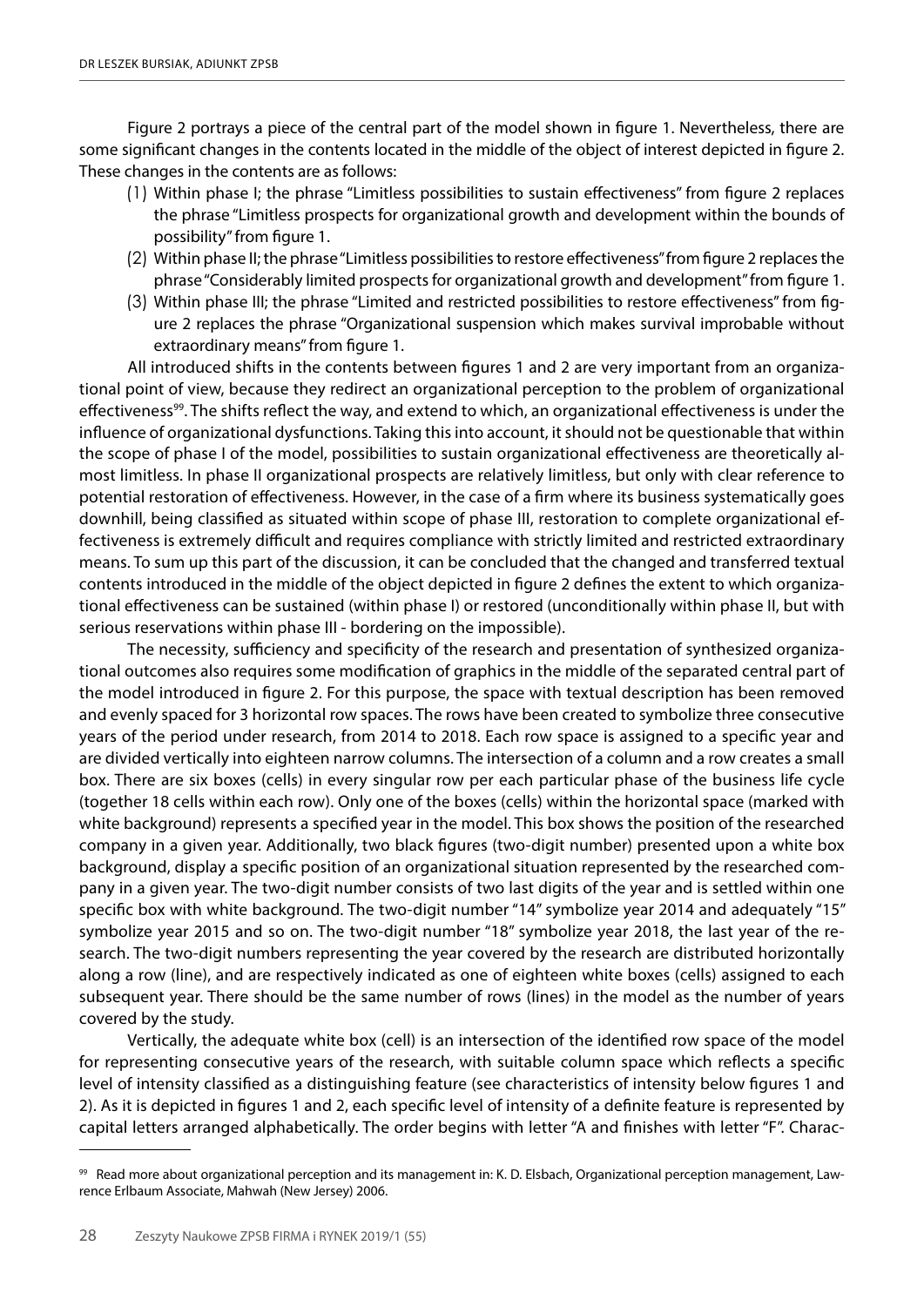Figure 2 portrays a piece of the central part of the model shown in figure 1. Nevertheless, there are some significant changes in the contents located in the middle of the object of interest depicted in figure 2. These changes in the contents are as follows:

(1) Within phase I; the phrase "Limitless possibilities to sustain effectiveness" from figure 2 replaces the phrase "Limitless prospects for organizational growth and development within the bounds of possibility" from figure 1.

(2) Within phase II; the phrase "Limitless possibilities to restore effectiveness" from figure 2 replaces the phrase "Considerably limited prospects for organizational growth and development" from figure 1.

(3) Within phase III; the phrase "Limited and restricted possibilities to restore effectiveness" from figure 2 replaces the phrase "Organizational suspension which makes survival improbable without extraordinary means" from figure 1.

All introduced shifts in the contents between figures 1 and 2 are very important from an organizational point of view, because they redirect an organizational perception to the problem of organizational effectiveness[99]. The shifts reflect the way, and extend to which, an organizational effectiveness is under the influence of organizational dysfunctions. Taking this into account, it should not be questionable that within the scope of phase I of the model, possibilities to sustain organizational effectiveness are theoretically almost limitless. In phase II organizational prospects are relatively limitless, but only with clear reference to potential restoration of effectiveness. However, in the case of a firm where its business systematically goes downhill, being classified as situated within scope of phase III, restoration to complete organizational effectiveness is extremely difficult and requires compliance with strictly limited and restricted extraordinary means. To sum up this part of the discussion, it can be concluded that the changed and transferred textual contents introduced in the middle of the object depicted in figure 2 defines the extent to which organizational effectiveness can be sustained (within phase I) or restored (unconditionally within phase II, but with serious reservations within phase III - bordering on the impossible).

The necessity, sufficiency and specificity of the research and presentation of synthesized organizational outcomes also requires some modification of graphics in the middle of the separated central part of the model introduced in figure 2. For this purpose, the space with textual description has been removed and evenly spaced for 3 horizontal row spaces. The rows have been created to symbolize three consecutive years of the period under research, from 2014 to 2018. Each row space is assigned to a specific year and are divided vertically into eighteen narrow columns. The intersection of a column and a row creates a small box. There are six boxes (cells) in every singular row per each particular phase of the business life cycle (together 18 cells within each row). Only one of the boxes (cells) within the horizontal space (marked with white background) represents a specified year in the model. This box shows the position of the researched company in a given year. Additionally, two black figures (two-digit number) presented upon a white box background, display a specific position of an organizational situation represented by the researched company in a given year. The two-digit number consists of two last digits of the year and is settled within one specific box with white background. The two-digit number "14" symbolize year 2014 and adequately "15" symbolize year 2015 and so on. The two-digit number "18" symbolize year 2018, the last year of the research. The two-digit numbers representing the year covered by the research are distributed horizontally along a row (line), and are respectively indicated as one of eighteen white boxes (cells) assigned to each subsequent year. There should be the same number of rows (lines) in the model as the number of years covered by the study.

Vertically, the adequate white box (cell) is an intersection of the identified row space of the model for representing consecutive years of the research, with suitable column space which reflects a specific level of intensity classified as a distinguishing feature (see characteristics of intensity below figures 1 and 2). As it is depicted in figures 1 and 2, each specific level of intensity of a definite feature is represented by capital letters arranged alphabetically. The order begins with letter "A and finishes with letter "F". Charac-

[99] Read more about organizational perception and its management in: K. D. Elsbach, Organizational perception management, Lawrence Erlbaum Associate, Mahwah (New Jersey) 2006.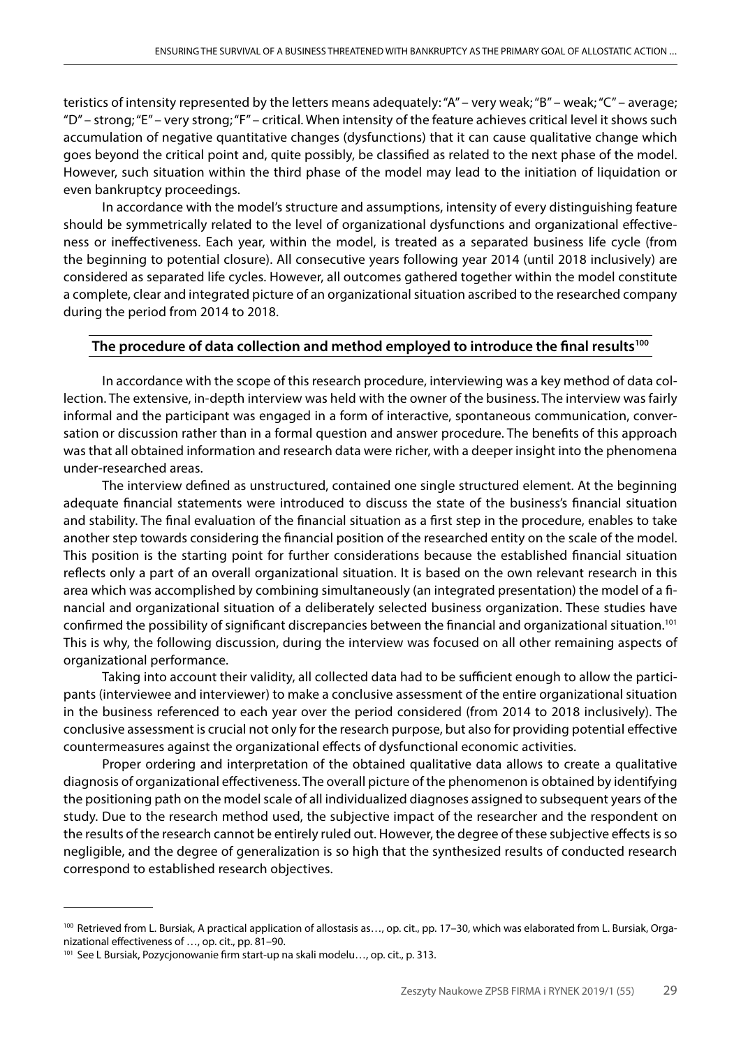teristics of intensity represented by the letters means adequately: "A" – very weak; "B" – weak; "C" – average; "D" – strong; "E" – very strong; "F" – critical. When intensity of the feature achieves critical level it shows such accumulation of negative quantitative changes (dysfunctions) that it can cause qualitative change which goes beyond the critical point and, quite possibly, be classified as related to the next phase of the model. However, such situation within the third phase of the model may lead to the initiation of liquidation or even bankruptcy proceedings.

In accordance with the model's structure and assumptions, intensity of every distinguishing feature should be symmetrically related to the level of organizational dysfunctions and organizational effectiveness or ineffectiveness. Each year, within the model, is treated as a separated business life cycle (from the beginning to potential closure). All consecutive years following year 2014 (until 2018 inclusively) are considered as separated life cycles. However, all outcomes gathered together within the model constitute a complete, clear and integrated picture of an organizational situation ascribed to the researched company during the period from 2014 to 2018.

## The procedure of data collection and method employed to introduce the final results[100]

In accordance with the scope of this research procedure, interviewing was a key method of data collection. The extensive, in-depth interview was held with the owner of the business. The interview was fairly informal and the participant was engaged in a form of interactive, spontaneous communication, conversation or discussion rather than in a formal question and answer procedure. The benefits of this approach was that all obtained information and research data were richer, with a deeper insight into the phenomena under-researched areas.

The interview defined as unstructured, contained one single structured element. At the beginning adequate financial statements were introduced to discuss the state of the business's financial situation and stability. The final evaluation of the financial situation as a first step in the procedure, enables to take another step towards considering the financial position of the researched entity on the scale of the model. This position is the starting point for further considerations because the established financial situation reflects only a part of an overall organizational situation. It is based on the own relevant research in this area which was accomplished by combining simultaneously (an integrated presentation) the model of a financial and organizational situation of a deliberately selected business organization. These studies have confirmed the possibility of significant discrepancies between the financial and organizational situation.[101] This is why, the following discussion, during the interview was focused on all other remaining aspects of organizational performance.

Taking into account their validity, all collected data had to be sufficient enough to allow the participants (interviewee and interviewer) to make a conclusive assessment of the entire organizational situation in the business referenced to each year over the period considered (from 2014 to 2018 inclusively). The conclusive assessment is crucial not only for the research purpose, but also for providing potential effective countermeasures against the organizational effects of dysfunctional economic activities.

Proper ordering and interpretation of the obtained qualitative data allows to create a qualitative diagnosis of organizational effectiveness. The overall picture of the phenomenon is obtained by identifying the positioning path on the model scale of all individualized diagnoses assigned to subsequent years of the study. Due to the research method used, the subjective impact of the researcher and the respondent on the results of the research cannot be entirely ruled out. However, the degree of these subjective effects is so negligible, and the degree of generalization is so high that the synthesized results of conducted research correspond to established research objectives.

---

[100] Retrieved from L. Bursiak, A practical application of allostasis as…, op. cit., pp. 17–30, which was elaborated from L. Bursiak, Organizational effectiveness of …, op. cit., pp. 81–90.

[101] See L Bursiak, Pozycjonowanie firm start-up na skali modelu…, op. cit., p. 313.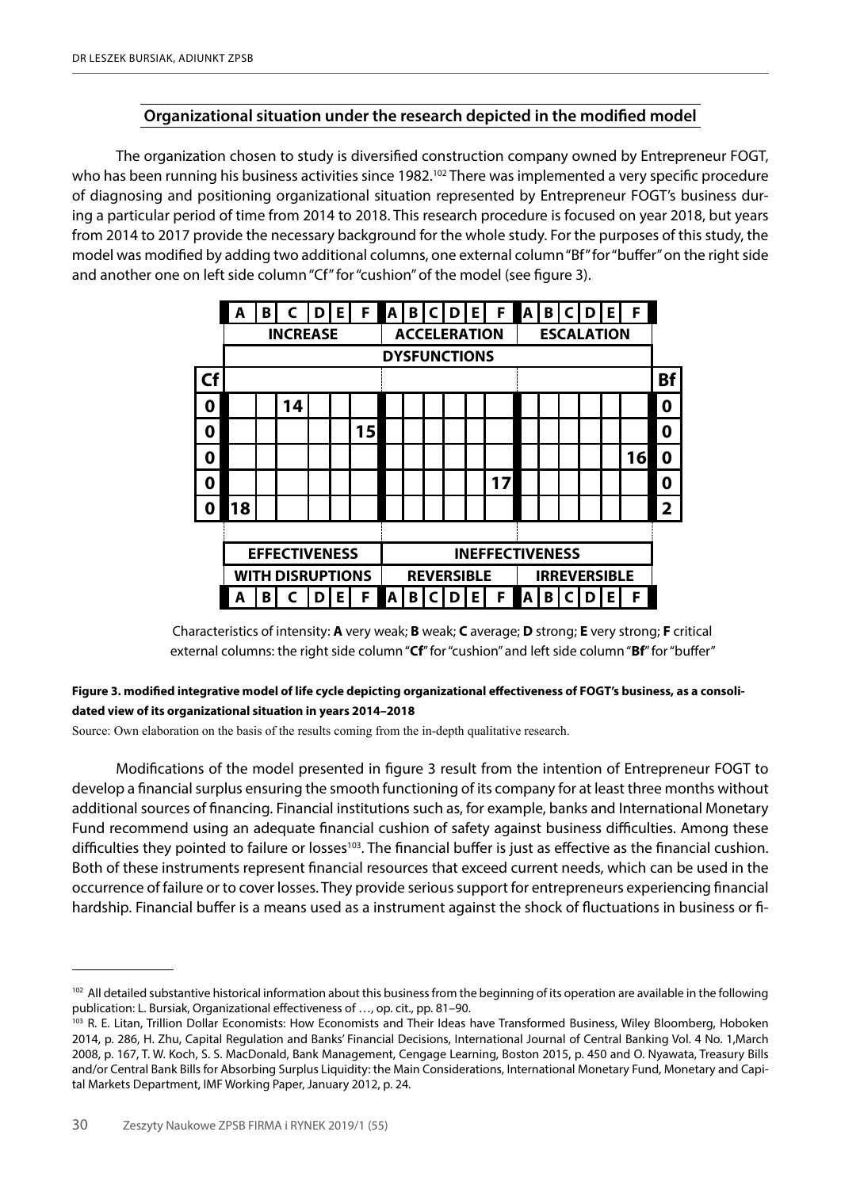## Organizational situation under the research depicted in the modified model

The organization chosen to study is diversified construction company owned by Entrepreneur FOGT, who has been running his business activities since 1982.[102] There was implemented a very specific procedure of diagnosing and positioning organizational situation represented by Entrepreneur FOGT's business during a particular period of time from 2014 to 2018. This research procedure is focused on year 2018, but years from 2014 to 2017 provide the necessary background for the whole study. For the purposes of this study, the model was modified by adding two additional columns, one external column "Bf" for "buffer" on the right side and another one on left side column "Cf" for "cushion" of the model (see figure 3).

| | A | B | C | D | E | F | A | B | C | D | E | F | A | B | C | D | E | F | |
|---|---|---|---|---|---|---|---|---|---|---|---|---|---|---|---|---|---|---|---|
| | **INCREASE** | | | | | | **ACCELERATION** | | | | | | **ESCALATION** | | | | | | |
| | **DYSFUNCTIONS** | | | | | | | | | | | | | | | | | | |
| **Cf** | | | | | | | | | | | | | | | | | | | **Bf** |
| **0** | | | **14** | | | | | | | | | | | | | | | | **0** |
| **0** | | | | | | **15** | | | | | | | | | | | | | **0** |
| **0** | | | | | | | | | | | | | | | | | | **16** | **0** |
| **0** | | | | | | | | | | | | **17** | | | | | | | **0** |
| **0** | **18** | | | | | | | | | | | | | | | | | | **2** |
| | **EFFECTIVENESS** | | | | | | **INEFFECTIVENESS** | | | | | | | | | | | | |
| | **WITH DISRUPTIONS** | | | | | | **REVERSIBLE** | | | | | | **IRREVERSIBLE** | | | | | | |
| | **A** | **B** | **C** | **D** | **E** | **F** | **A** | **B** | **C** | **D** | **E** | **F** | **A** | **B** | **C** | **D** | **E** | **F** | |

Characteristics of intensity: **A** very weak; **B** weak; **C** average; **D** strong; **E** very strong; **F** critical
external columns: the right side column "**Cf**" for "cushion" and left side column "**Bf**" for "buffer"

**Figure 3. modified integrative model of life cycle depicting organizational effectiveness of FOGT's business, as a consolidated view of its organizational situation in years 2014–2018**

Source: Own elaboration on the basis of the results coming from the in-depth qualitative research.

Modifications of the model presented in figure 3 result from the intention of Entrepreneur FOGT to develop a financial surplus ensuring the smooth functioning of its company for at least three months without additional sources of financing. Financial institutions such as, for example, banks and International Monetary Fund recommend using an adequate financial cushion of safety against business difficulties. Among these difficulties they pointed to failure or losses[103]. The financial buffer is just as effective as the financial cushion. Both of these instruments represent financial resources that exceed current needs, which can be used in the occurrence of failure or to cover losses. They provide serious support for entrepreneurs experiencing financial hardship. Financial buffer is a means used as a instrument against the shock of fluctuations in business or fi-

---

[102] All detailed substantive historical information about this business from the beginning of its operation are available in the following publication: L. Bursiak, Organizational effectiveness of …, op. cit., pp. 81–90.

[103] R. E. Litan, Trillion Dollar Economists: How Economists and Their Ideas have Transformed Business, Wiley Bloomberg, Hoboken 2014, p. 286, H. Zhu, Capital Regulation and Banks' Financial Decisions, International Journal of Central Banking Vol. 4 No. 1,March 2008, p. 167, T. W. Koch, S. S. MacDonald, Bank Management, Cengage Learning, Boston 2015, p. 450 and O. Nyawata, Treasury Bills and/or Central Bank Bills for Absorbing Surplus Liquidity: the Main Considerations, International Monetary Fund, Monetary and Capital Markets Department, IMF Working Paper, January 2012, p. 24.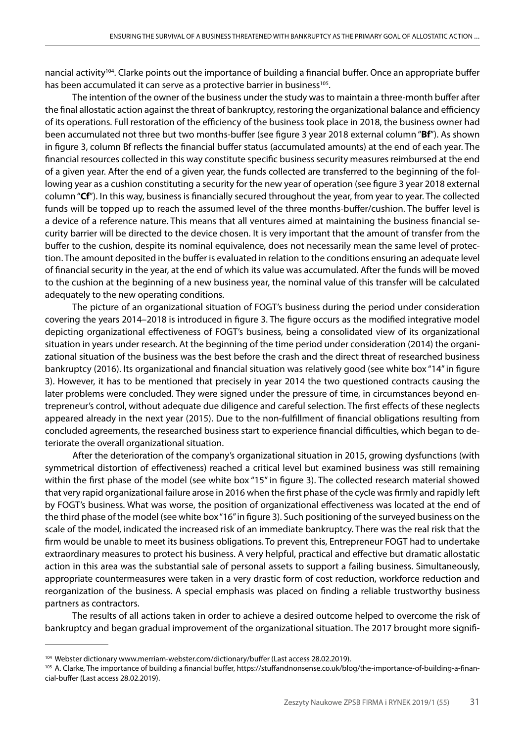nancial activity[104]. Clarke points out the importance of building a financial buffer. Once an appropriate buffer has been accumulated it can serve as a protective barrier in business[105].

The intention of the owner of the business under the study was to maintain a three-month buffer after the final allostatic action against the threat of bankruptcy, restoring the organizational balance and efficiency of its operations. Full restoration of the efficiency of the business took place in 2018, the business owner had been accumulated not three but two months-buffer (see figure 3 year 2018 external column "**Bf**"). As shown in figure 3, column Bf reflects the financial buffer status (accumulated amounts) at the end of each year. The financial resources collected in this way constitute specific business security measures reimbursed at the end of a given year. After the end of a given year, the funds collected are transferred to the beginning of the following year as a cushion constituting a security for the new year of operation (see figure 3 year 2018 external column "**Cf**"). In this way, business is financially secured throughout the year, from year to year. The collected funds will be topped up to reach the assumed level of the three months-buffer/cushion. The buffer level is a device of a reference nature. This means that all ventures aimed at maintaining the business financial security barrier will be directed to the device chosen. It is very important that the amount of transfer from the buffer to the cushion, despite its nominal equivalence, does not necessarily mean the same level of protection. The amount deposited in the buffer is evaluated in relation to the conditions ensuring an adequate level of financial security in the year, at the end of which its value was accumulated. After the funds will be moved to the cushion at the beginning of a new business year, the nominal value of this transfer will be calculated adequately to the new operating conditions.

The picture of an organizational situation of FOGT's business during the period under consideration covering the years 2014–2018 is introduced in figure 3. The figure occurs as the modified integrative model depicting organizational effectiveness of FOGT's business, being a consolidated view of its organizational situation in years under research. At the beginning of the time period under consideration (2014) the organizational situation of the business was the best before the crash and the direct threat of researched business bankruptcy (2016). Its organizational and financial situation was relatively good (see white box "14" in figure 3). However, it has to be mentioned that precisely in year 2014 the two questioned contracts causing the later problems were concluded. They were signed under the pressure of time, in circumstances beyond entrepreneur's control, without adequate due diligence and careful selection. The first effects of these neglects appeared already in the next year (2015). Due to the non-fulfillment of financial obligations resulting from concluded agreements, the researched business start to experience financial difficulties, which began to deteriorate the overall organizational situation.

After the deterioration of the company's organizational situation in 2015, growing dysfunctions (with symmetrical distortion of effectiveness) reached a critical level but examined business was still remaining within the first phase of the model (see white box "15" in figure 3). The collected research material showed that very rapid organizational failure arose in 2016 when the first phase of the cycle was firmly and rapidly left by FOGT's business. What was worse, the position of organizational effectiveness was located at the end of the third phase of the model (see white box "16" in figure 3). Such positioning of the surveyed business on the scale of the model, indicated the increased risk of an immediate bankruptcy. There was the real risk that the firm would be unable to meet its business obligations. To prevent this, Entrepreneur FOGT had to undertake extraordinary measures to protect his business. A very helpful, practical and effective but dramatic allostatic action in this area was the substantial sale of personal assets to support a failing business. Simultaneously, appropriate countermeasures were taken in a very drastic form of cost reduction, workforce reduction and reorganization of the business. A special emphasis was placed on finding a reliable trustworthy business partners as contractors.

The results of all actions taken in order to achieve a desired outcome helped to overcome the risk of bankruptcy and began gradual improvement of the organizational situation. The 2017 brought more signifi-

---

[104] Webster dictionary www.merriam-webster.com/dictionary/buffer (Last access 28.02.2019).

[105] A. Clarke, The importance of building a financial buffer, https://stuffandnonsense.co.uk/blog/the-importance-of-building-a-financial-buffer (Last access 28.02.2019).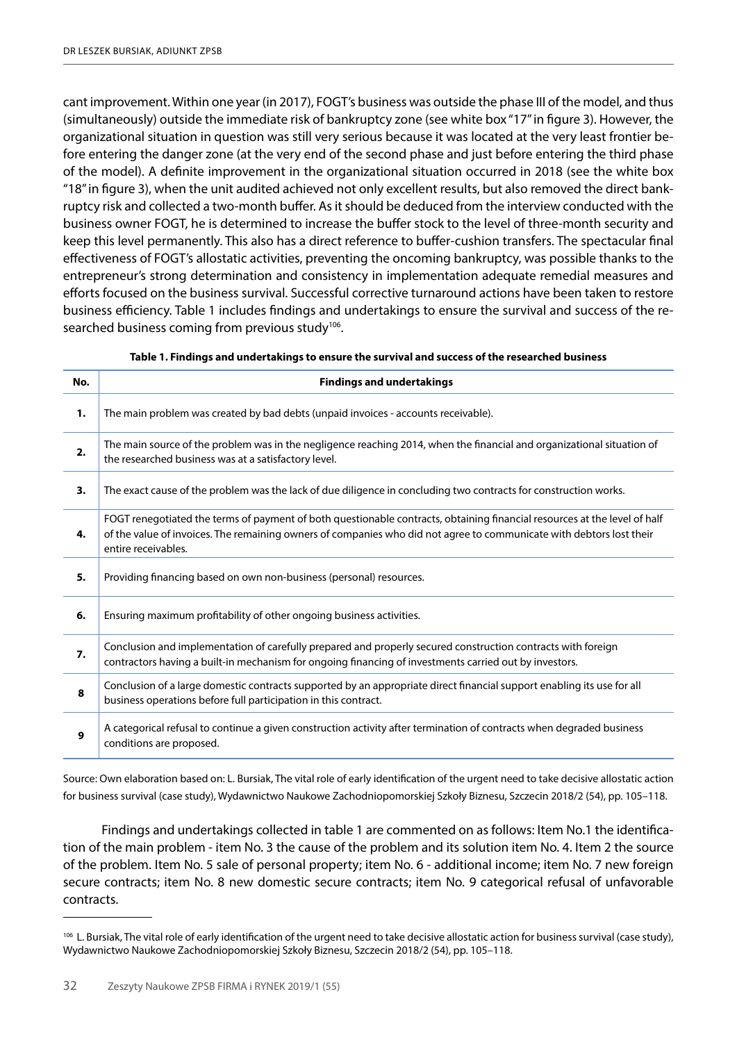cant improvement. Within one year (in 2017), FOGT's business was outside the phase III of the model, and thus (simultaneously) outside the immediate risk of bankruptcy zone (see white box "17" in figure 3). However, the organizational situation in question was still very serious because it was located at the very least frontier before entering the danger zone (at the very end of the second phase and just before entering the third phase of the model). A definite improvement in the organizational situation occurred in 2018 (see the white box "18" in figure 3), when the unit audited achieved not only excellent results, but also removed the direct bankruptcy risk and collected a two-month buffer. As it should be deduced from the interview conducted with the business owner FOGT, he is determined to increase the buffer stock to the level of three-month security and keep this level permanently. This also has a direct reference to buffer-cushion transfers. The spectacular final effectiveness of FOGT's allostatic activities, preventing the oncoming bankruptcy, was possible thanks to the entrepreneur's strong determination and consistency in implementation adequate remedial measures and efforts focused on the business survival. Successful corrective turnaround actions have been taken to restore business efficiency. Table 1 includes findings and undertakings to ensure the survival and success of the researched business coming from previous study[106].

**Table 1. Findings and undertakings to ensure the survival and success of the researched business**

| No. | Findings and undertakings |
|---|---|
| **1.** | The main problem was created by bad debts (unpaid invoices - accounts receivable). |
| **2.** | The main source of the problem was in the negligence reaching 2014, when the financial and organizational situation of the researched business was at a satisfactory level. |
| **3.** | The exact cause of the problem was the lack of due diligence in concluding two contracts for construction works. |
| **4.** | FOGT renegotiated the terms of payment of both questionable contracts, obtaining financial resources at the level of half of the value of invoices. The remaining owners of companies who did not agree to communicate with debtors lost their entire receivables. |
| **5.** | Providing financing based on own non-business (personal) resources. |
| **6.** | Ensuring maximum profitability of other ongoing business activities. |
| **7.** | Conclusion and implementation of carefully prepared and properly secured construction contracts with foreign contractors having a built-in mechanism for ongoing financing of investments carried out by investors. |
| **8** | Conclusion of a large domestic contracts supported by an appropriate direct financial support enabling its use for all business operations before full participation in this contract. |
| **9** | A categorical refusal to continue a given construction activity after termination of contracts when degraded business conditions are proposed. |

Source: Own elaboration based on: L. Bursiak, The vital role of early identification of the urgent need to take decisive allostatic action for business survival (case study), Wydawnictwo Naukowe Zachodniopomorskiej Szkoły Biznesu, Szczecin 2018/2 (54), pp. 105–118.

Findings and undertakings collected in table 1 are commented on as follows: Item No.1 the identification of the main problem - item No. 3 the cause of the problem and its solution item No. 4. Item 2 the source of the problem. Item No. 5 sale of personal property; item No. 6 - additional income; item No. 7 new foreign secure contracts; item No. 8 new domestic secure contracts; item No. 9 categorical refusal of unfavorable contracts.

---

[106] L. Bursiak, The vital role of early identification of the urgent need to take decisive allostatic action for business survival (case study), Wydawnictwo Naukowe Zachodniopomorskiej Szkoły Biznesu, Szczecin 2018/2 (54), pp. 105–118.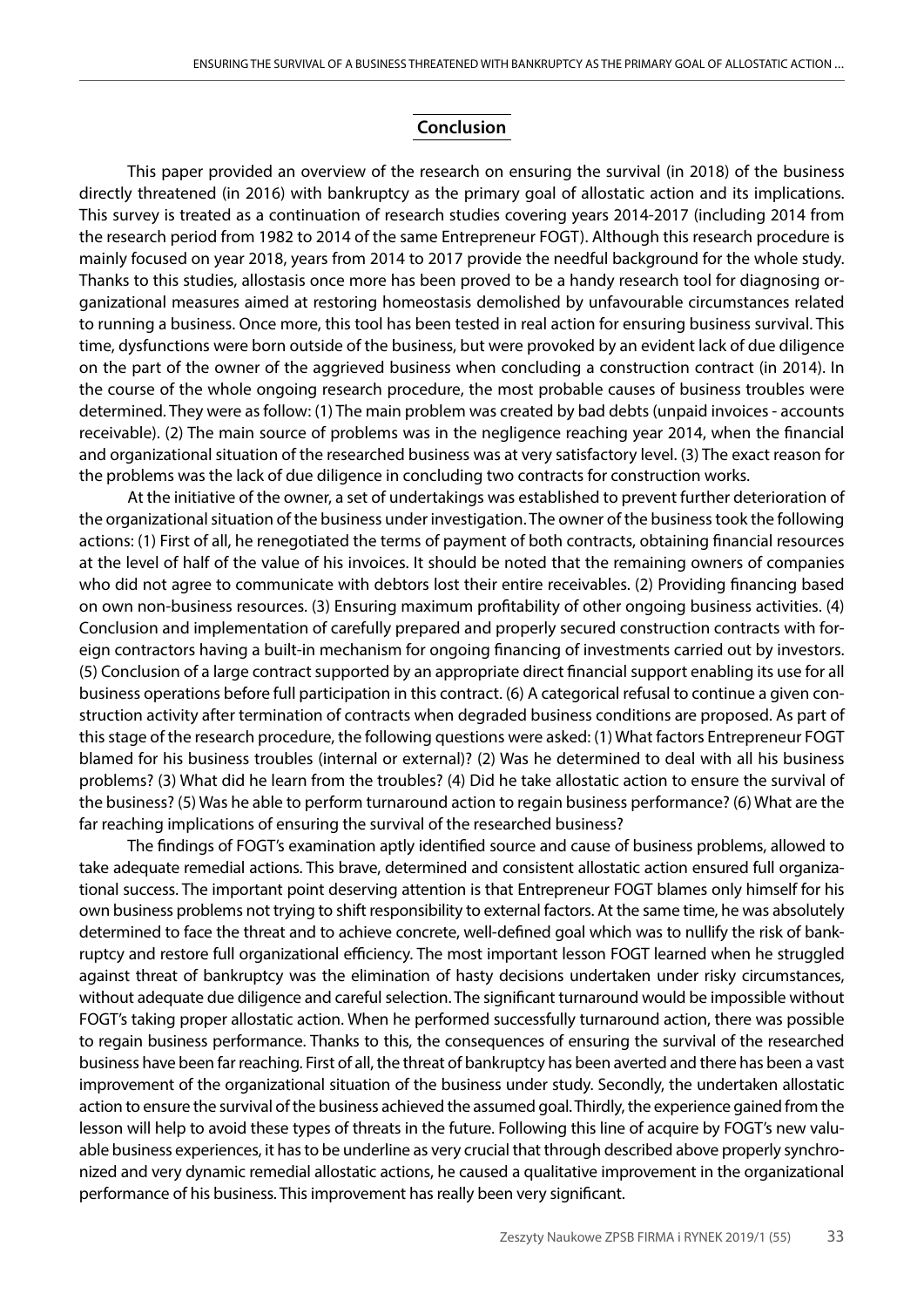## Conclusion

This paper provided an overview of the research on ensuring the survival (in 2018) of the business directly threatened (in 2016) with bankruptcy as the primary goal of allostatic action and its implications. This survey is treated as a continuation of research studies covering years 2014-2017 (including 2014 from the research period from 1982 to 2014 of the same Entrepreneur FOGT). Although this research procedure is mainly focused on year 2018, years from 2014 to 2017 provide the needful background for the whole study. Thanks to this studies, allostasis once more has been proved to be a handy research tool for diagnosing organizational measures aimed at restoring homeostasis demolished by unfavourable circumstances related to running a business. Once more, this tool has been tested in real action for ensuring business survival. This time, dysfunctions were born outside of the business, but were provoked by an evident lack of due diligence on the part of the owner of the aggrieved business when concluding a construction contract (in 2014). In the course of the whole ongoing research procedure, the most probable causes of business troubles were determined. They were as follow: (1) The main problem was created by bad debts (unpaid invoices - accounts receivable). (2) The main source of problems was in the negligence reaching year 2014, when the financial and organizational situation of the researched business was at very satisfactory level. (3) The exact reason for the problems was the lack of due diligence in concluding two contracts for construction works.

At the initiative of the owner, a set of undertakings was established to prevent further deterioration of the organizational situation of the business under investigation. The owner of the business took the following actions: (1) First of all, he renegotiated the terms of payment of both contracts, obtaining financial resources at the level of half of the value of his invoices. It should be noted that the remaining owners of companies who did not agree to communicate with debtors lost their entire receivables. (2) Providing financing based on own non-business resources. (3) Ensuring maximum profitability of other ongoing business activities. (4) Conclusion and implementation of carefully prepared and properly secured construction contracts with foreign contractors having a built-in mechanism for ongoing financing of investments carried out by investors. (5) Conclusion of a large contract supported by an appropriate direct financial support enabling its use for all business operations before full participation in this contract. (6) A categorical refusal to continue a given construction activity after termination of contracts when degraded business conditions are proposed. As part of this stage of the research procedure, the following questions were asked: (1) What factors Entrepreneur FOGT blamed for his business troubles (internal or external)? (2) Was he determined to deal with all his business problems? (3) What did he learn from the troubles? (4) Did he take allostatic action to ensure the survival of the business? (5) Was he able to perform turnaround action to regain business performance? (6) What are the far reaching implications of ensuring the survival of the researched business?

The findings of FOGT's examination aptly identified source and cause of business problems, allowed to take adequate remedial actions. This brave, determined and consistent allostatic action ensured full organizational success. The important point deserving attention is that Entrepreneur FOGT blames only himself for his own business problems not trying to shift responsibility to external factors. At the same time, he was absolutely determined to face the threat and to achieve concrete, well-defined goal which was to nullify the risk of bankruptcy and restore full organizational efficiency. The most important lesson FOGT learned when he struggled against threat of bankruptcy was the elimination of hasty decisions undertaken under risky circumstances, without adequate due diligence and careful selection. The significant turnaround would be impossible without FOGT's taking proper allostatic action. When he performed successfully turnaround action, there was possible to regain business performance. Thanks to this, the consequences of ensuring the survival of the researched business have been far reaching. First of all, the threat of bankruptcy has been averted and there has been a vast improvement of the organizational situation of the business under study. Secondly, the undertaken allostatic action to ensure the survival of the business achieved the assumed goal. Thirdly, the experience gained from the lesson will help to avoid these types of threats in the future. Following this line of acquire by FOGT's new valuable business experiences, it has to be underline as very crucial that through described above properly synchronized and very dynamic remedial allostatic actions, he caused a qualitative improvement in the organizational performance of his business. This improvement has really been very significant.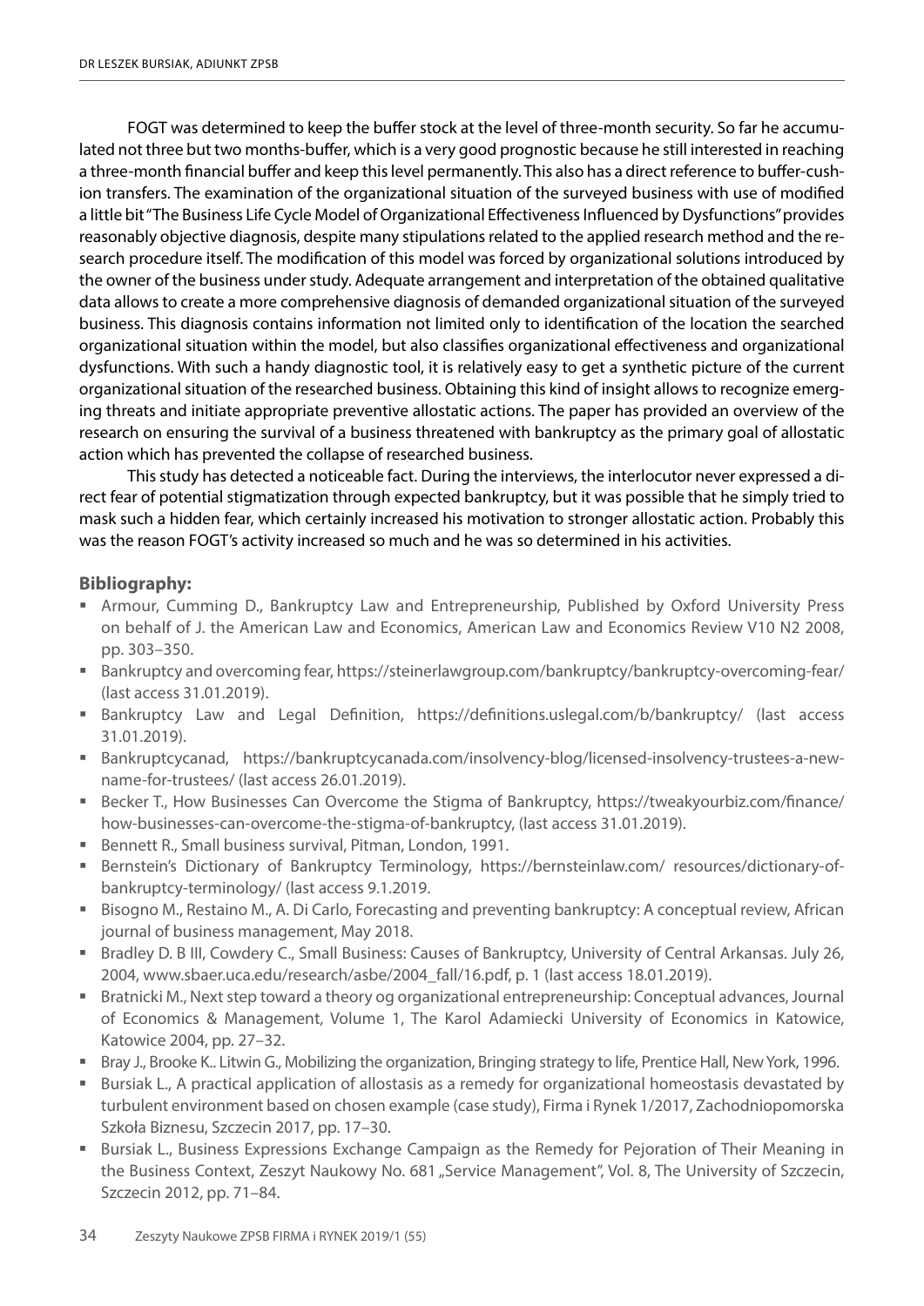FOGT was determined to keep the buffer stock at the level of three-month security. So far he accumulated not three but two months-buffer, which is a very good prognostic because he still interested in reaching a three-month financial buffer and keep this level permanently. This also has a direct reference to buffer-cushion transfers. The examination of the organizational situation of the surveyed business with use of modified a little bit "The Business Life Cycle Model of Organizational Effectiveness Influenced by Dysfunctions" provides reasonably objective diagnosis, despite many stipulations related to the applied research method and the research procedure itself. The modification of this model was forced by organizational solutions introduced by the owner of the business under study. Adequate arrangement and interpretation of the obtained qualitative data allows to create a more comprehensive diagnosis of demanded organizational situation of the surveyed business. This diagnosis contains information not limited only to identification of the location the searched organizational situation within the model, but also classifies organizational effectiveness and organizational dysfunctions. With such a handy diagnostic tool, it is relatively easy to get a synthetic picture of the current organizational situation of the researched business. Obtaining this kind of insight allows to recognize emerging threats and initiate appropriate preventive allostatic actions. The paper has provided an overview of the research on ensuring the survival of a business threatened with bankruptcy as the primary goal of allostatic action which has prevented the collapse of researched business.

This study has detected a noticeable fact. During the interviews, the interlocutor never expressed a direct fear of potential stigmatization through expected bankruptcy, but it was possible that he simply tried to mask such a hidden fear, which certainly increased his motivation to stronger allostatic action. Probably this was the reason FOGT's activity increased so much and he was so determined in his activities.

## Bibliography:

- Armour, Cumming D., Bankruptcy Law and Entrepreneurship, Published by Oxford University Press on behalf of J. the American Law and Economics, American Law and Economics Review V10 N2 2008, pp. 303–350.
- Bankruptcy and overcoming fear, https://steinerlawgroup.com/bankruptcy/bankruptcy-overcoming-fear/ (last access 31.01.2019).
- Bankruptcy Law and Legal Definition, https://definitions.uslegal.com/b/bankruptcy/ (last access 31.01.2019).
- Bankruptcycanad, https://bankruptcycanada.com/insolvency-blog/licensed-insolvency-trustees-a-new-name-for-trustees/ (last access 26.01.2019).
- Becker T., How Businesses Can Overcome the Stigma of Bankruptcy, https://tweakyourbiz.com/finance/how-businesses-can-overcome-the-stigma-of-bankruptcy, (last access 31.01.2019).
- Bennett R., Small business survival, Pitman, London, 1991.
- Bernstein's Dictionary of Bankruptcy Terminology, https://bernsteinlaw.com/ resources/dictionary-of-bankruptcy-terminology/ (last access 9.1.2019.
- Bisogno M., Restaino M., A. Di Carlo, Forecasting and preventing bankruptcy: A conceptual review, African journal of business management, May 2018.
- Bradley D. B III, Cowdery C., Small Business: Causes of Bankruptcy, University of Central Arkansas. July 26, 2004, www.sbaer.uca.edu/research/asbe/2004_fall/16.pdf, p. 1 (last access 18.01.2019).
- Bratnicki M., Next step toward a theory og organizational entrepreneurship: Conceptual advances, Journal of Economics & Management, Volume 1, The Karol Adamiecki University of Economics in Katowice, Katowice 2004, pp. 27–32.
- Bray J., Brooke K.. Litwin G., Mobilizing the organization, Bringing strategy to life, Prentice Hall, New York, 1996.
- Bursiak L., A practical application of allostasis as a remedy for organizational homeostasis devastated by turbulent environment based on chosen example (case study), Firma i Rynek 1/2017, Zachodniopomorska Szkoła Biznesu, Szczecin 2017, pp. 17–30.
- Bursiak L., Business Expressions Exchange Campaign as the Remedy for Pejoration of Their Meaning in the Business Context, Zeszyt Naukowy No. 681 „Service Management", Vol. 8, The University of Szczecin, Szczecin 2012, pp. 71–84.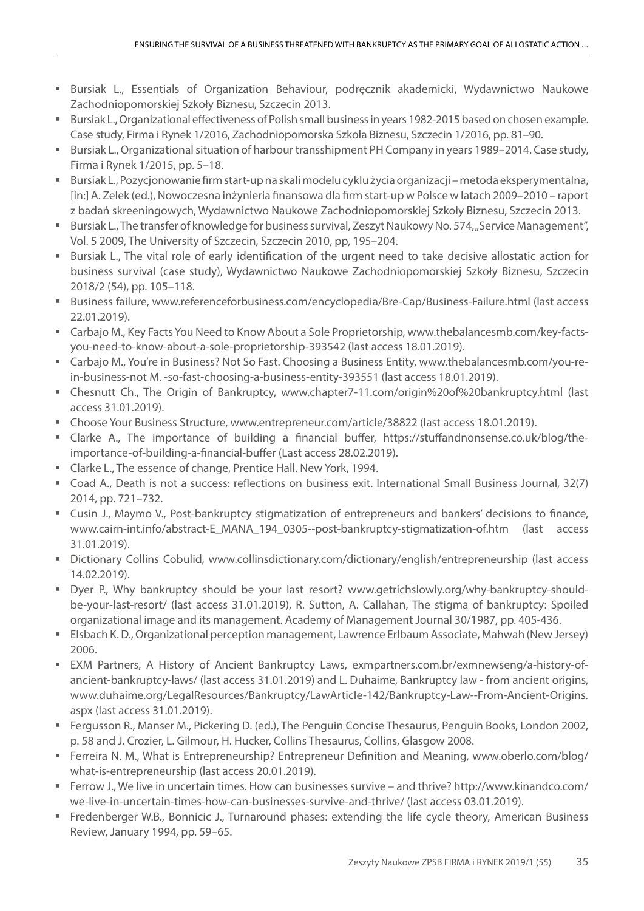- Bursiak L., Essentials of Organization Behaviour, podręcznik akademicki, Wydawnictwo Naukowe Zachodniopomorskiej Szkoły Biznesu, Szczecin 2013.
- Bursiak L., Organizational effectiveness of Polish small business in years 1982-2015 based on chosen example. Case study, Firma i Rynek 1/2016, Zachodniopomorska Szkoła Biznesu, Szczecin 1/2016, pp. 81–90.
- Bursiak L., Organizational situation of harbour transshipment PH Company in years 1989–2014. Case study, Firma i Rynek 1/2015, pp. 5–18.
- Bursiak L., Pozycjonowanie firm start-up na skali modelu cyklu życia organizacji – metoda eksperymentalna, [in:] A. Zelek (ed.), Nowoczesna inżynieria finansowa dla firm start-up w Polsce w latach 2009–2010 – raport z badań skreeningowych, Wydawnictwo Naukowe Zachodniopomorskiej Szkoły Biznesu, Szczecin 2013.
- Bursiak L., The transfer of knowledge for business survival, Zeszyt Naukowy No. 574,„Service Management", Vol. 5 2009, The University of Szczecin, Szczecin 2010, pp, 195–204.
- Bursiak L., The vital role of early identification of the urgent need to take decisive allostatic action for business survival (case study), Wydawnictwo Naukowe Zachodniopomorskiej Szkoły Biznesu, Szczecin 2018/2 (54), pp. 105–118.
- Business failure, www.referenceforbusiness.com/encyclopedia/Bre-Cap/Business-Failure.html (last access 22.01.2019).
- Carbajo M., Key Facts You Need to Know About a Sole Proprietorship, www.thebalancesmb.com/key-facts-you-need-to-know-about-a-sole-proprietorship-393542 (last access 18.01.2019).
- Carbajo M., You're in Business? Not So Fast. Choosing a Business Entity, www.thebalancesmb.com/you-re-in-business-not M. -so-fast-choosing-a-business-entity-393551 (last access 18.01.2019).
- Chesnutt Ch., The Origin of Bankruptcy, www.chapter7-11.com/origin%20of%20bankruptcy.html (last access 31.01.2019).
- Choose Your Business Structure, www.entrepreneur.com/article/38822 (last access 18.01.2019).
- Clarke A., The importance of building a financial buffer, https://stuffandnonsense.co.uk/blog/the-importance-of-building-a-financial-buffer (Last access 28.02.2019).
- Clarke L., The essence of change, Prentice Hall. New York, 1994.
- Coad A., Death is not a success: reflections on business exit. International Small Business Journal, 32(7) 2014, pp. 721–732.
- Cusin J., Maymo V., Post-bankruptcy stigmatization of entrepreneurs and bankers' decisions to finance, www.cairn-int.info/abstract-E_MANA_194_0305--post-bankruptcy-stigmatization-of.htm (last access 31.01.2019).
- Dictionary Collins Cobulid, www.collinsdictionary.com/dictionary/english/entrepreneurship (last access 14.02.2019).
- Dyer P., Why bankruptcy should be your last resort? www.getrichslowly.org/why-bankruptcy-should-be-your-last-resort/ (last access 31.01.2019), R. Sutton, A. Callahan, The stigma of bankruptcy: Spoiled organizational image and its management. Academy of Management Journal 30/1987, pp. 405-436.
- Elsbach K. D., Organizational perception management, Lawrence Erlbaum Associate, Mahwah (New Jersey) 2006.
- EXM Partners, A History of Ancient Bankruptcy Laws, exmpartners.com.br/exmnewseng/a-history-of-ancient-bankruptcy-laws/ (last access 31.01.2019) and L. Duhaime, Bankruptcy law - from ancient origins, www.duhaime.org/LegalResources/Bankruptcy/LawArticle-142/Bankruptcy-Law--From-Ancient-Origins.aspx (last access 31.01.2019).
- Fergusson R., Manser M., Pickering D. (ed.), The Penguin Concise Thesaurus, Penguin Books, London 2002, p. 58 and J. Crozier, L. Gilmour, H. Hucker, Collins Thesaurus, Collins, Glasgow 2008.
- Ferreira N. M., What is Entrepreneurship? Entrepreneur Definition and Meaning, www.oberlo.com/blog/what-is-entrepreneurship (last access 20.01.2019).
- Ferrow J., We live in uncertain times. How can businesses survive – and thrive? http://www.kinandco.com/we-live-in-uncertain-times-how-can-businesses-survive-and-thrive/ (last access 03.01.2019).
- Fredenberger W.B., Bonnicic J., Turnaround phases: extending the life cycle theory, American Business Review, January 1994, pp. 59–65.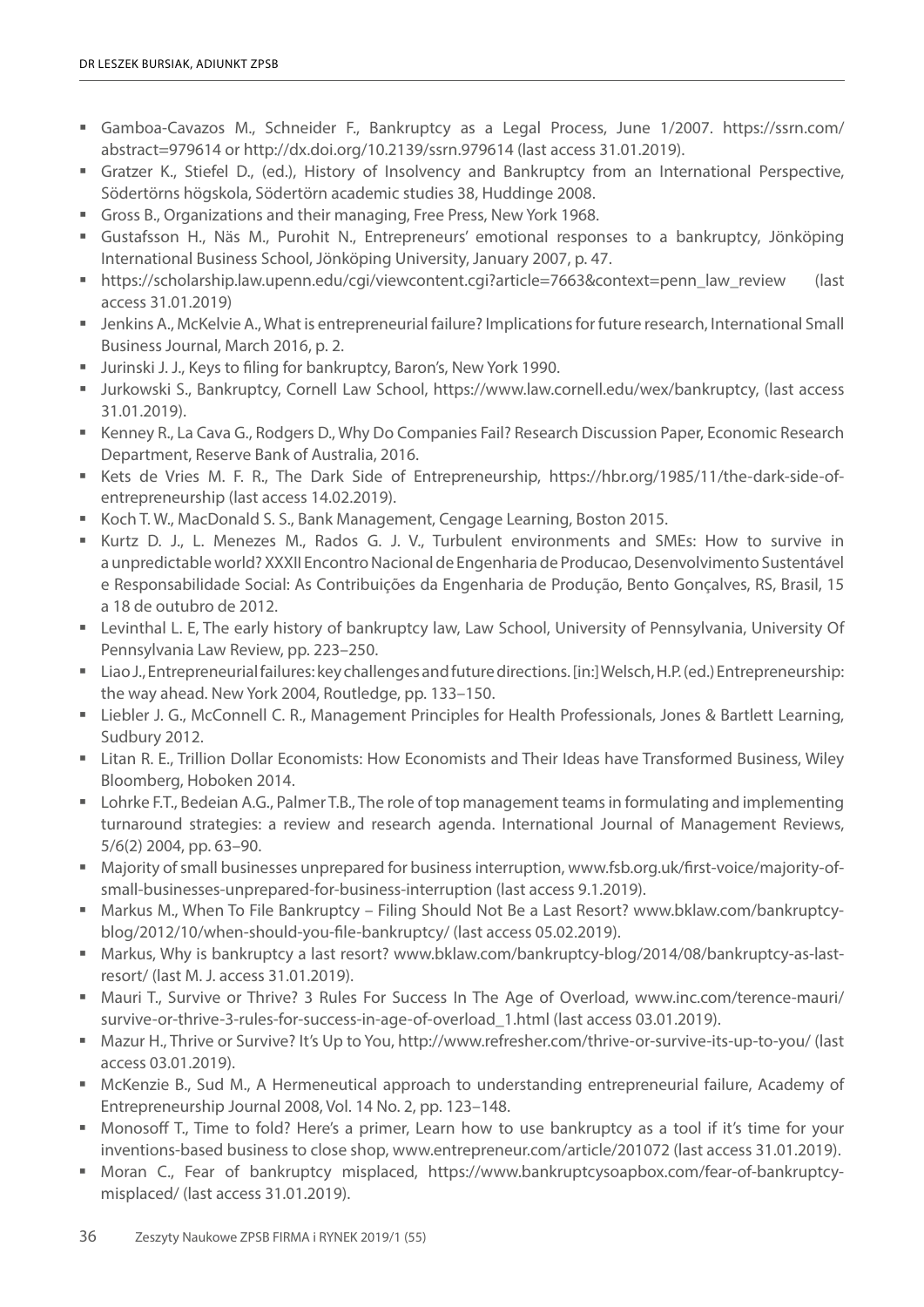- Gamboa-Cavazos M., Schneider F., Bankruptcy as a Legal Process, June 1/2007. https://ssrn.com/abstract=979614 or http://dx.doi.org/10.2139/ssrn.979614 (last access 31.01.2019).
- Gratzer K., Stiefel D., (ed.), History of Insolvency and Bankruptcy from an International Perspective, Södertörns högskola, Södertörn academic studies 38, Huddinge 2008.
- Gross B., Organizations and their managing, Free Press, New York 1968.
- Gustafsson H., Näs M., Purohit N., Entrepreneurs' emotional responses to a bankruptcy, Jönköping International Business School, Jönköping University, January 2007, p. 47.
- https://scholarship.law.upenn.edu/cgi/viewcontent.cgi?article=7663&context=penn_law_review (last access 31.01.2019)
- Jenkins A., McKelvie A., What is entrepreneurial failure? Implications for future research, International Small Business Journal, March 2016, p. 2.
- Jurinski J. J., Keys to filing for bankruptcy, Baron's, New York 1990.
- Jurkowski S., Bankruptcy, Cornell Law School, https://www.law.cornell.edu/wex/bankruptcy, (last access 31.01.2019).
- Kenney R., La Cava G., Rodgers D., Why Do Companies Fail? Research Discussion Paper, Economic Research Department, Reserve Bank of Australia, 2016.
- Kets de Vries M. F. R., The Dark Side of Entrepreneurship, https://hbr.org/1985/11/the-dark-side-of-entrepreneurship (last access 14.02.2019).
- Koch T. W., MacDonald S. S., Bank Management, Cengage Learning, Boston 2015.
- Kurtz D. J., L. Menezes M., Rados G. J. V., Turbulent environments and SMEs: How to survive in a unpredictable world? XXXII Encontro Nacional de Engenharia de Producao, Desenvolvimento Sustentável e Responsabilidade Social: As Contribuições da Engenharia de Produção, Bento Gonçalves, RS, Brasil, 15 a 18 de outubro de 2012.
- Levinthal L. E, The early history of bankruptcy law, Law School, University of Pennsylvania, University Of Pennsylvania Law Review, pp. 223–250.
- Liao J., Entrepreneurial failures: key challenges and future directions. [in:] Welsch, H.P. (ed.) Entrepreneurship: the way ahead. New York 2004, Routledge, pp. 133–150.
- Liebler J. G., McConnell C. R., Management Principles for Health Professionals, Jones & Bartlett Learning, Sudbury 2012.
- Litan R. E., Trillion Dollar Economists: How Economists and Their Ideas have Transformed Business, Wiley Bloomberg, Hoboken 2014.
- Lohrke F.T., Bedeian A.G., Palmer T.B., The role of top management teams in formulating and implementing turnaround strategies: a review and research agenda. International Journal of Management Reviews, 5/6(2) 2004, pp. 63–90.
- Majority of small businesses unprepared for business interruption, www.fsb.org.uk/first-voice/majority-of-small-businesses-unprepared-for-business-interruption (last access 9.1.2019).
- Markus M., When To File Bankruptcy – Filing Should Not Be a Last Resort? www.bklaw.com/bankruptcy-blog/2012/10/when-should-you-file-bankruptcy/ (last access 05.02.2019).
- Markus, Why is bankruptcy a last resort? www.bklaw.com/bankruptcy-blog/2014/08/bankruptcy-as-last-resort/ (last M. J. access 31.01.2019).
- Mauri T., Survive or Thrive? 3 Rules For Success In The Age of Overload, www.inc.com/terence-mauri/survive-or-thrive-3-rules-for-success-in-age-of-overload_1.html (last access 03.01.2019).
- Mazur H., Thrive or Survive? It's Up to You, http://www.refresher.com/thrive-or-survive-its-up-to-you/ (last access 03.01.2019).
- McKenzie B., Sud M., A Hermeneutical approach to understanding entrepreneurial failure, Academy of Entrepreneurship Journal 2008, Vol. 14 No. 2, pp. 123–148.
- Monosoff T., Time to fold? Here's a primer, Learn how to use bankruptcy as a tool if it's time for your inventions-based business to close shop, www.entrepreneur.com/article/201072 (last access 31.01.2019).
- Moran C., Fear of bankruptcy misplaced, https://www.bankruptcysoapbox.com/fear-of-bankruptcy-misplaced/ (last access 31.01.2019).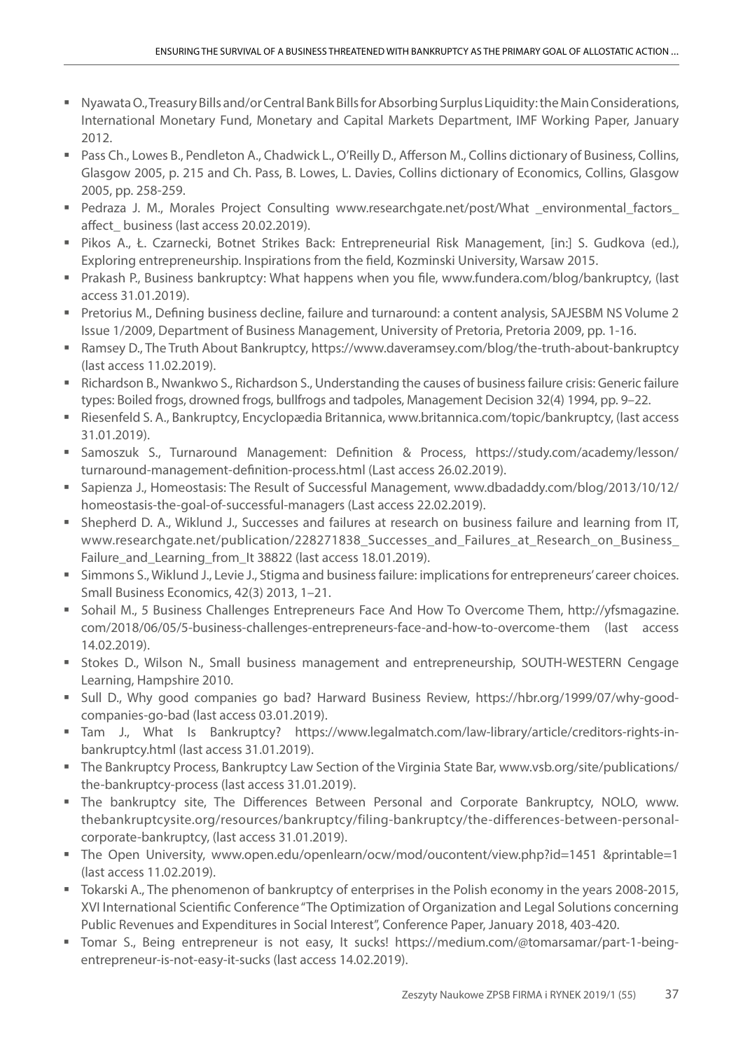- Nyawata O., Treasury Bills and/or Central Bank Bills for Absorbing Surplus Liquidity: the Main Considerations, International Monetary Fund, Monetary and Capital Markets Department, IMF Working Paper, January 2012.
- Pass Ch., Lowes B., Pendleton A., Chadwick L., O'Reilly D., Afferson M., Collins dictionary of Business, Collins, Glasgow 2005, p. 215 and Ch. Pass, B. Lowes, L. Davies, Collins dictionary of Economics, Collins, Glasgow 2005, pp. 258-259.
- Pedraza J. M., Morales Project Consulting www.researchgate.net/post/What _environmental_factors_ affect_ business (last access 20.02.2019).
- Pikos A., Ł. Czarnecki, Botnet Strikes Back: Entrepreneurial Risk Management, [in:] S. Gudkova (ed.), Exploring entrepreneurship. Inspirations from the field, Kozminski University, Warsaw 2015.
- Prakash P., Business bankruptcy: What happens when you file, www.fundera.com/blog/bankruptcy, (last access 31.01.2019).
- Pretorius M., Defining business decline, failure and turnaround: a content analysis, SAJESBM NS Volume 2 Issue 1/2009, Department of Business Management, University of Pretoria, Pretoria 2009, pp. 1-16.
- Ramsey D., The Truth About Bankruptcy, https://www.daveramsey.com/blog/the-truth-about-bankruptcy (last access 11.02.2019).
- Richardson B., Nwankwo S., Richardson S., Understanding the causes of business failure crisis: Generic failure types: Boiled frogs, drowned frogs, bullfrogs and tadpoles, Management Decision 32(4) 1994, pp. 9–22.
- Riesenfeld S. A., Bankruptcy, Encyclopædia Britannica, www.britannica.com/topic/bankruptcy, (last access 31.01.2019).
- Samoszuk S., Turnaround Management: Definition & Process, https://study.com/academy/lesson/ turnaround-management-definition-process.html (Last access 26.02.2019).
- Sapienza J., Homeostasis: The Result of Successful Management, www.dbadaddy.com/blog/2013/10/12/ homeostasis-the-goal-of-successful-managers (Last access 22.02.2019).
- Shepherd D. A., Wiklund J., Successes and failures at research on business failure and learning from IT, www.researchgate.net/publication/228271838_Successes_and_Failures_at_Research_on_Business_ Failure_and_Learning_from_It 38822 (last access 18.01.2019).
- Simmons S., Wiklund J., Levie J., Stigma and business failure: implications for entrepreneurs' career choices. Small Business Economics, 42(3) 2013, 1–21.
- Sohail M., 5 Business Challenges Entrepreneurs Face And How To Overcome Them, http://yfsmagazine. com/2018/06/05/5-business-challenges-entrepreneurs-face-and-how-to-overcome-them (last access 14.02.2019).
- Stokes D., Wilson N., Small business management and entrepreneurship, SOUTH-WESTERN Cengage Learning, Hampshire 2010.
- Sull D., Why good companies go bad? Harward Business Review, https://hbr.org/1999/07/why-good-companies-go-bad (last access 03.01.2019).
- Tam J., What Is Bankruptcy? https://www.legalmatch.com/law-library/article/creditors-rights-in-bankruptcy.html (last access 31.01.2019).
- The Bankruptcy Process, Bankruptcy Law Section of the Virginia State Bar, www.vsb.org/site/publications/ the-bankruptcy-process (last access 31.01.2019).
- The bankruptcy site, The Differences Between Personal and Corporate Bankruptcy, NOLO, www. thebankruptcysite.org/resources/bankruptcy/filing-bankruptcy/the-differences-between-personal-corporate-bankruptcy, (last access 31.01.2019).
- The Open University, www.open.edu/openlearn/ocw/mod/oucontent/view.php?id=1451 &printable=1 (last access 11.02.2019).
- Tokarski A., The phenomenon of bankruptcy of enterprises in the Polish economy in the years 2008-2015, XVI International Scientific Conference "The Optimization of Organization and Legal Solutions concerning Public Revenues and Expenditures in Social Interest", Conference Paper, January 2018, 403-420.
- Tomar S., Being entrepreneur is not easy, It sucks! https://medium.com/@tomarsamar/part-1-being-entrepreneur-is-not-easy-it-sucks (last access 14.02.2019).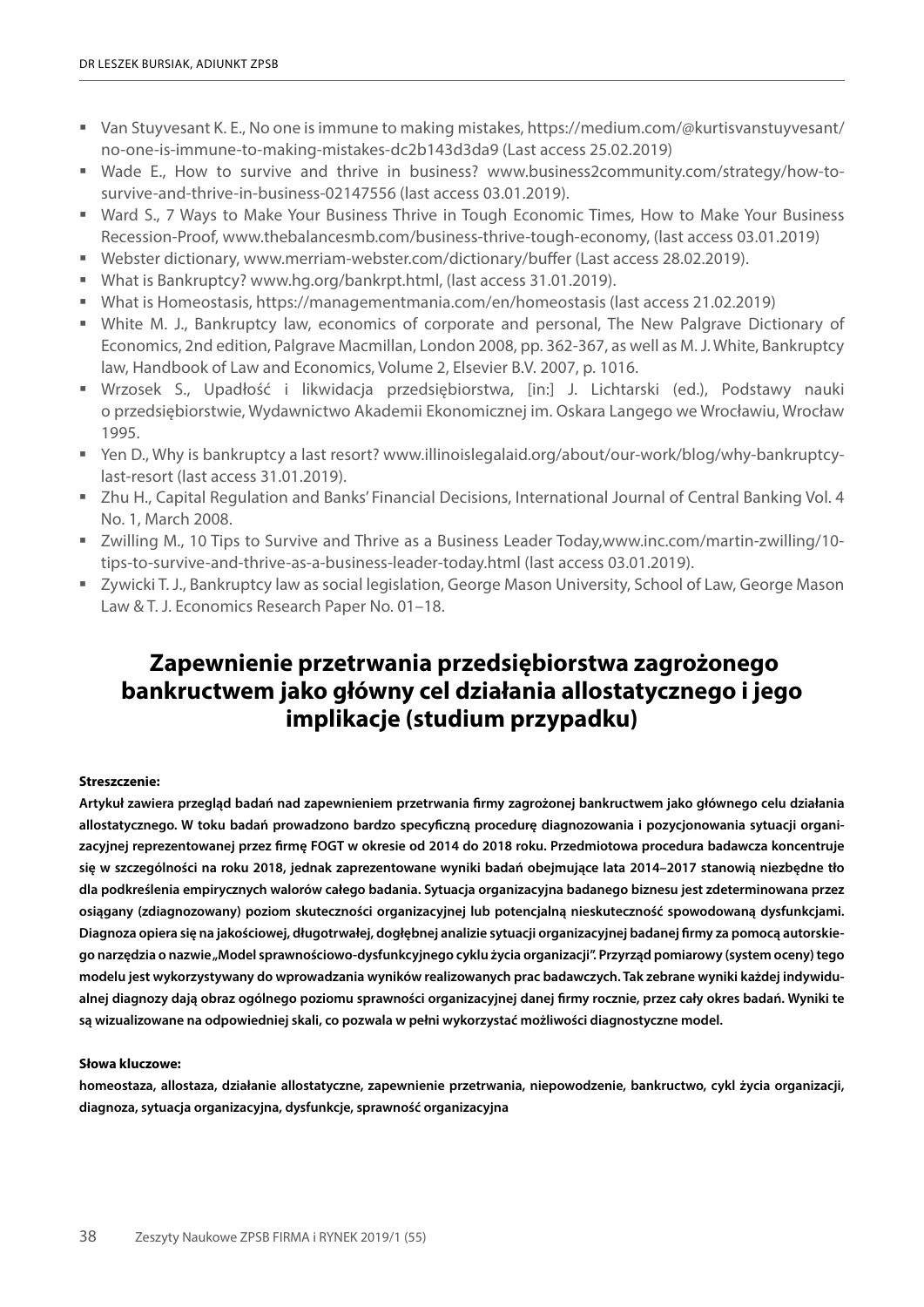- Van Stuyvesant K. E., No one is immune to making mistakes, https://medium.com/@kurtisvanstuyvesant/no-one-is-immune-to-making-mistakes-dc2b143d3da9 (Last access 25.02.2019)
- Wade E., How to survive and thrive in business? www.business2community.com/strategy/how-to-survive-and-thrive-in-business-02147556 (last access 03.01.2019).
- Ward S., 7 Ways to Make Your Business Thrive in Tough Economic Times, How to Make Your Business Recession-Proof, www.thebalancesmb.com/business-thrive-tough-economy, (last access 03.01.2019)
- Webster dictionary, www.merriam-webster.com/dictionary/buffer (Last access 28.02.2019).
- What is Bankruptcy? www.hg.org/bankrpt.html, (last access 31.01.2019).
- What is Homeostasis, https://managementmania.com/en/homeostasis (last access 21.02.2019)
- White M. J., Bankruptcy law, economics of corporate and personal, The New Palgrave Dictionary of Economics, 2nd edition, Palgrave Macmillan, London 2008, pp. 362-367, as well as M. J. White, Bankruptcy law, Handbook of Law and Economics, Volume 2, Elsevier B.V. 2007, p. 1016.
- Wrzosek S., Upadłość i likwidacja przedsiębiorstwa, [in:] J. Lichtarski (ed.), Podstawy nauki o przedsiębiorstwie, Wydawnictwo Akademii Ekonomicznej im. Oskara Langego we Wrocławiu, Wrocław 1995.
- Yen D., Why is bankruptcy a last resort? www.illinoislegalaid.org/about/our-work/blog/why-bankruptcy-last-resort (last access 31.01.2019).
- Zhu H., Capital Regulation and Banks' Financial Decisions, International Journal of Central Banking Vol. 4 No. 1, March 2008.
- Zwilling M., 10 Tips to Survive and Thrive as a Business Leader Today,www.inc.com/martin-zwilling/10-tips-to-survive-and-thrive-as-a-business-leader-today.html (last access 03.01.2019).
- Zywicki T. J., Bankruptcy law as social legislation, George Mason University, School of Law, George Mason Law & T. J. Economics Research Paper No. 01–18.

# Zapewnienie przetrwania przedsiębiorstwa zagrożonego bankructwem jako główny cel działania allostatycznego i jego implikacje (studium przypadku)

**Streszczenie:**

**Artykuł zawiera przegląd badań nad zapewnieniem przetrwania firmy zagrożonej bankructwem jako głównego celu działania allostatycznego. W toku badań prowadzono bardzo specyficzną procedurę diagnozowania i pozycjonowania sytuacji organizacyjnej reprezentowanej przez firmę FOGT w okresie od 2014 do 2018 roku. Przedmiotowa procedura badawcza koncentruje się w szczególności na roku 2018, jednak zaprezentowane wyniki badań obejmujące lata 2014–2017 stanowią niezbędne tło dla podkreślenia empirycznych walorów całego badania. Sytuacja organizacyjna badanego biznesu jest zdeterminowana przez osiągany (zdiagnozowany) poziom skuteczności organizacyjnej lub potencjalną nieskuteczność spowodowaną dysfunkcjami. Diagnoza opiera się na jakościowej, długotrwałej, dogłębnej analizie sytuacji organizacyjnej badanej firmy za pomocą autorskiego narzędzia o nazwie „Model sprawnościowo-dysfunkcyjnego cyklu życia organizacji". Przyrząd pomiarowy (system oceny) tego modelu jest wykorzystywany do wprowadzania wyników realizowanych prac badawczych. Tak zebrane wyniki każdej indywidualnej diagnozy dają obraz ogólnego poziomu sprawności organizacyjnej danej firmy rocznie, przez cały okres badań. Wyniki te są wizualizowane na odpowiedniej skali, co pozwala w pełni wykorzystać możliwości diagnostyczne model.**

**Słowa kluczowe:**

**homeostaza, allostaza, działanie allostatyczne, zapewnienie przetrwania, niepowodzenie, bankructwo, cykl życia organizacji, diagnoza, sytuacja organizacyjna, dysfunkcje, sprawność organizacyjna**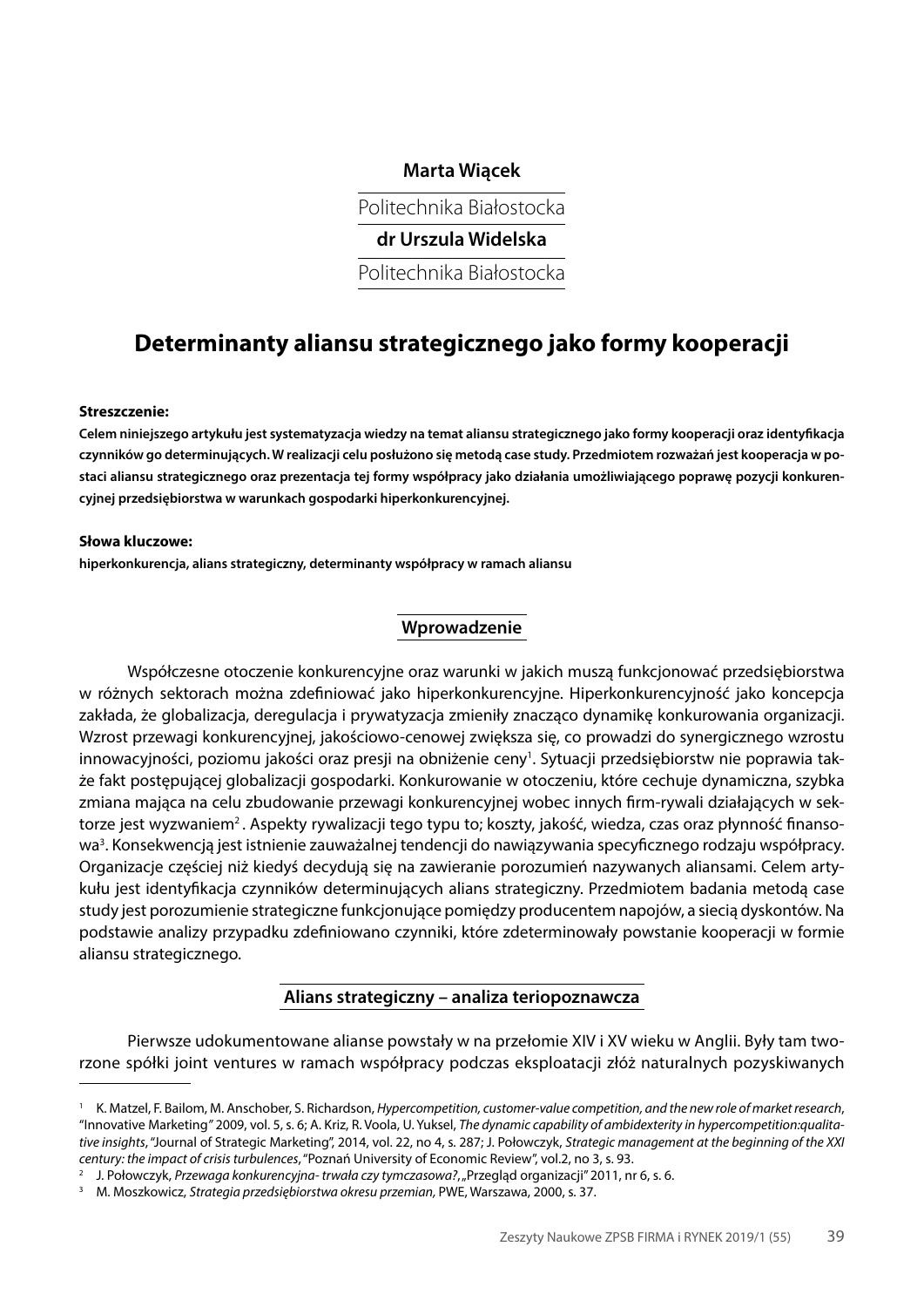**Marta Wiącek**

Politechnika Białostocka

**dr Urszula Widelska**

Politechnika Białostocka

# Determinanty aliansu strategicznego jako formy kooperacji

**Streszczenie:**

**Celem niniejszego artykułu jest systematyzacja wiedzy na temat aliansu strategicznego jako formy kooperacji oraz identyfikacja czynników go determinujących. W realizacji celu posłużono się metodą case study. Przedmiotem rozważań jest kooperacja w postaci aliansu strategicznego oraz prezentacja tej formy współpracy jako działania umożliwiającego poprawę pozycji konkurencyjnej przedsiębiorstwa w warunkach gospodarki hiperkonkurencyjnej.**

**Słowa kluczowe:**

**hiperkonkurencja, alians strategiczny, determinanty współpracy w ramach aliansu**

## Wprowadzenie

Współczesne otoczenie konkurencyjne oraz warunki w jakich muszą funkcjonować przedsiębiorstwa w różnych sektorach można zdefiniować jako hiperkonkurencyjne. Hiperkonkurencyjność jako koncepcja zakłada, że globalizacja, deregulacja i prywatyzacja zmieniły znacząco dynamikę konkurowania organizacji. Wzrost przewagi konkurencyjnej, jakościowo-cenowej zwiększa się, co prowadzi do synergicznego wzrostu innowacyjności, poziomu jakości oraz presji na obniżenie ceny[1]. Sytuacji przedsiębiorstw nie poprawia także fakt postępującej globalizacji gospodarki. Konkurowanie w otoczeniu, które cechuje dynamiczna, szybka zmiana mająca na celu zbudowanie przewagi konkurencyjnej wobec innych firm-rywali działających w sektorze jest wyzwaniem[2]. Aspekty rywalizacji tego typu to; koszty, jakość, wiedza, czas oraz płynność finansowa[3]. Konsekwencją jest istnienie zauważalnej tendencji do nawiązywania specyficznego rodzaju współpracy. Organizacje częściej niż kiedyś decydują się na zawieranie porozumień nazywanych aliansami. Celem artykułu jest identyfikacja czynników determinujących alians strategiczny. Przedmiotem badania metodą case study jest porozumienie strategiczne funkcjonujące pomiędzy producentem napojów, a siecią dyskontów. Na podstawie analizy przypadku zdefiniowano czynniki, które zdeterminowały powstanie kooperacji w formie aliansu strategicznego.

## Alians strategiczny – analiza teriopoznawcza

Pierwsze udokumentowane alianse powstały w na przełomie XIV i XV wieku w Anglii. Były tam tworzone spółki joint ventures w ramach współpracy podczas eksploatacji złóż naturalnych pozyskiwanych

---

[1] K. Matzel, F. Bailom, M. Anschober, S. Richardson, *Hypercompetition, customer-value competition, and the new role of market research*, "Innovative Marketing" 2009, vol. 5, s. 6; A. Kriz, R. Voola, U. Yuksel, *The dynamic capability of ambidexterity in hypercompetition:qualitative insights*, "Journal of Strategic Marketing", 2014, vol. 22, no 4, s. 287; J. Połowczyk, *Strategic management at the beginning of the XXI century: the impact of crisis turbulences*, "Poznań University of Economic Review", vol.2, no 3, s. 93.

[2] J. Połowczyk, *Przewaga konkurencyjna- trwała czy tymczasowa?*, „Przegląd organizacji" 2011, nr 6, s. 6.

[3] M. Moszkowicz, *Strategia przedsiębiorstwa okresu przemian*, PWE, Warszawa, 2000, s. 37.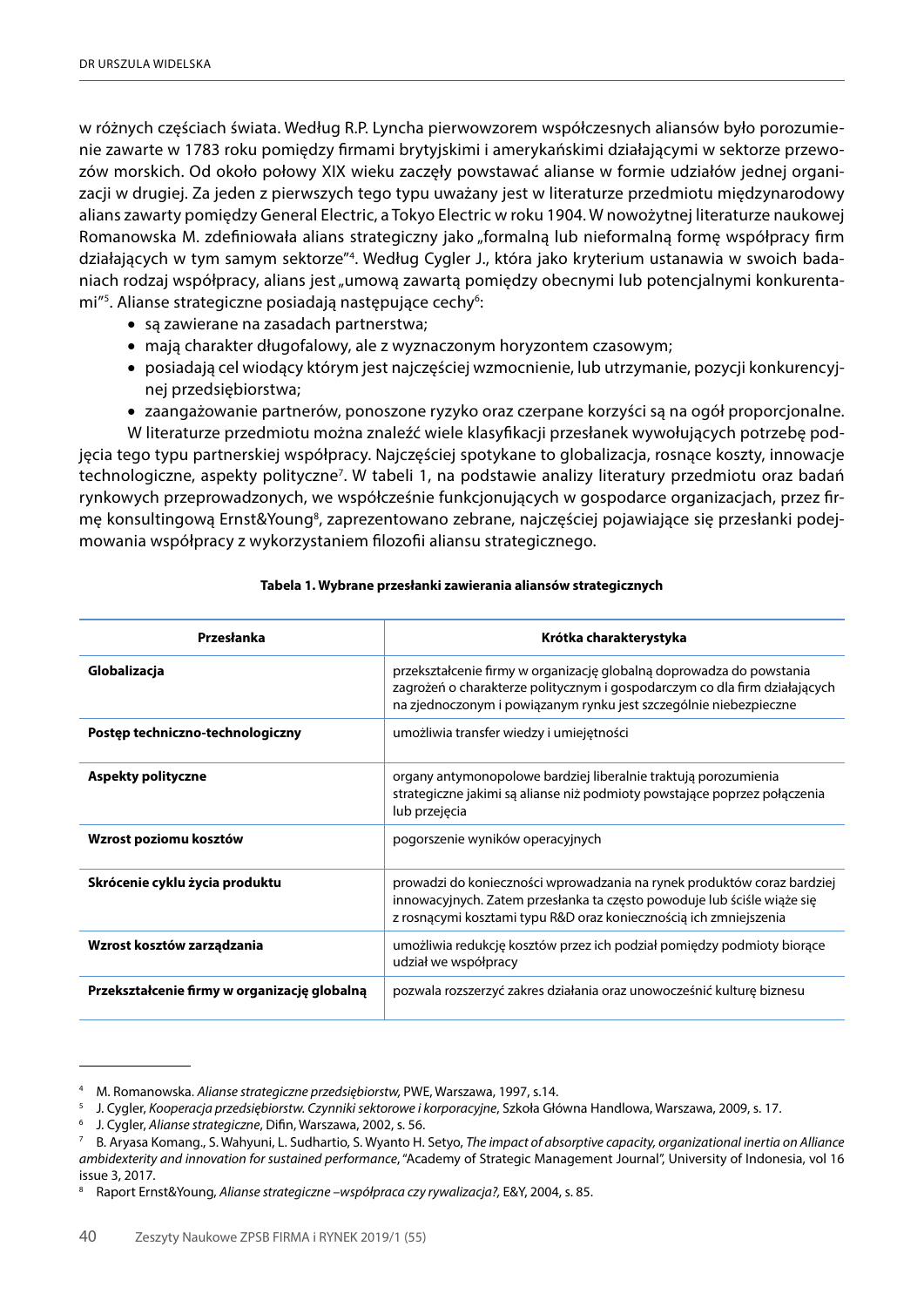w różnych częściach świata. Według R.P. Lyncha pierwowzorem współczesnych aliansów było porozumienie zawarte w 1783 roku pomiędzy firmami brytyjskimi i amerykańskimi działającymi w sektorze przewozów morskich. Od około połowy XIX wieku zaczęły powstawać alianse w formie udziałów jednej organizacji w drugiej. Za jeden z pierwszych tego typu uważany jest w literaturze przedmiotu międzynarodowy alians zawarty pomiędzy General Electric, a Tokyo Electric w roku 1904. W nowożytnej literaturze naukowej Romanowska M. zdefiniowała alians strategiczny jako „formalną lub nieformalną formę współpracy firm działających w tym samym sektorze"[4]. Według Cygler J., która jako kryterium ustanawia w swoich badaniach rodzaj współpracy, alians jest „umową zawartą pomiędzy obecnymi lub potencjalnymi konkurentami"[5]. Alianse strategiczne posiadają następujące cechy[6]:

- są zawierane na zasadach partnerstwa;
- mają charakter długofalowy, ale z wyznaczonym horyzontem czasowym;
- posiadają cel wiodący którym jest najczęściej wzmocnienie, lub utrzymanie, pozycji konkurencyjnej przedsiębiorstwa;
- zaangażowanie partnerów, ponoszone ryzyko oraz czerpane korzyści są na ogół proporcjonalne.

W literaturze przedmiotu można znaleźć wiele klasyfikacji przesłanek wywołujących potrzebę podjęcia tego typu partnerskiej współpracy. Najczęściej spotykane to globalizacja, rosnące koszty, innowacje technologiczne, aspekty polityczne[7]. W tabeli 1, na podstawie analizy literatury przedmiotu oraz badań rynkowych przeprowadzonych, we współcześnie funkcjonujących w gospodarce organizacjach, przez firmę konsultingową Ernst&Young[8], zaprezentowano zebrane, najczęściej pojawiające się przesłanki podejmowania współpracy z wykorzystaniem filozofii aliansu strategicznego.

**Tabela 1. Wybrane przesłanki zawierania aliansów strategicznych**

| Przesłanka | Krótka charakterystyka |
|---|---|
| **Globalizacja** | przekształcenie firmy w organizację globalną doprowadza do powstania zagrożeń o charakterze politycznym i gospodarczym co dla firm działających na zjednoczonym i powiązanym rynku jest szczególnie niebezpieczne |
| **Postęp techniczno-technologiczny** | umożliwia transfer wiedzy i umiejętności |
| **Aspekty polityczne** | organy antymonopolowe bardziej liberalnie traktują porozumienia strategiczne jakimi są alianse niż podmioty powstające poprzez połączenia lub przejęcia |
| **Wzrost poziomu kosztów** | pogorszenie wyników operacyjnych |
| **Skrócenie cyklu życia produktu** | prowadzi do konieczności wprowadzania na rynek produktów coraz bardziej innowacyjnych. Zatem przesłanka ta często powoduje lub ściśle wiąże się z rosnącymi kosztami typu R&D oraz koniecznością ich zmniejszenia |
| **Wzrost kosztów zarządzania** | umożliwia redukcję kosztów przez ich podział pomiędzy podmioty biorące udział we współpracy |
| **Przekształcenie firmy w organizację globalną** | pozwala rozszerzyć zakres działania oraz unowocześnić kulturę biznesu |

---

[4] M. Romanowska. *Alianse strategiczne przedsiębiorstw,* PWE, Warszawa, 1997, s.14.

[5] J. Cygler, *Kooperacja przedsiębiorstw. Czynniki sektorowe i korporacyjne*, Szkoła Główna Handlowa, Warszawa, 2009, s. 17.

[6] J. Cygler, *Alianse strategiczne*, Difin, Warszawa, 2002, s. 56.

[7] B. Aryasa Komang., S. Wahyuni, L. Sudhartio, S. Wyanto H. Setyo, *The impact of absorptive capacity, organizational inertia on Alliance ambidexterity and innovation for sustained performance*, "Academy of Strategic Management Journal", University of Indonesia, vol 16 issue 3, 2017.

[8] Raport Ernst&Young, *Alianse strategiczne –współpraca czy rywalizacja?,* E&Y, 2004, s. 85.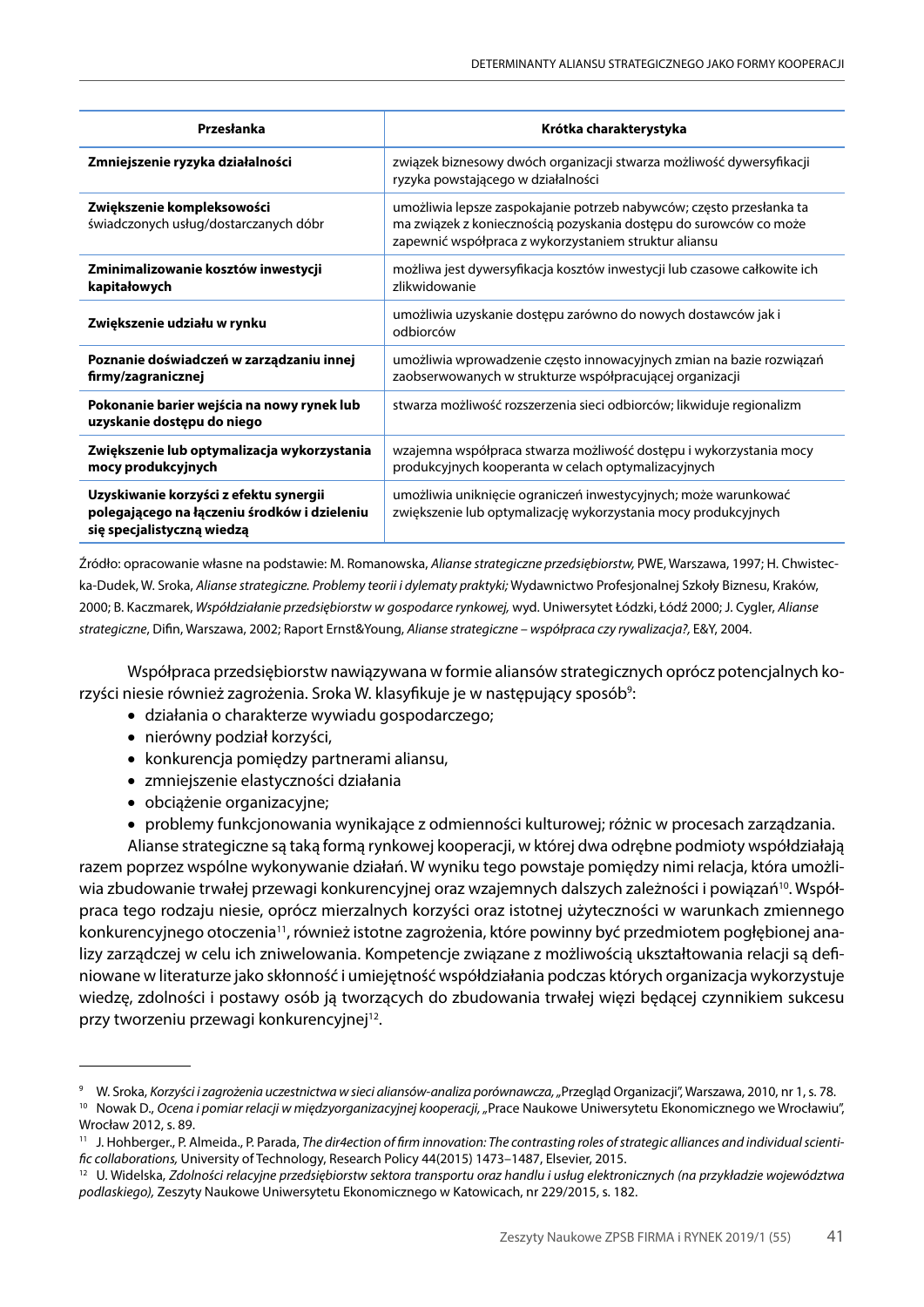| Przesłanka | Krótka charakterystyka |
|---|---|
| **Zmniejszenie ryzyka działalności** | związek biznesowy dwóch organizacji stwarza możliwość dywersyfikacji ryzyka powstającego w działalności |
| **Zwiększenie kompleksowości** świadczonych usług/dostarczanych dóbr | umożliwia lepsze zaspokajanie potrzeb nabywców; często przesłanka ta ma związek z koniecznością pozyskania dostępu do surowców co może zapewnić współpraca z wykorzystaniem struktur aliansu |
| **Zminimalizowanie kosztów inwestycji kapitałowych** | możliwa jest dywersyfikacja kosztów inwestycji lub czasowe całkowite ich zlikwidowanie |
| **Zwiększenie udziału w rynku** | umożliwia uzyskanie dostępu zarówno do nowych dostawców jak i odbiorców |
| **Poznanie doświadczeń w zarządzaniu innej firmy/zagranicznej** | umożliwia wprowadzenie często innowacyjnych zmian na bazie rozwiązań zaobserwowanych w strukturze współpracującej organizacji |
| **Pokonanie barier wejścia na nowy rynek lub uzyskanie dostępu do niego** | stwarza możliwość rozszerzenia sieci odbiorców; likwiduje regionalizm |
| **Zwiększenie lub optymalizacja wykorzystania mocy produkcyjnych** | wzajemna współpraca stwarza możliwość dostępu i wykorzystania mocy produkcyjnych kooperanta w celach optymalizacyjnych |
| **Uzyskiwanie korzyści z efektu synergii polegającego na łączeniu środków i dzieleniu się specjalistyczną wiedzą** | umożliwia uniknięcie ograniczeń inwestycyjnych; może warunkować zwiększenie lub optymalizację wykorzystania mocy produkcyjnych |

Źródło: opracowanie własne na podstawie: M. Romanowska, *Alianse strategiczne przedsiębiorstw,* PWE, Warszawa, 1997; H. Chwistecka-Dudek, W. Sroka, *Alianse strategiczne. Problemy teorii i dylematy praktyki;* Wydawnictwo Profesjonalnej Szkoły Biznesu, Kraków, 2000; B. Kaczmarek, *Współdziałanie przedsiębiorstw w gospodarce rynkowej,* wyd. Uniwersytet Łódzki, Łódź 2000; J. Cygler, *Alianse strategiczne*, Difin, Warszawa, 2002; Raport Ernst&Young, *Alianse strategiczne – współpraca czy rywalizacja?,* E&Y, 2004.

Współpraca przedsiębiorstw nawiązywana w formie aliansów strategicznych oprócz potencjalnych korzyści niesie również zagrożenia. Sroka W. klasyfikuje je w następujący sposób[9]:

- działania o charakterze wywiadu gospodarczego;
- nierówny podział korzyści,
- konkurencja pomiędzy partnerami aliansu,
- zmniejszenie elastyczności działania
- obciążenie organizacyjne;
- problemy funkcjonowania wynikające z odmienności kulturowej; różnic w procesach zarządzania.

Alianse strategiczne są taką formą rynkowej kooperacji, w której dwa odrębne podmioty współdziałają razem poprzez wspólne wykonywanie działań. W wyniku tego powstaje pomiędzy nimi relacja, która umożliwia zbudowanie trwałej przewagi konkurencyjnej oraz wzajemnych dalszych zależności i powiązań[10]. Współpraca tego rodzaju niesie, oprócz mierzalnych korzyści oraz istotnej użyteczności w warunkach zmiennego konkurencyjnego otoczenia[11], również istotne zagrożenia, które powinny być przedmiotem pogłębionej analizy zarządczej w celu ich zniwelowania. Kompetencje związane z możliwością ukształtowania relacji są definiowane w literaturze jako skłonność i umiejętność współdziałania podczas których organizacja wykorzystuje wiedzę, zdolności i postawy osób ją tworzących do zbudowania trwałej więzi będącej czynnikiem sukcesu przy tworzeniu przewagi konkurencyjnej[12].

---

[9] W. Sroka, *Korzyści i zagrożenia uczestnictwa w sieci aliansów-analiza porównawcza,* „Przegląd Organizacji", Warszawa, 2010, nr 1, s. 78.

[10] Nowak D., *Ocena i pomiar relacji w międzyorganizacyjnej kooperacji,* „Prace Naukowe Uniwersytetu Ekonomicznego we Wrocławiu", Wrocław 2012, s. 89.

[11] J. Hohberger., P. Almeida., P. Parada, *The dir4ection of firm innovation: The contrasting roles of strategic alliances and individual scientific collaborations,* University of Technology, Research Policy 44(2015) 1473–1487, Elsevier, 2015.

[12] U. Widelska, *Zdolności relacyjne przedsiębiorstw sektora transportu oraz handlu i usług elektronicznych (na przykładzie województwa podlaskiego),* Zeszyty Naukowe Uniwersytetu Ekonomicznego w Katowicach, nr 229/2015, s. 182.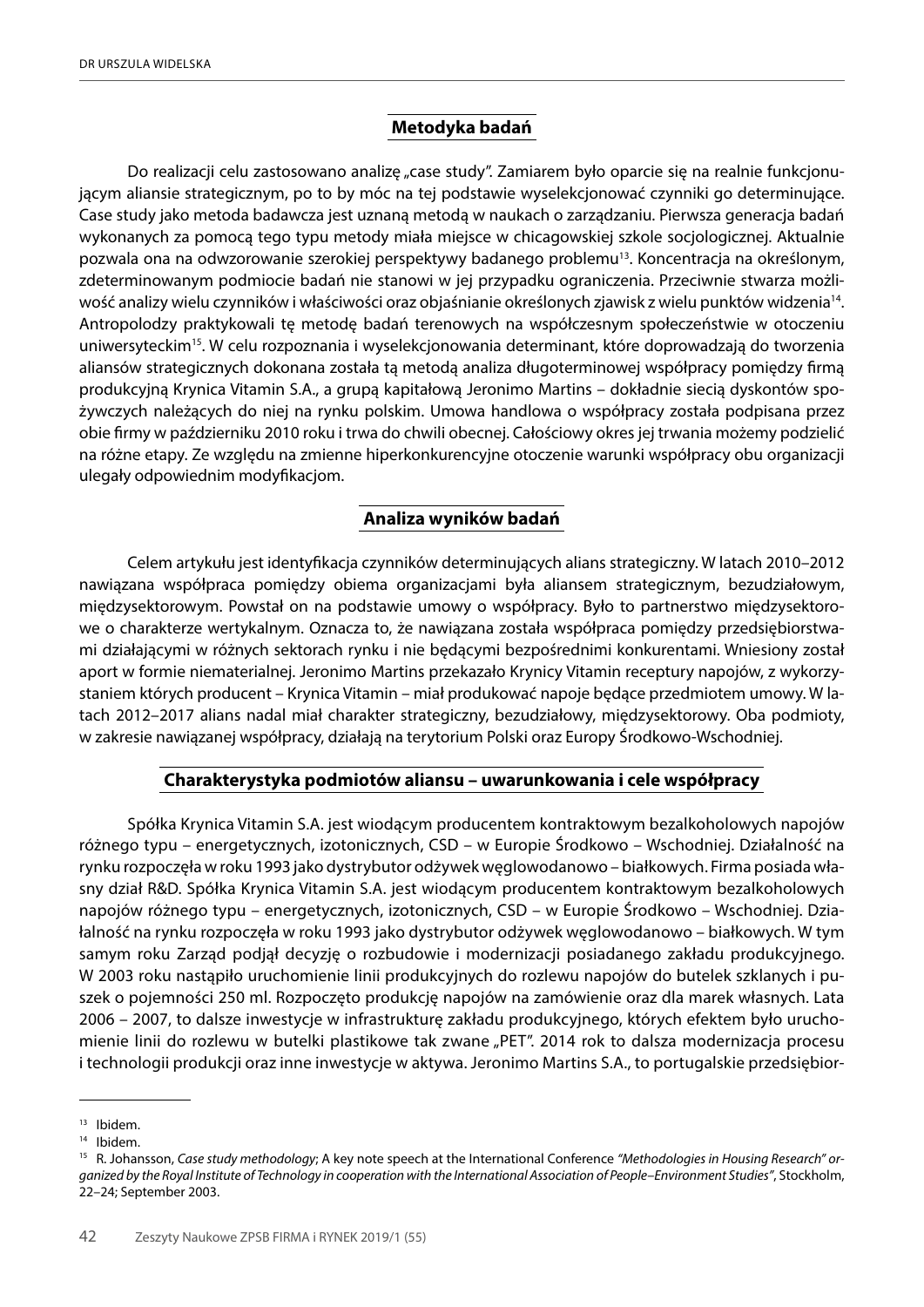## Metodyka badań

Do realizacji celu zastosowano analizę „case study". Zamiarem było oparcie się na realnie funkcjonującym aliansie strategicznym, po to by móc na tej podstawie wyselekcjonować czynniki go determinujące. Case study jako metoda badawcza jest uznaną metodą w naukach o zarządzaniu. Pierwsza generacja badań wykonanych za pomocą tego typu metody miała miejsce w chicagowskiej szkole socjologicznej. Aktualnie pozwala ona na odwzorowanie szerokiej perspektywy badanego problemu[13]. Koncentracja na określonym, zdeterminowanym podmiocie badań nie stanowi w jej przypadku ograniczenia. Przeciwnie stwarza możliwość analizy wielu czynników i właściwości oraz objaśnianie określonych zjawisk z wielu punktów widzenia[14]. Antropolodzy praktykowali tę metodę badań terenowych na współczesnym społeczeństwie w otoczeniu uniwersyteckim[15]. W celu rozpoznania i wyselekcjonowania determinant, które doprowadzają do tworzenia aliansów strategicznych dokonana została tą metodą analiza długoterminowej współpracy pomiędzy firmą produkcyjną Krynica Vitamin S.A., a grupą kapitałową Jeronimo Martins – dokładnie siecią dyskontów spożywczych należących do niej na rynku polskim. Umowa handlowa o współpracy została podpisana przez obie firmy w październiku 2010 roku i trwa do chwili obecnej. Całościowy okres jej trwania możemy podzielić na różne etapy. Ze względu na zmienne hiperkonkurencyjne otoczenie warunki współpracy obu organizacji ulegały odpowiednim modyfikacjom.

## Analiza wyników badań

Celem artykułu jest identyfikacja czynników determinujących alians strategiczny. W latach 2010–2012 nawiązana współpraca pomiędzy obiema organizacjami była aliansem strategicznym, bezudziałowym, międzysektorowym. Powstał on na podstawie umowy o współpracy. Było to partnerstwo międzysektorowe o charakterze wertykalnym. Oznacza to, że nawiązana została współpraca pomiędzy przedsiębiorstwami działającymi w różnych sektorach rynku i nie będącymi bezpośrednimi konkurentami. Wniesiony został aport w formie niematerialnej. Jeronimo Martins przekazało Krynicy Vitamin receptury napojów, z wykorzystaniem których producent – Krynica Vitamin – miał produkować napoje będące przedmiotem umowy. W latach 2012–2017 alians nadal miał charakter strategiczny, bezudziałowy, międzysektorowy. Oba podmioty, w zakresie nawiązanej współpracy, działają na terytorium Polski oraz Europy Środkowo-Wschodniej.

## Charakterystyka podmiotów aliansu – uwarunkowania i cele współpracy

Spółka Krynica Vitamin S.A. jest wiodącym producentem kontraktowym bezalkoholowych napojów różnego typu – energetycznych, izotonicznych, CSD – w Europie Środkowo – Wschodniej. Działalność na rynku rozpoczęła w roku 1993 jako dystrybutor odżywek węglowodanowo – białkowych. Firma posiada własny dział R&D. Spółka Krynica Vitamin S.A. jest wiodącym producentem kontraktowym bezalkoholowych napojów różnego typu – energetycznych, izotonicznych, CSD – w Europie Środkowo – Wschodniej. Działalność na rynku rozpoczęła w roku 1993 jako dystrybutor odżywek węglowodanowo – białkowych. W tym samym roku Zarząd podjął decyzję o rozbudowie i modernizacji posiadanego zakładu produkcyjnego. W 2003 roku nastąpiło uruchomienie linii produkcyjnych do rozlewu napojów do butelek szklanych i puszek o pojemności 250 ml. Rozpoczęto produkcję napojów na zamówienie oraz dla marek własnych. Lata 2006 – 2007, to dalsze inwestycje w infrastrukturę zakładu produkcyjnego, których efektem było uruchomienie linii do rozlewu w butelki plastikowe tak zwane „PET". 2014 rok to dalsza modernizacja procesu i technologii produkcji oraz inne inwestycje w aktywa. Jeronimo Martins S.A., to portugalskie przedsiębior-

---

[13] Ibidem.

[14] Ibidem.

[15] R. Johansson, *Case study methodology*; A key note speech at the International Conference *"Methodologies in Housing Research" organized by the Royal Institute of Technology in cooperation with the International Association of People–Environment Studies"*, Stockholm, 22–24; September 2003.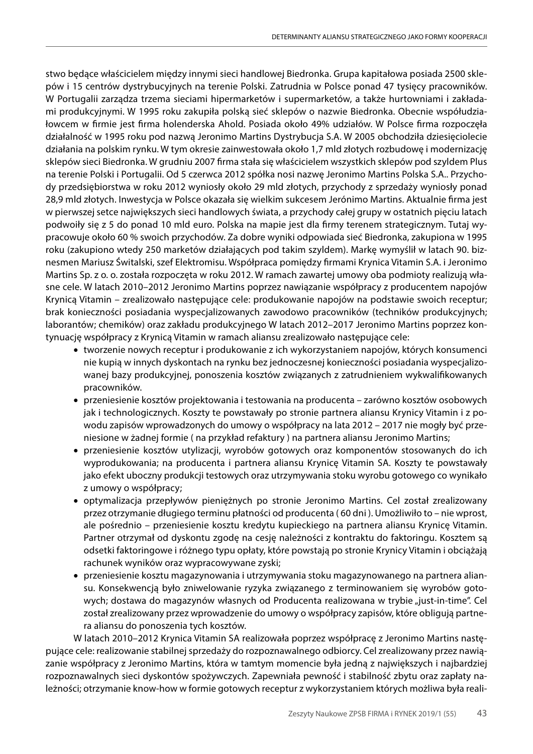stwo będące właścicielem między innymi sieci handlowej Biedronka. Grupa kapitałowa posiada 2500 sklepów i 15 centrów dystrybucyjnych na terenie Polski. Zatrudnia w Polsce ponad 47 tysięcy pracowników. W Portugalii zarządza trzema sieciami hipermarketów i supermarketów, a także hurtowniami i zakładami produkcyjnymi. W 1995 roku zakupiła polską sieć sklepów o nazwie Biedronka. Obecnie współudziałowcem w firmie jest firma holenderska Ahold. Posiada około 49% udziałów. W Polsce firma rozpoczęła działalność w 1995 roku pod nazwą Jeronimo Martins Dystrybucja S.A. W 2005 obchodziła dziesięciolecie działania na polskim rynku. W tym okresie zainwestowała około 1,7 mld złotych rozbudowę i modernizację sklepów sieci Biedronka. W grudniu 2007 firma stała się właścicielem wszystkich sklepów pod szyldem Plus na terenie Polski i Portugalii. Od 5 czerwca 2012 spółka nosi nazwę Jeronimo Martins Polska S.A.. Przychody przedsiębiorstwa w roku 2012 wyniosły około 29 mld złotych, przychody z sprzedaży wyniosły ponad 28,9 mld złotych. Inwestycja w Polsce okazała się wielkim sukcesem Jerónimo Martins. Aktualnie firma jest w pierwszej setce największych sieci handlowych świata, a przychody całej grupy w ostatnich pięciu latach podwoiły się z 5 do ponad 10 mld euro. Polska na mapie jest dla firmy terenem strategicznym. Tutaj wypracowuje około 60 % swoich przychodów. Za dobre wyniki odpowiada sieć Biedronka, zakupiona w 1995 roku (zakupiono wtedy 250 marketów działających pod takim szyldem). Markę wymyślił w latach 90. biznesmen Mariusz Świtalski, szef Elektromisu. Współpraca pomiędzy firmami Krynica Vitamin S.A. i Jeronimo Martins Sp. z o. o. została rozpoczęta w roku 2012. W ramach zawartej umowy oba podmioty realizują własne cele. W latach 2010–2012 Jeronimo Martins poprzez nawiązanie współpracy z producentem napojów Krynicą Vitamin – zrealizowało następujące cele: produkowanie napojów na podstawie swoich receptur; brak konieczności posiadania wyspecjalizowanych zawodowo pracowników (techników produkcyjnych; laborantów; chemików) oraz zakładu produkcyjnego W latach 2012–2017 Jeronimo Martins poprzez kontynuację współpracy z Krynicą Vitamin w ramach aliansu zrealizowało następujące cele:

- tworzenie nowych receptur i produkowanie z ich wykorzystaniem napojów, których konsumenci nie kupią w innych dyskontach na rynku bez jednoczesnej konieczności posiadania wyspecjalizowanej bazy produkcyjnej, ponoszenia kosztów związanych z zatrudnieniem wykwalifikowanych pracowników.
- przeniesienie kosztów projektowania i testowania na producenta – zarówno kosztów osobowych jak i technologicznych. Koszty te powstawały po stronie partnera aliansu Krynicy Vitamin i z powodu zapisów wprowadzonych do umowy o współpracy na lata 2012 – 2017 nie mogły być przeniesione w żadnej formie ( na przykład refaktury ) na partnera aliansu Jeronimo Martins;
- przeniesienie kosztów utylizacji, wyrobów gotowych oraz komponentów stosowanych do ich wyprodukowania; na producenta i partnera aliansu Krynicę Vitamin SA. Koszty te powstawały jako efekt uboczny produkcji testowych oraz utrzymywania stoku wyrobu gotowego co wynikało z umowy o współpracy;
- optymalizacja przepływów pieniężnych po stronie Jeronimo Martins. Cel został zrealizowany przez otrzymanie długiego terminu płatności od producenta ( 60 dni ). Umożliwiło to – nie wprost, ale pośrednio – przeniesienie kosztu kredytu kupieckiego na partnera aliansu Krynicę Vitamin. Partner otrzymał od dyskontu zgodę na cesję należności z kontraktu do faktoringu. Kosztem są odsetki faktoringowe i różnego typu opłaty, które powstają po stronie Krynicy Vitamin i obciążają rachunek wyników oraz wypracowywane zyski;
- przeniesienie kosztu magazynowania i utrzymywania stoku magazynowanego na partnera aliansu. Konsekwencją było zniwelowanie ryzyka związanego z terminowaniem się wyrobów gotowych; dostawa do magazynów własnych od Producenta realizowana w trybie „just-in-time". Cel został zrealizowany przez wprowadzenie do umowy o współpracy zapisów, które obligują partnera aliansu do ponoszenia tych kosztów.

W latach 2010–2012 Krynica Vitamin SA realizowała poprzez współpracę z Jeronimo Martins następujące cele: realizowanie stabilnej sprzedaży do rozpoznawalnego odbiorcy. Cel zrealizowany przez nawiązanie współpracy z Jeronimo Martins, która w tamtym momencie była jedną z największych i najbardziej rozpoznawalnych sieci dyskontów spożywczych. Zapewniała pewność i stabilność zbytu oraz zapłaty należności; otrzymanie know-how w formie gotowych receptur z wykorzystaniem których możliwa była reali-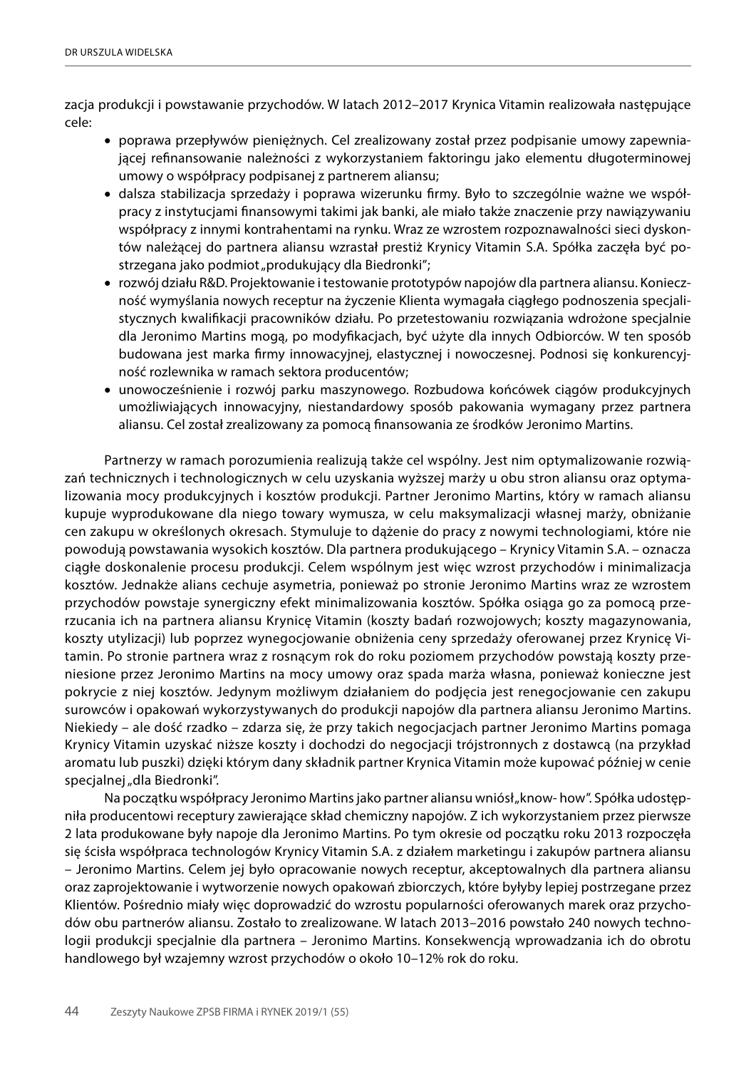zacja produkcji i powstawanie przychodów. W latach 2012–2017 Krynica Vitamin realizowała następujące cele:

- poprawa przepływów pieniężnych. Cel zrealizowany został przez podpisanie umowy zapewniającej refinansowanie należności z wykorzystaniem faktoringu jako elementu długoterminowej umowy o współpracy podpisanej z partnerem aliansu;
- dalsza stabilizacja sprzedaży i poprawa wizerunku firmy. Było to szczególnie ważne we współpracy z instytucjami finansowymi takimi jak banki, ale miało także znaczenie przy nawiązywaniu współpracy z innymi kontrahentami na rynku. Wraz ze wzrostem rozpoznawalności sieci dyskontów należącej do partnera aliansu wzrastał prestiż Krynicy Vitamin S.A. Spółka zaczęła być postrzegana jako podmiot „produkujący dla Biedronki";
- rozwój działu R&D. Projektowanie i testowanie prototypów napojów dla partnera aliansu. Konieczność wymyślania nowych receptur na życzenie Klienta wymagała ciągłego podnoszenia specjalistycznych kwalifikacji pracowników działu. Po przetestowaniu rozwiązania wdrożone specjalnie dla Jeronimo Martins mogą, po modyfikacjach, być użyte dla innych Odbiorców. W ten sposób budowana jest marka firmy innowacyjnej, elastycznej i nowoczesnej. Podnosi się konkurencyjność rozlewnika w ramach sektora producentów;
- unowocześnienie i rozwój parku maszynowego. Rozbudowa końcówek ciągów produkcyjnych umożliwiających innowacyjny, niestandardowy sposób pakowania wymagany przez partnera aliansu. Cel został zrealizowany za pomocą finansowania ze środków Jeronimo Martins.

Partnerzy w ramach porozumienia realizują także cel wspólny. Jest nim optymalizowanie rozwiązań technicznych i technologicznych w celu uzyskania wyższej marży u obu stron aliansu oraz optymalizowania mocy produkcyjnych i kosztów produkcji. Partner Jeronimo Martins, który w ramach aliansu kupuje wyprodukowane dla niego towary wymusza, w celu maksymalizacji własnej marży, obniżanie cen zakupu w określonych okresach. Stymuluje to dążenie do pracy z nowymi technologiami, które nie powodują powstawania wysokich kosztów. Dla partnera produkującego – Krynicy Vitamin S.A. – oznacza ciągłe doskonalenie procesu produkcji. Celem wspólnym jest więc wzrost przychodów i minimalizacja kosztów. Jednakże alians cechuje asymetria, ponieważ po stronie Jeronimo Martins wraz ze wzrostem przychodów powstaje synergiczny efekt minimalizowania kosztów. Spółka osiąga go za pomocą przerzucania ich na partnera aliansu Krynicę Vitamin (koszty badań rozwojowych; koszty magazynowania, koszty utylizacji) lub poprzez wynegocjowanie obniżenia ceny sprzedaży oferowanej przez Krynicę Vitamin. Po stronie partnera wraz z rosnącym rok do roku poziomem przychodów powstają koszty przeniesione przez Jeronimo Martins na mocy umowy oraz spada marża własna, ponieważ konieczne jest pokrycie z niej kosztów. Jedynym możliwym działaniem do podjęcia jest renegocjowanie cen zakupu surowców i opakowań wykorzystywanych do produkcji napojów dla partnera aliansu Jeronimo Martins. Niekiedy – ale dość rzadko – zdarza się, że przy takich negocjacjach partner Jeronimo Martins pomaga Krynicy Vitamin uzyskać niższe koszty i dochodzi do negocjacji trójstronnych z dostawcą (na przykład aromatu lub puszki) dzięki którym dany składnik partner Krynica Vitamin może kupować później w cenie specjalnej „dla Biedronki".

Na początku współpracy Jeronimo Martins jako partner aliansu wniósł „know- how". Spółka udostępniła producentowi receptury zawierające skład chemiczny napojów. Z ich wykorzystaniem przez pierwsze 2 lata produkowane były napoje dla Jeronimo Martins. Po tym okresie od początku roku 2013 rozpoczęła się ścisła współpraca technologów Krynicy Vitamin S.A. z działem marketingu i zakupów partnera aliansu – Jeronimo Martins. Celem jej było opracowanie nowych receptur, akceptowalnych dla partnera aliansu oraz zaprojektowanie i wytworzenie nowych opakowań zbiorczych, które byłyby lepiej postrzegane przez Klientów. Pośrednio miały więc doprowadzić do wzrostu popularności oferowanych marek oraz przychodów obu partnerów aliansu. Zostało to zrealizowane. W latach 2013–2016 powstało 240 nowych technologii produkcji specjalnie dla partnera – Jeronimo Martins. Konsekwencją wprowadzania ich do obrotu handlowego był wzajemny wzrost przychodów o około 10–12% rok do roku.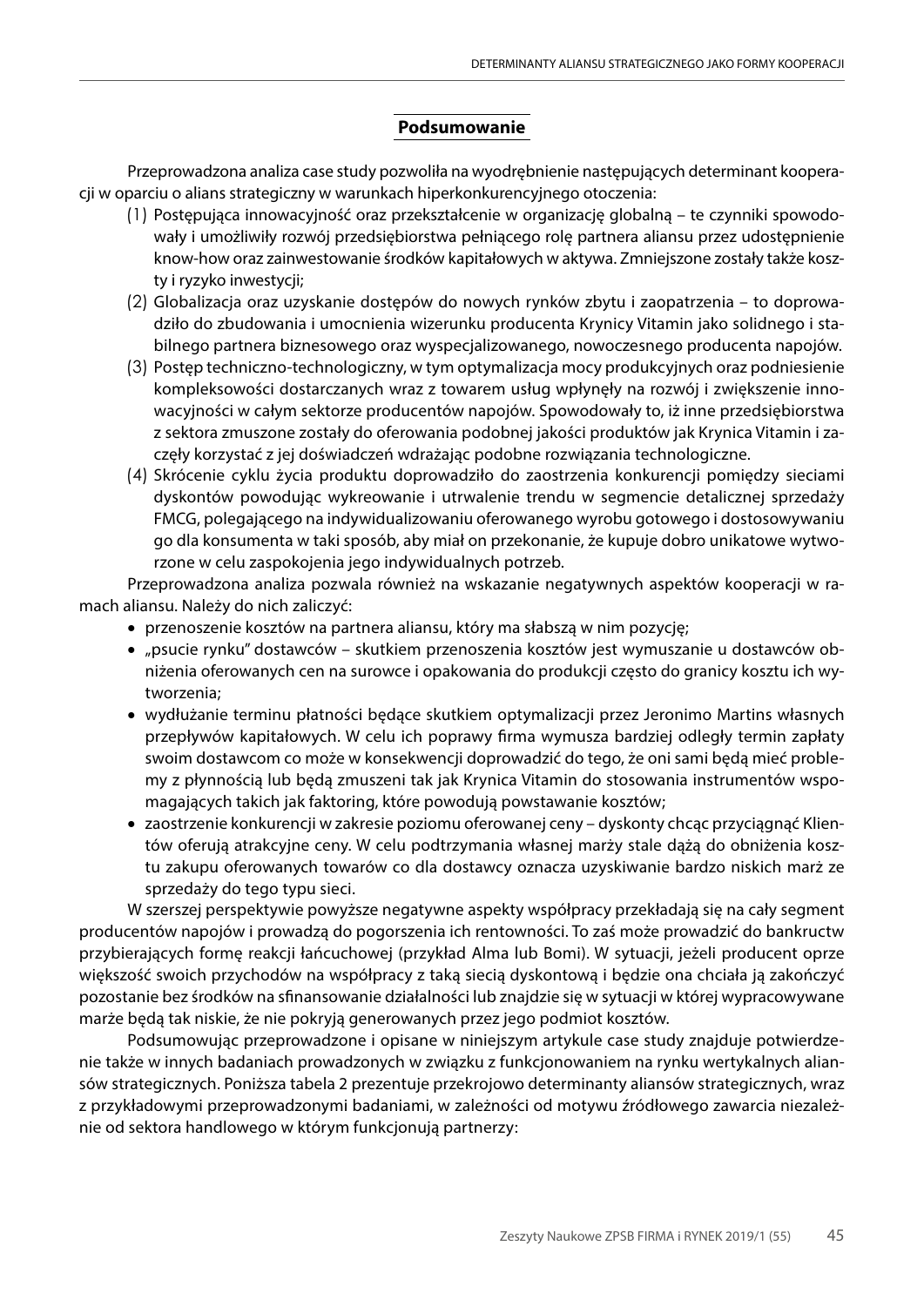## Podsumowanie

Przeprowadzona analiza case study pozwoliła na wyodrębnienie następujących determinant kooperacji w oparciu o alians strategiczny w warunkach hiperkonkurencyjnego otoczenia:

(1) Postępująca innowacyjność oraz przekształcenie w organizację globalną – te czynniki spowodowały i umożliwiły rozwój przedsiębiorstwa pełniącego rolę partnera aliansu przez udostępnienie know-how oraz zainwestowanie środków kapitałowych w aktywa. Zmniejszone zostały także koszty i ryzyko inwestycji;

(2) Globalizacja oraz uzyskanie dostępów do nowych rynków zbytu i zaopatrzenia – to doprowadziło do zbudowania i umocnienia wizerunku producenta Krynicy Vitamin jako solidnego i stabilnego partnera biznesowego oraz wyspecjalizowanego, nowoczesnego producenta napojów.

(3) Postęp techniczno-technologiczny, w tym optymalizacja mocy produkcyjnych oraz podniesienie kompleksowości dostarczanych wraz z towarem usług wpłynęły na rozwój i zwiększenie innowacyjności w całym sektorze producentów napojów. Spowodowały to, iż inne przedsiębiorstwa z sektora zmuszone zostały do oferowania podobnej jakości produktów jak Krynica Vitamin i zaczęły korzystać z jej doświadczeń wdrażając podobne rozwiązania technologiczne.

(4) Skrócenie cyklu życia produktu doprowadziło do zaostrzenia konkurencji pomiędzy sieciami dyskontów powodując wykreowanie i utrwalenie trendu w segmencie detalicznej sprzedaży FMCG, polegającego na indywidualizowaniu oferowanego wyrobu gotowego i dostosowywaniu go dla konsumenta w taki sposób, aby miał on przekonanie, że kupuje dobro unikatowe wytworzone w celu zaspokojenia jego indywidualnych potrzeb.

Przeprowadzona analiza pozwala również na wskazanie negatywnych aspektów kooperacji w ramach aliansu. Należy do nich zaliczyć:

- przenoszenie kosztów na partnera aliansu, który ma słabszą w nim pozycję;
- „psucie rynku" dostawców – skutkiem przenoszenia kosztów jest wymuszanie u dostawców obniżenia oferowanych cen na surowce i opakowania do produkcji często do granicy kosztu ich wytworzenia;
- wydłużanie terminu płatności będące skutkiem optymalizacji przez Jeronimo Martins własnych przepływów kapitałowych. W celu ich poprawy firma wymusza bardziej odległy termin zapłaty swoim dostawcom co może w konsekwencji doprowadzić do tego, że oni sami będą mieć problemy z płynnością lub będą zmuszeni tak jak Krynica Vitamin do stosowania instrumentów wspomagających takich jak faktoring, które powodują powstawanie kosztów;
- zaostrzenie konkurencji w zakresie poziomu oferowanej ceny – dyskonty chcąc przyciągnąć Klientów oferują atrakcyjne ceny. W celu podtrzymania własnej marży stale dążą do obniżenia kosztu zakupu oferowanych towarów co dla dostawcy oznacza uzyskiwanie bardzo niskich marż ze sprzedaży do tego typu sieci.

W szerszej perspektywie powyższe negatywne aspekty współpracy przekładają się na cały segment producentów napojów i prowadzą do pogorszenia ich rentowności. To zaś może prowadzić do bankructw przybierających formę reakcji łańcuchowej (przykład Alma lub Bomi). W sytuacji, jeżeli producent oprze większość swoich przychodów na współpracy z taką siecią dyskontową i będzie ona chciała ją zakończyć pozostanie bez środków na sfinansowanie działalności lub znajdzie się w sytuacji w której wypracowywane marże będą tak niskie, że nie pokryją generowanych przez jego podmiot kosztów.

Podsumowując przeprowadzone i opisane w niniejszym artykule case study znajduje potwierdzenie także w innych badaniach prowadzonych w związku z funkcjonowaniem na rynku wertykalnych aliansów strategicznych. Poniższa tabela 2 prezentuje przekrojowo determinanty aliansów strategicznych, wraz z przykładowymi przeprowadzonymi badaniami, w zależności od motywu źródłowego zawarcia niezależnie od sektora handlowego w którym funkcjonują partnerzy: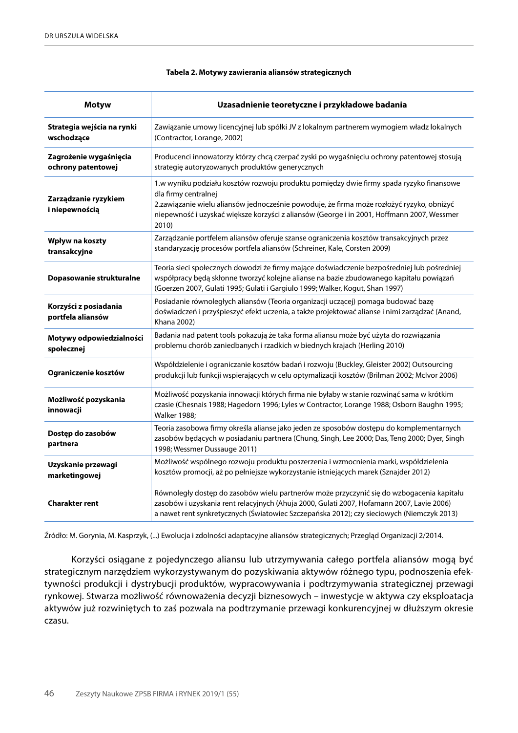**Tabela 2. Motywy zawierania aliansów strategicznych**

| Motyw | Uzasadnienie teoretyczne i przykładowe badania |
|---|---|
| **Strategia wejścia na rynki wschodzące** | Zawiązanie umowy licencyjnej lub spółki JV z lokalnym partnerem wymogiem władz lokalnych (Contractor, Lorange, 2002) |
| **Zagrożenie wygaśnięcia ochrony patentowej** | Producenci innowatorzy którzy chcą czerpać zyski po wygaśnięciu ochrony patentowej stosują strategię autoryzowanych produktów generycznych |
| **Zarządzanie ryzykiem i niepewnością** | 1.w wyniku podziału kosztów rozwoju produktu pomiędzy dwie firmy spada ryzyko finansowe dla firmy centralnej<br>2.zawiązanie wielu aliansów jednocześnie powoduje, że firma może rozłożyć ryzyko, obniżyć niepewność i uzyskać większe korzyści z aliansów (George i in 2001, Hoffmann 2007, Wessmer 2010) |
| **Wpływ na koszty transakcyjne** | Zarządzanie portfelem aliansów oferuje szanse ograniczenia kosztów transakcyjnych przez standaryzację procesów portfela aliansów (Schreiner, Kale, Corsten 2009) |
| **Dopasowanie strukturalne** | Teoria sieci społecznych dowodzi że firmy mające doświadczenie bezpośredniej lub pośredniej współpracy będą skłonne tworzyć kolejne alianse na bazie zbudowanego kapitału powiązań (Goerzen 2007, Gulati 1995; Gulati i Gargiulo 1999; Walker, Kogut, Shan 1997) |
| **Korzyści z posiadania portfela aliansów** | Posiadanie równoległych aliansów (Teoria organizacji uczącej) pomaga budować bazę doświadczeń i przyśpieszyć efekt uczenia, a także projektować alianse i nimi zarządzać (Anand, Khana 2002) |
| **Motywy odpowiedzialności społecznej** | Badania nad patent tools pokazują że taka forma aliansu może być użyta do rozwiązania problemu chorób zaniedbanych i rzadkich w biednych krajach (Herling 2010) |
| **Ograniczenie kosztów** | Współdzielenie i ograniczanie kosztów badań i rozwoju (Buckley, Gleister 2002) Outsourcing produkcji lub funkcji wspierających w celu optymalizacji kosztów (Brilman 2002; McIvor 2006) |
| **Możliwość pozyskania innowacji** | Możliwość pozyskania innowacji których firma nie byłaby w stanie rozwinąć sama w krótkim czasie (Chesnais 1988; Hagedorn 1996; Lyles w Contractor, Lorange 1988; Osborn Baughn 1995; Walker 1988; |
| **Dostęp do zasobów partnera** | Teoria zasobowa firmy określa alianse jako jeden ze sposobów dostępu do komplementarnych zasobów będących w posiadaniu partnera (Chung, Singh, Lee 2000; Das, Teng 2000; Dyer, Singh 1998; Wessmer Dussauge 2011) |
| **Uzyskanie przewagi marketingowej** | Możliwość wspólnego rozwoju produktu poszerzenia i wzmocnienia marki, współdzielenia kosztów promocji, aż po pełniejsze wykorzystanie istniejących marek (Sznajder 2012) |
| **Charakter rent** | Równoległy dostęp do zasobów wielu partnerów może przyczynić się do wzbogacenia kapitału zasobów i uzyskania rent relacyjnych (Ahuja 2000, Gulati 2007, Hofamann 2007, Lavie 2006) a nawet rent synkretycznych (Światowiec Szczepańska 2012); czy sieciowych (Niemczyk 2013) |

Źródło: M. Gorynia, M. Kasprzyk, (...) Ewolucja i zdolności adaptacyjne aliansów strategicznych; Przegląd Organizacji 2/2014.

Korzyści osiągane z pojedynczego aliansu lub utrzymywania całego portfela aliansów mogą być strategicznym narzędziem wykorzystywanym do pozyskiwania aktywów różnego typu, podnoszenia efektywności produkcji i dystrybucji produktów, wypracowywania i podtrzymywania strategicznej przewagi rynkowej. Stwarza możliwość równoważenia decyzji biznesowych – inwestycje w aktywa czy eksploatacja aktywów już rozwiniętych to zaś pozwala na podtrzymanie przewagi konkurencyjnej w dłuższym okresie czasu.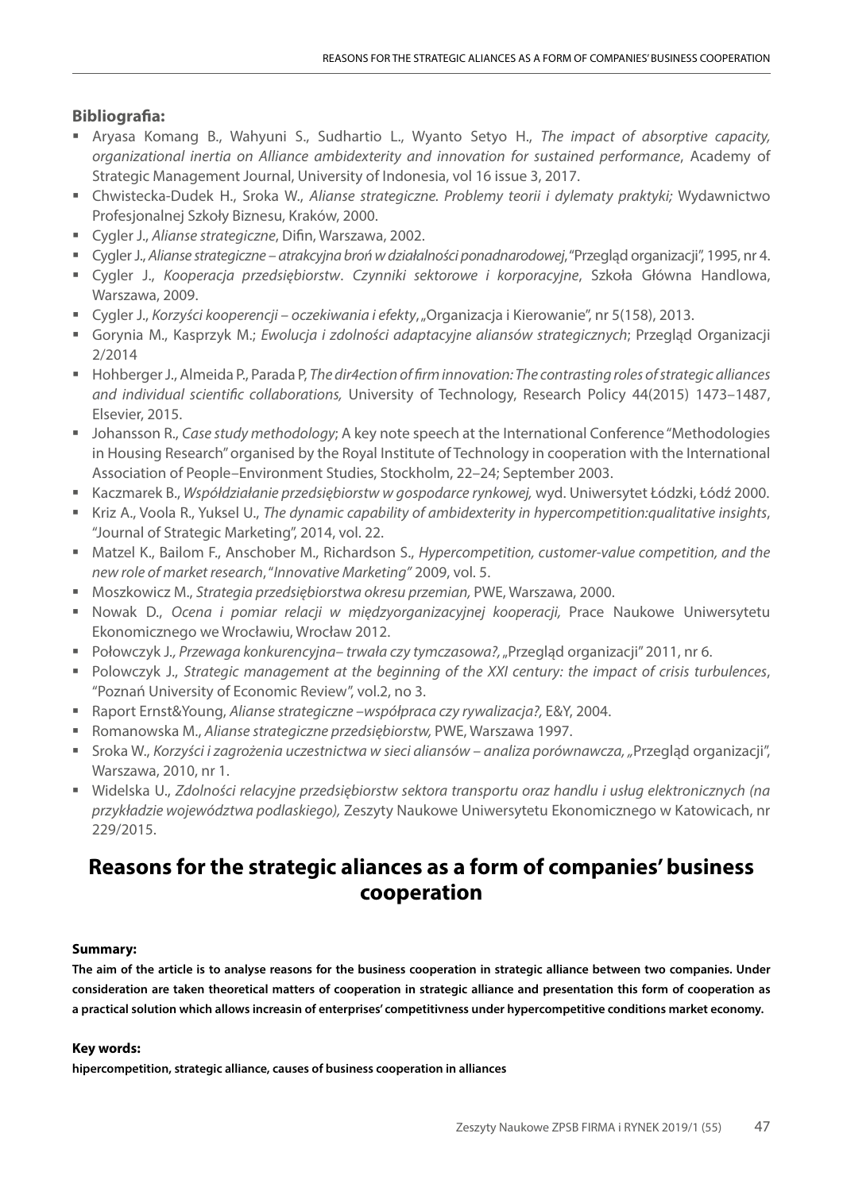**Bibliografia:**

- Aryasa Komang B., Wahyuni S., Sudhartio L., Wyanto Setyo H., *The impact of absorptive capacity, organizational inertia on Alliance ambidexterity and innovation for sustained performance*, Academy of Strategic Management Journal, University of Indonesia, vol 16 issue 3, 2017.
- Chwistecka-Dudek H., Sroka W., *Alianse strategiczne. Problemy teorii i dylematy praktyki;* Wydawnictwo Profesjonalnej Szkoły Biznesu, Kraków, 2000.
- Cygler J., *Alianse strategiczne*, Difin, Warszawa, 2002.
- Cygler J., *Alianse strategiczne – atrakcyjna broń w działalności ponadnarodowej*, "Przegląd organizacji", 1995, nr 4.
- Cygler J., *Kooperacja przedsiębiorstw. Czynniki sektorowe i korporacyjne*, Szkoła Główna Handlowa, Warszawa, 2009.
- Cygler J., *Korzyści kooperencji – oczekiwania i efekty*, „Organizacja i Kierowanie", nr 5(158), 2013.
- Gorynia M., Kasprzyk M.; *Ewolucja i zdolności adaptacyjne aliansów strategicznych*; Przegląd Organizacji 2/2014
- Hohberger J., Almeida P., Parada P, *The dir4ection of firm innovation: The contrasting roles of strategic alliances and individual scientific collaborations,* University of Technology, Research Policy 44(2015) 1473–1487, Elsevier, 2015.
- Johansson R., *Case study methodology*; A key note speech at the International Conference "Methodologies in Housing Research" organised by the Royal Institute of Technology in cooperation with the International Association of People–Environment Studies, Stockholm, 22–24; September 2003.
- Kaczmarek B., *Współdziałanie przedsiębiorstw w gospodarce rynkowej,* wyd. Uniwersytet Łódzki, Łódź 2000.
- Kriz A., Voola R., Yuksel U., *The dynamic capability of ambidexterity in hypercompetition:qualitative insights*, "Journal of Strategic Marketing", 2014, vol. 22.
- Matzel K., Bailom F., Anschober M., Richardson S., *Hypercompetition, customer-value competition, and the new role of market research*, "*Innovative Marketing"* 2009, vol. 5.
- Moszkowicz M., *Strategia przedsiębiorstwa okresu przemian,* PWE, Warszawa, 2000.
- Nowak D., *Ocena i pomiar relacji w międzyorganizacyjnej kooperacji,* Prace Naukowe Uniwersytetu Ekonomicznego we Wrocławiu, Wrocław 2012.
- Połowczyk J., *Przewaga konkurencyjna– trwała czy tymczasowa?,* „Przegląd organizacji" 2011, nr 6.
- Polowczyk J., *Strategic management at the beginning of the XXI century: the impact of crisis turbulences*, "Poznań University of Economic Review", vol.2, no 3.
- Raport Ernst&Young, *Alianse strategiczne –współpraca czy rywalizacja?,* E&Y, 2004.
- Romanowska M., *Alianse strategiczne przedsiębiorstw,* PWE, Warszawa 1997.
- Sroka W., *Korzyści i zagrożenia uczestnictwa w sieci aliansów – analiza porównawcza, „*Przegląd organizacji", Warszawa, 2010, nr 1.
- Widelska U., *Zdolności relacyjne przedsiębiorstw sektora transportu oraz handlu i usług elektronicznych (na przykładzie województwa podlaskiego),* Zeszyty Naukowe Uniwersytetu Ekonomicznego w Katowicach, nr 229/2015.

## Reasons for the strategic aliances as a form of companies' business cooperation

**Summary:**

**The aim of the article is to analyse reasons for the business cooperation in strategic alliance between two companies. Under consideration are taken theoretical matters of cooperation in strategic alliance and presentation this form of cooperation as a practical solution which allows increasin of enterprises' competitivness under hypercompetitive conditions market economy.**

**Key words:**

**hipercompetition, strategic alliance, causes of business cooperation in alliances**